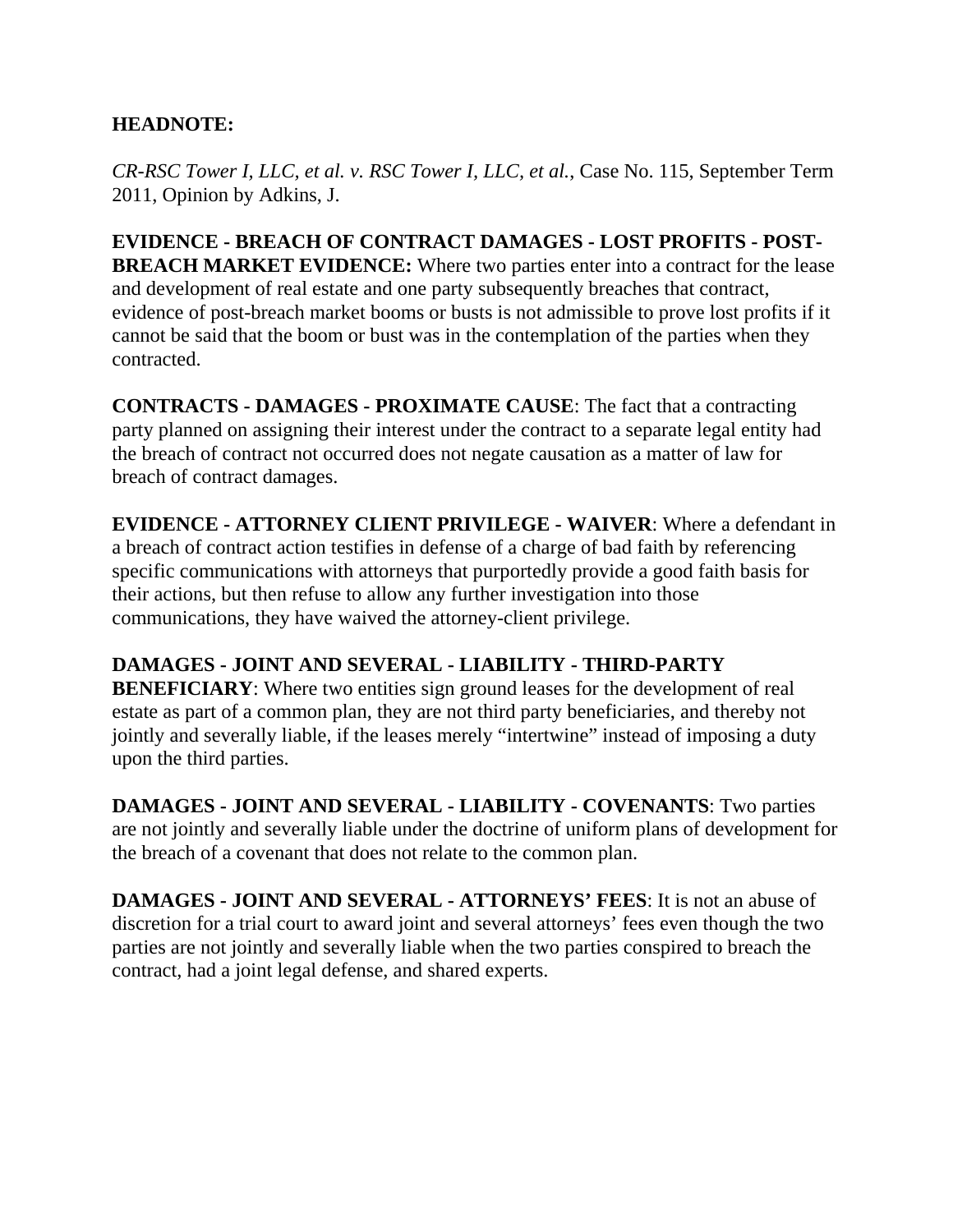**HEADNOTE:**

*CR-RSC Tower I, LLC, et al. v. RSC Tower I, LLC, et al.*, Case No. 115, September Term 2011, Opinion by Adkins, J.

**EVIDENCE - BREACH OF CONTRACT DAMAGES - LOST PROFITS - POST-BREACH MARKET EVIDENCE:** Where two parties enter into a contract for the lease and development of real estate and one party subsequently breaches that contract, evidence of post-breach market booms or busts is not admissible to prove lost profits if it cannot be said that the boom or bust was in the contemplation of the parties when they contracted.

**CONTRACTS - DAMAGES - PROXIMATE CAUSE**: The fact that a contracting party planned on assigning their interest under the contract to a separate legal entity had the breach of contract not occurred does not negate causation as a matter of law for breach of contract damages.

**EVIDENCE - ATTORNEY CLIENT PRIVILEGE - WAIVER**: Where a defendant in a breach of contract action testifies in defense of a charge of bad faith by referencing specific communications with attorneys that purportedly provide a good faith basis for their actions, but then refuse to allow any further investigation into those communications, they have waived the attorney-client privilege.

**DAMAGES - JOINT AND SEVERAL - LIABILITY - THIRD-PARTY BENEFICIARY**: Where two entities sign ground leases for the development of real estate as part of a common plan, they are not third party beneficiaries, and thereby not jointly and severally liable, if the leases merely "intertwine" instead of imposing a duty upon the third parties.

**DAMAGES - JOINT AND SEVERAL - LIABILITY - COVENANTS**: Two parties are not jointly and severally liable under the doctrine of uniform plans of development for the breach of a covenant that does not relate to the common plan.

**DAMAGES - JOINT AND SEVERAL - ATTORNEYS' FEES**: It is not an abuse of discretion for a trial court to award joint and several attorneys' fees even though the two parties are not jointly and severally liable when the two parties conspired to breach the contract, had a joint legal defense, and shared experts.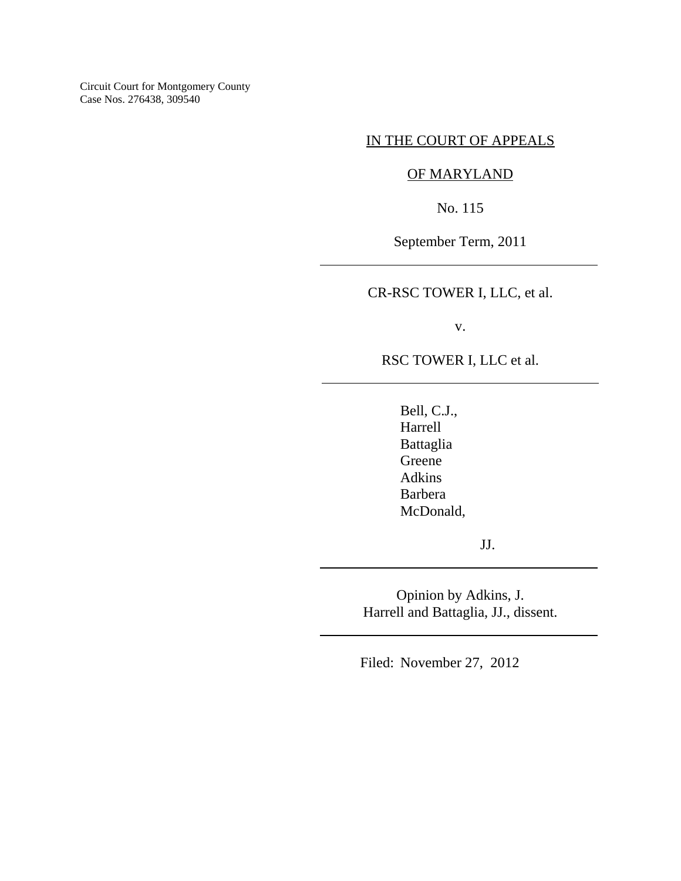Circuit Court for Montgomery County
Case Nos. 276438, 309540

IN THE COURT OF APPEALS

OF MARYLAND

No. 115

September Term, 2011

---

CR-RSC TOWER I, LLC, et al.

v.

RSC TOWER I, LLC et al.

---

Bell, C.J.,
Harrell
Battaglia
Greene
Adkins
Barbera
McDonald,

JJ.

---

Opinion by Adkins, J.
Harrell and Battaglia, JJ., dissent.

---

Filed: November 27, 2012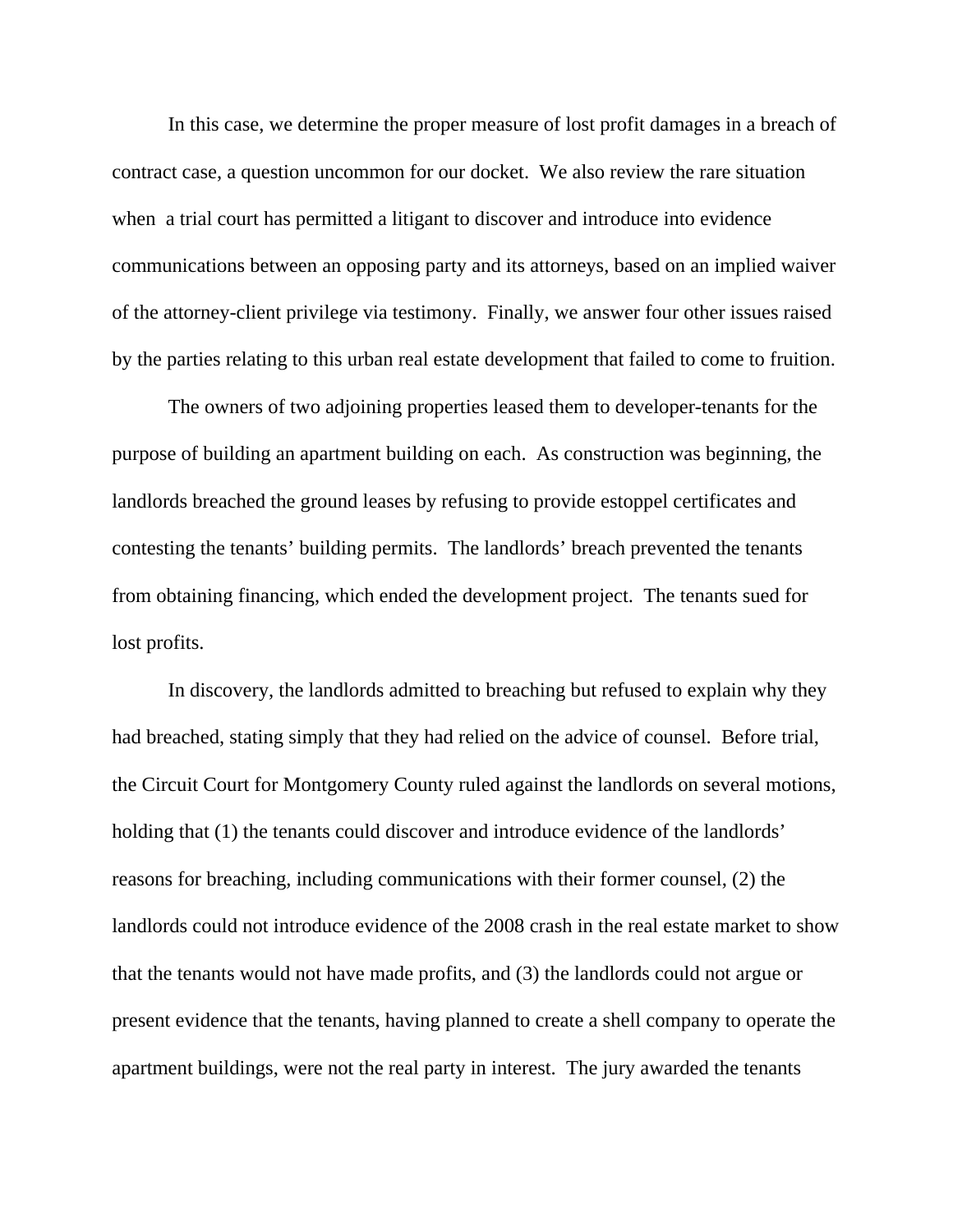In this case, we determine the proper measure of lost profit damages in a breach of contract case, a question uncommon for our docket. We also review the rare situation when a trial court has permitted a litigant to discover and introduce into evidence communications between an opposing party and its attorneys, based on an implied waiver of the attorney-client privilege via testimony. Finally, we answer four other issues raised by the parties relating to this urban real estate development that failed to come to fruition.

The owners of two adjoining properties leased them to developer-tenants for the purpose of building an apartment building on each. As construction was beginning, the landlords breached the ground leases by refusing to provide estoppel certificates and contesting the tenants' building permits. The landlords' breach prevented the tenants from obtaining financing, which ended the development project. The tenants sued for lost profits.

In discovery, the landlords admitted to breaching but refused to explain why they had breached, stating simply that they had relied on the advice of counsel. Before trial, the Circuit Court for Montgomery County ruled against the landlords on several motions, holding that (1) the tenants could discover and introduce evidence of the landlords' reasons for breaching, including communications with their former counsel, (2) the landlords could not introduce evidence of the 2008 crash in the real estate market to show that the tenants would not have made profits, and (3) the landlords could not argue or present evidence that the tenants, having planned to create a shell company to operate the apartment buildings, were not the real party in interest. The jury awarded the tenants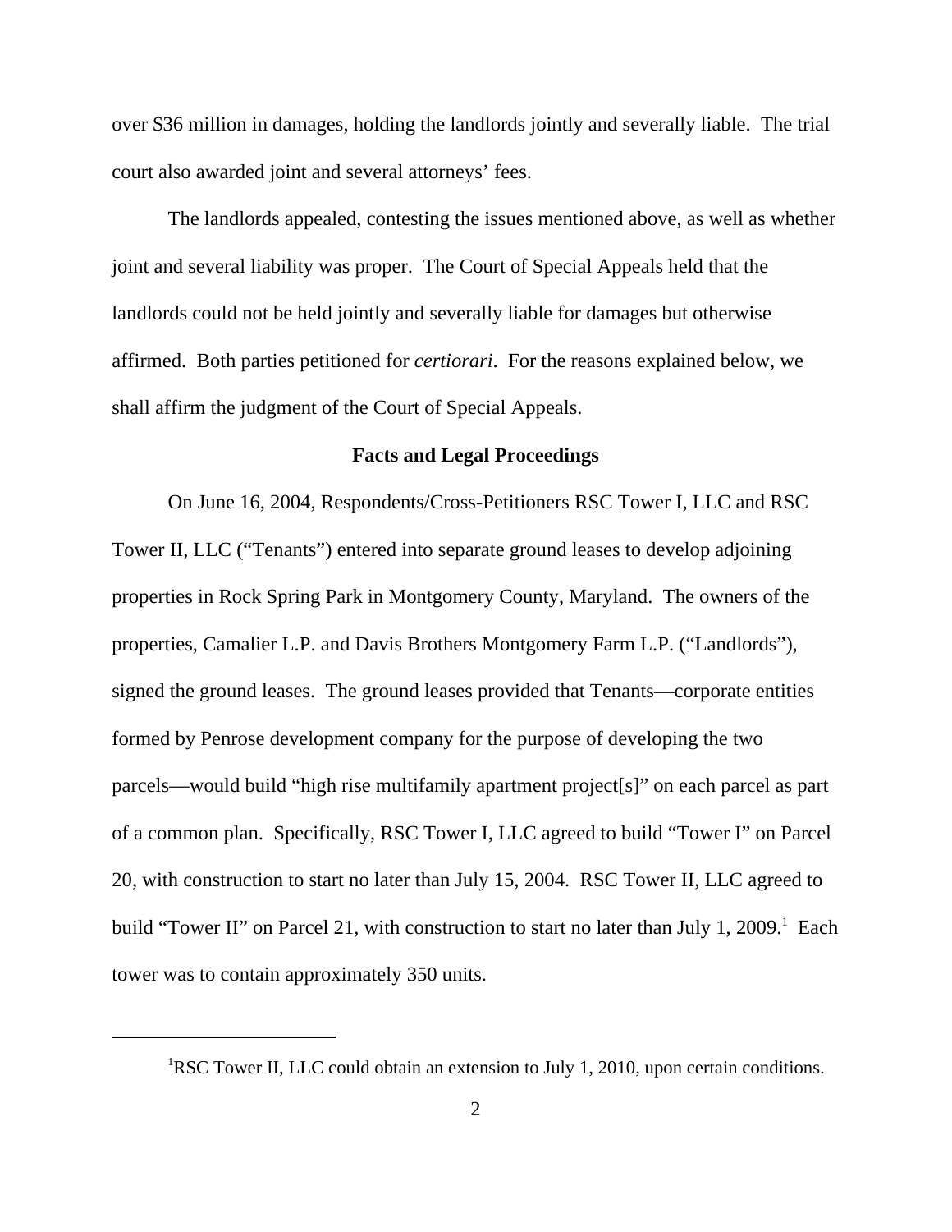over $36 million in damages, holding the landlords jointly and severally liable. The trial court also awarded joint and several attorneys' fees.

The landlords appealed, contesting the issues mentioned above, as well as whether joint and several liability was proper. The Court of Special Appeals held that the landlords could not be held jointly and severally liable for damages but otherwise affirmed. Both parties petitioned for *certiorari*. For the reasons explained below, we shall affirm the judgment of the Court of Special Appeals.

**Facts and Legal Proceedings**

On June 16, 2004, Respondents/Cross-Petitioners RSC Tower I, LLC and RSC Tower II, LLC ("Tenants") entered into separate ground leases to develop adjoining properties in Rock Spring Park in Montgomery County, Maryland. The owners of the properties, Camalier L.P. and Davis Brothers Montgomery Farm L.P. ("Landlords"), signed the ground leases. The ground leases provided that Tenants—corporate entities formed by Penrose development company for the purpose of developing the two parcels—would build "high rise multifamily apartment project[s]" on each parcel as part of a common plan. Specifically, RSC Tower I, LLC agreed to build "Tower I" on Parcel 20, with construction to start no later than July 15, 2004. RSC Tower II, LLC agreed to build "Tower II" on Parcel 21, with construction to start no later than July 1, 2009.[1] Each tower was to contain approximately 350 units.

[1] RSC Tower II, LLC could obtain an extension to July 1, 2010, upon certain conditions.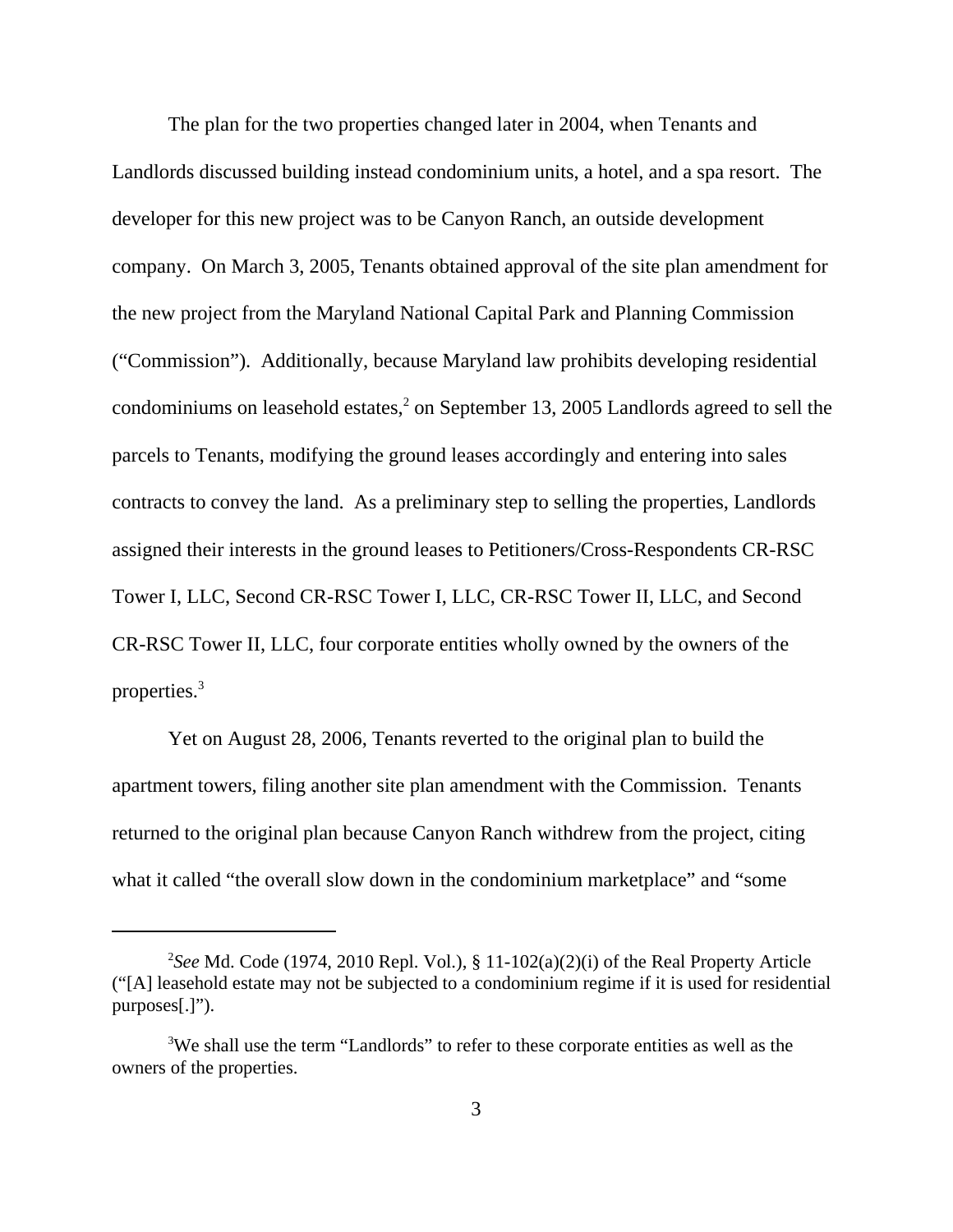The plan for the two properties changed later in 2004, when Tenants and Landlords discussed building instead condominium units, a hotel, and a spa resort. The developer for this new project was to be Canyon Ranch, an outside development company. On March 3, 2005, Tenants obtained approval of the site plan amendment for the new project from the Maryland National Capital Park and Planning Commission ("Commission"). Additionally, because Maryland law prohibits developing residential condominiums on leasehold estates,[2] on September 13, 2005 Landlords agreed to sell the parcels to Tenants, modifying the ground leases accordingly and entering into sales contracts to convey the land. As a preliminary step to selling the properties, Landlords assigned their interests in the ground leases to Petitioners/Cross-Respondents CR-RSC Tower I, LLC, Second CR-RSC Tower I, LLC, CR-RSC Tower II, LLC, and Second CR-RSC Tower II, LLC, four corporate entities wholly owned by the owners of the properties.[3]

Yet on August 28, 2006, Tenants reverted to the original plan to build the apartment towers, filing another site plan amendment with the Commission. Tenants returned to the original plan because Canyon Ranch withdrew from the project, citing what it called "the overall slow down in the condominium marketplace" and "some

---

[2] *See* Md. Code (1974, 2010 Repl. Vol.), § 11-102(a)(2)(i) of the Real Property Article ("[A] leasehold estate may not be subjected to a condominium regime if it is used for residential purposes[.]").

[3] We shall use the term "Landlords" to refer to these corporate entities as well as the owners of the properties.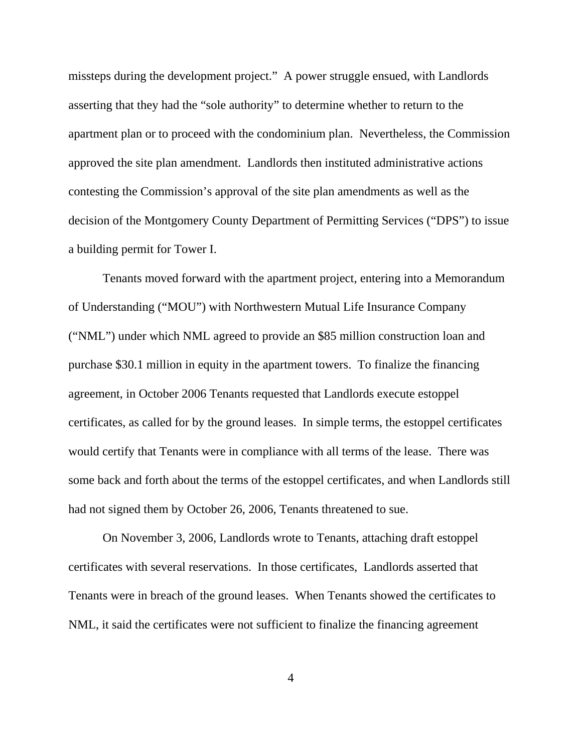missteps during the development project." A power struggle ensued, with Landlords asserting that they had the "sole authority" to determine whether to return to the apartment plan or to proceed with the condominium plan. Nevertheless, the Commission approved the site plan amendment. Landlords then instituted administrative actions contesting the Commission's approval of the site plan amendments as well as the decision of the Montgomery County Department of Permitting Services ("DPS") to issue a building permit for Tower I.

Tenants moved forward with the apartment project, entering into a Memorandum of Understanding ("MOU") with Northwestern Mutual Life Insurance Company ("NML") under which NML agreed to provide an $85 million construction loan and purchase $30.1 million in equity in the apartment towers. To finalize the financing agreement, in October 2006 Tenants requested that Landlords execute estoppel certificates, as called for by the ground leases. In simple terms, the estoppel certificates would certify that Tenants were in compliance with all terms of the lease. There was some back and forth about the terms of the estoppel certificates, and when Landlords still had not signed them by October 26, 2006, Tenants threatened to sue.

On November 3, 2006, Landlords wrote to Tenants, attaching draft estoppel certificates with several reservations. In those certificates, Landlords asserted that Tenants were in breach of the ground leases. When Tenants showed the certificates to NML, it said the certificates were not sufficient to finalize the financing agreement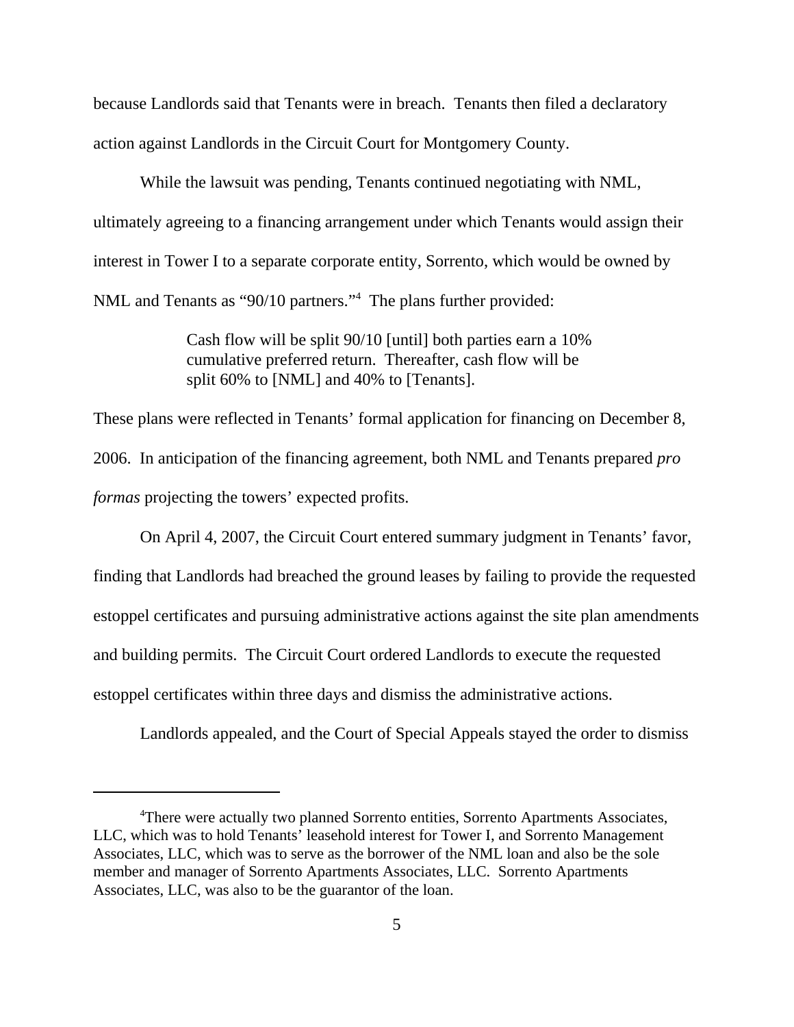because Landlords said that Tenants were in breach. Tenants then filed a declaratory action against Landlords in the Circuit Court for Montgomery County.

While the lawsuit was pending, Tenants continued negotiating with NML, ultimately agreeing to a financing arrangement under which Tenants would assign their interest in Tower I to a separate corporate entity, Sorrento, which would be owned by NML and Tenants as "90/10 partners."[4] The plans further provided:

> Cash flow will be split 90/10 [until] both parties earn a 10% cumulative preferred return. Thereafter, cash flow will be split 60% to [NML] and 40% to [Tenants].

These plans were reflected in Tenants' formal application for financing on December 8, 2006. In anticipation of the financing agreement, both NML and Tenants prepared *pro formas* projecting the towers' expected profits.

On April 4, 2007, the Circuit Court entered summary judgment in Tenants' favor, finding that Landlords had breached the ground leases by failing to provide the requested estoppel certificates and pursuing administrative actions against the site plan amendments and building permits. The Circuit Court ordered Landlords to execute the requested estoppel certificates within three days and dismiss the administrative actions.

Landlords appealed, and the Court of Special Appeals stayed the order to dismiss

---

[4]There were actually two planned Sorrento entities, Sorrento Apartments Associates, LLC, which was to hold Tenants' leasehold interest for Tower I, and Sorrento Management Associates, LLC, which was to serve as the borrower of the NML loan and also be the sole member and manager of Sorrento Apartments Associates, LLC. Sorrento Apartments Associates, LLC, was also to be the guarantor of the loan.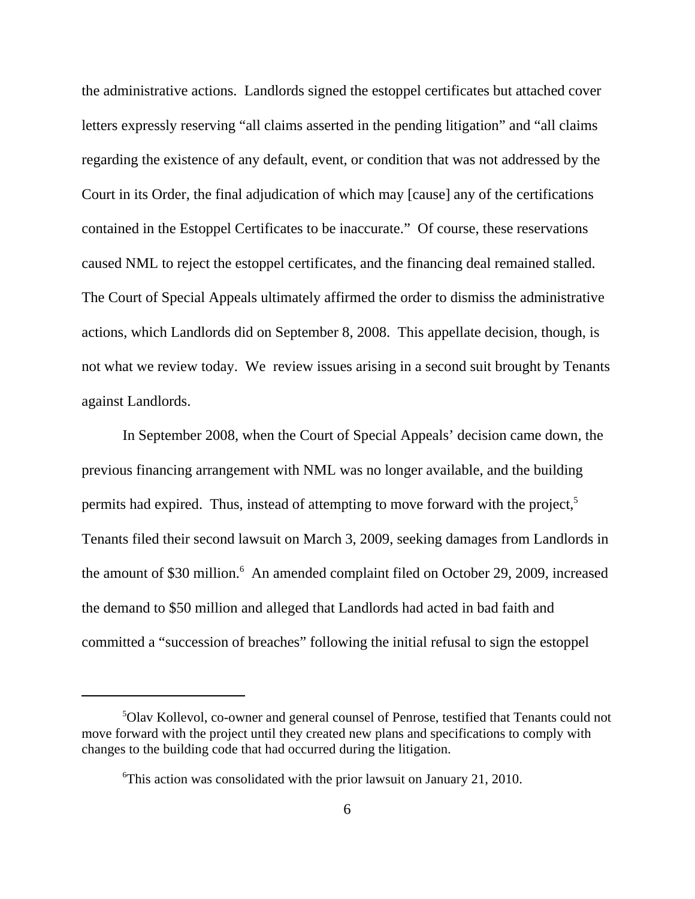the administrative actions. Landlords signed the estoppel certificates but attached cover letters expressly reserving "all claims asserted in the pending litigation" and "all claims regarding the existence of any default, event, or condition that was not addressed by the Court in its Order, the final adjudication of which may [cause] any of the certifications contained in the Estoppel Certificates to be inaccurate." Of course, these reservations caused NML to reject the estoppel certificates, and the financing deal remained stalled. The Court of Special Appeals ultimately affirmed the order to dismiss the administrative actions, which Landlords did on September 8, 2008. This appellate decision, though, is not what we review today. We review issues arising in a second suit brought by Tenants against Landlords.

In September 2008, when the Court of Special Appeals' decision came down, the previous financing arrangement with NML was no longer available, and the building permits had expired. Thus, instead of attempting to move forward with the project,[5] Tenants filed their second lawsuit on March 3, 2009, seeking damages from Landlords in the amount of $30 million.[6] An amended complaint filed on October 29, 2009, increased the demand to $50 million and alleged that Landlords had acted in bad faith and committed a "succession of breaches" following the initial refusal to sign the estoppel

---

[5]Olav Kollevol, co-owner and general counsel of Penrose, testified that Tenants could not move forward with the project until they created new plans and specifications to comply with changes to the building code that had occurred during the litigation.

[6]This action was consolidated with the prior lawsuit on January 21, 2010.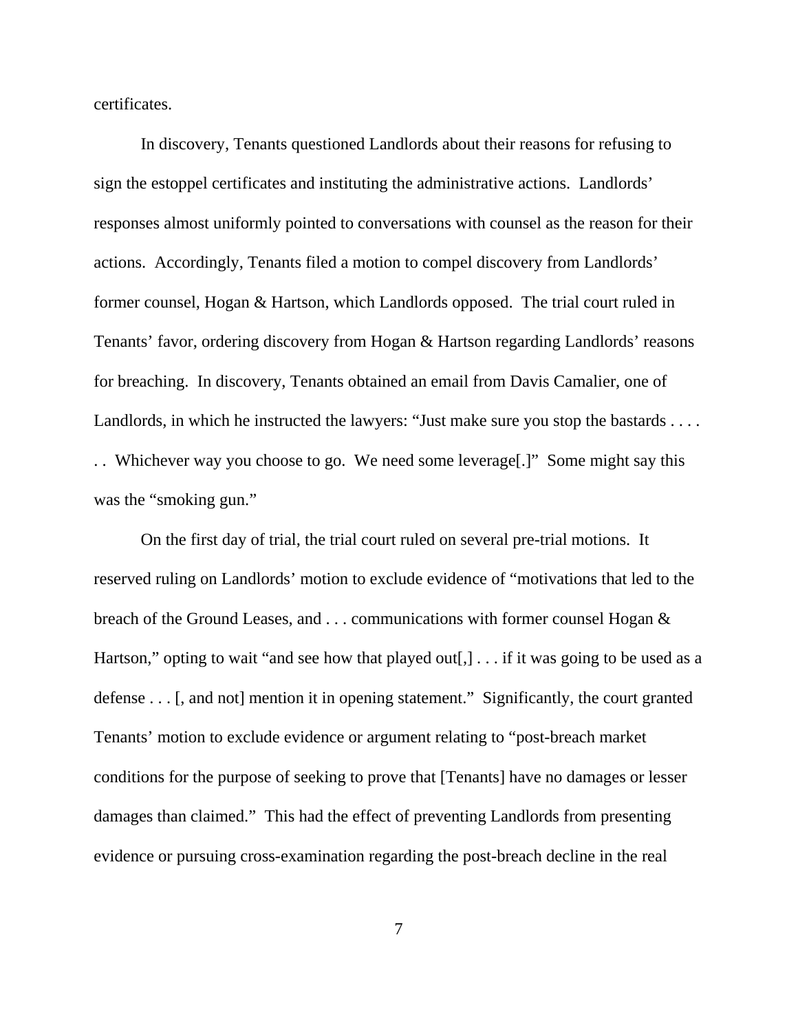certificates.

In discovery, Tenants questioned Landlords about their reasons for refusing to sign the estoppel certificates and instituting the administrative actions. Landlords' responses almost uniformly pointed to conversations with counsel as the reason for their actions. Accordingly, Tenants filed a motion to compel discovery from Landlords' former counsel, Hogan & Hartson, which Landlords opposed. The trial court ruled in Tenants' favor, ordering discovery from Hogan & Hartson regarding Landlords' reasons for breaching. In discovery, Tenants obtained an email from Davis Camalier, one of Landlords, in which he instructed the lawyers: "Just make sure you stop the bastards . . . . . . Whichever way you choose to go. We need some leverage[.]" Some might say this was the "smoking gun."

On the first day of trial, the trial court ruled on several pre-trial motions. It reserved ruling on Landlords' motion to exclude evidence of "motivations that led to the breach of the Ground Leases, and . . . communications with former counsel Hogan & Hartson," opting to wait "and see how that played out[,] . . . if it was going to be used as a defense . . . [, and not] mention it in opening statement." Significantly, the court granted Tenants' motion to exclude evidence or argument relating to "post-breach market conditions for the purpose of seeking to prove that [Tenants] have no damages or lesser damages than claimed." This had the effect of preventing Landlords from presenting evidence or pursuing cross-examination regarding the post-breach decline in the real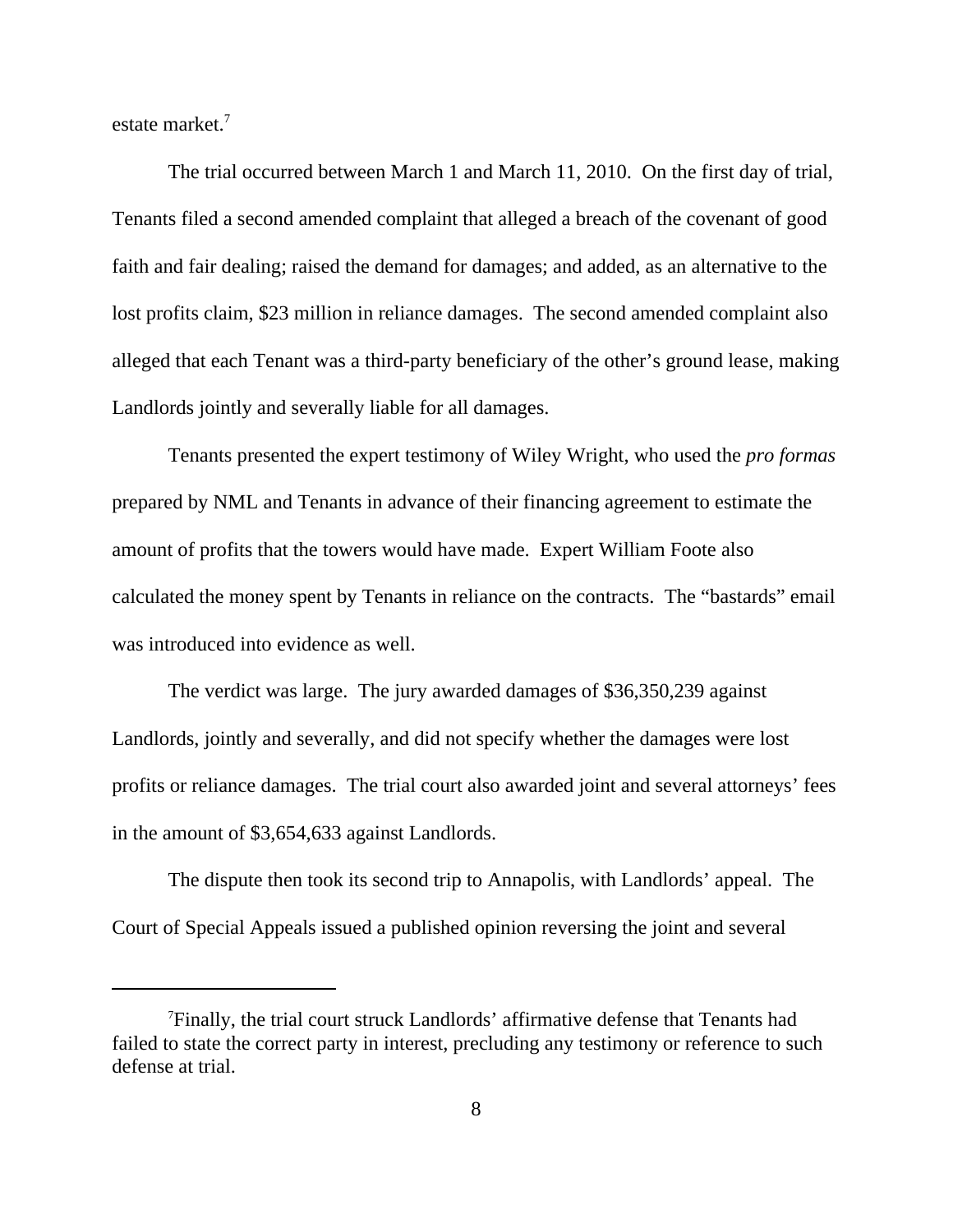estate market.[7]

The trial occurred between March 1 and March 11, 2010. On the first day of trial, Tenants filed a second amended complaint that alleged a breach of the covenant of good faith and fair dealing; raised the demand for damages; and added, as an alternative to the lost profits claim, $23 million in reliance damages. The second amended complaint also alleged that each Tenant was a third-party beneficiary of the other's ground lease, making Landlords jointly and severally liable for all damages.

Tenants presented the expert testimony of Wiley Wright, who used the *pro formas* prepared by NML and Tenants in advance of their financing agreement to estimate the amount of profits that the towers would have made. Expert William Foote also calculated the money spent by Tenants in reliance on the contracts. The "bastards" email was introduced into evidence as well.

The verdict was large. The jury awarded damages of $36,350,239 against Landlords, jointly and severally, and did not specify whether the damages were lost profits or reliance damages. The trial court also awarded joint and several attorneys' fees in the amount of $3,654,633 against Landlords.

The dispute then took its second trip to Annapolis, with Landlords' appeal. The Court of Special Appeals issued a published opinion reversing the joint and several

---

[7]Finally, the trial court struck Landlords' affirmative defense that Tenants had failed to state the correct party in interest, precluding any testimony or reference to such defense at trial.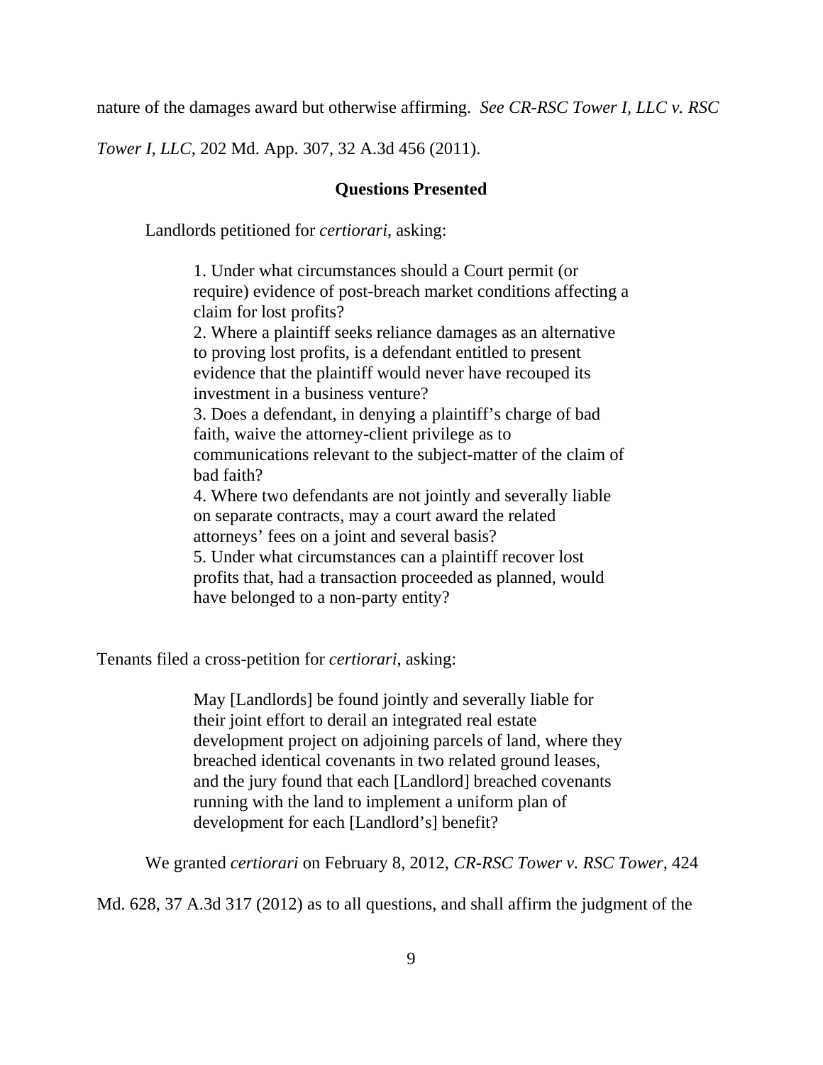nature of the damages award but otherwise affirming. *See CR-RSC Tower I, LLC v. RSC Tower I, LLC*, 202 Md. App. 307, 32 A.3d 456 (2011).

## Questions Presented

Landlords petitioned for *certiorari*, asking:

> 1. Under what circumstances should a Court permit (or require) evidence of post-breach market conditions affecting a claim for lost profits?
> 2. Where a plaintiff seeks reliance damages as an alternative to proving lost profits, is a defendant entitled to present evidence that the plaintiff would never have recouped its investment in a business venture?
> 3. Does a defendant, in denying a plaintiff's charge of bad faith, waive the attorney-client privilege as to communications relevant to the subject-matter of the claim of bad faith?
> 4. Where two defendants are not jointly and severally liable on separate contracts, may a court award the related attorneys' fees on a joint and several basis?
> 5. Under what circumstances can a plaintiff recover lost profits that, had a transaction proceeded as planned, would have belonged to a non-party entity?

Tenants filed a cross-petition for *certiorari*, asking:

> May [Landlords] be found jointly and severally liable for their joint effort to derail an integrated real estate development project on adjoining parcels of land, where they breached identical covenants in two related ground leases, and the jury found that each [Landlord] breached covenants running with the land to implement a uniform plan of development for each [Landlord's] benefit?

We granted *certiorari* on February 8, 2012, *CR-RSC Tower v. RSC Tower*, 424 Md. 628, 37 A.3d 317 (2012) as to all questions, and shall affirm the judgment of the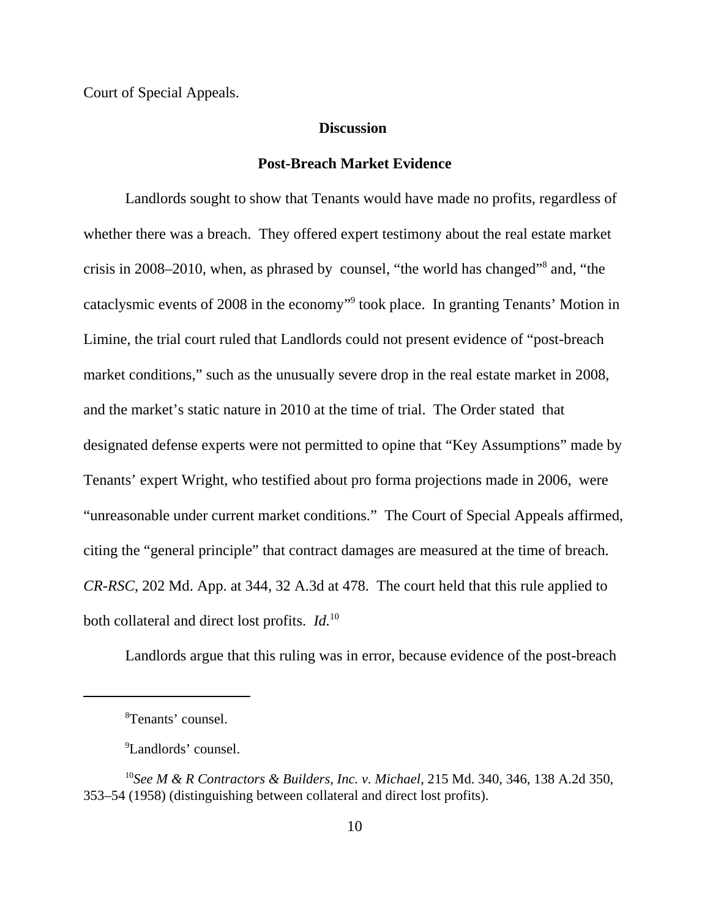Court of Special Appeals.

## Discussion

### Post-Breach Market Evidence

Landlords sought to show that Tenants would have made no profits, regardless of whether there was a breach. They offered expert testimony about the real estate market crisis in 2008–2010, when, as phrased by counsel, "the world has changed"[8] and, "the cataclysmic events of 2008 in the economy"[9] took place. In granting Tenants' Motion in Limine, the trial court ruled that Landlords could not present evidence of "post-breach market conditions," such as the unusually severe drop in the real estate market in 2008, and the market's static nature in 2010 at the time of trial. The Order stated that designated defense experts were not permitted to opine that "Key Assumptions" made by Tenants' expert Wright, who testified about pro forma projections made in 2006, were "unreasonable under current market conditions." The Court of Special Appeals affirmed, citing the "general principle" that contract damages are measured at the time of breach. *CR-RSC*, 202 Md. App. at 344, 32 A.3d at 478. The court held that this rule applied to both collateral and direct lost profits. *Id.*[10]

Landlords argue that this ruling was in error, because evidence of the post-breach

---

[8] Tenants' counsel.

[9] Landlords' counsel.

[10] *See M & R Contractors & Builders, Inc. v. Michael*, 215 Md. 340, 346, 138 A.2d 350, 353–54 (1958) (distinguishing between collateral and direct lost profits).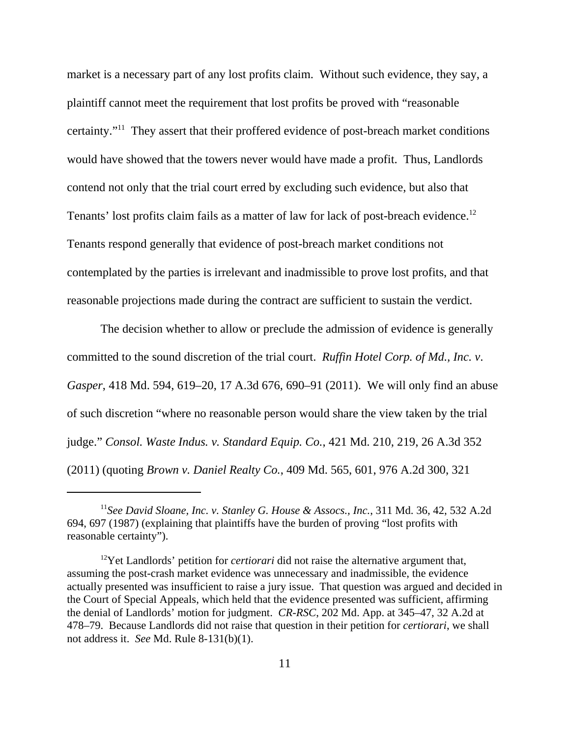market is a necessary part of any lost profits claim. Without such evidence, they say, a plaintiff cannot meet the requirement that lost profits be proved with "reasonable certainty."[11] They assert that their proffered evidence of post-breach market conditions would have showed that the towers never would have made a profit. Thus, Landlords contend not only that the trial court erred by excluding such evidence, but also that Tenants' lost profits claim fails as a matter of law for lack of post-breach evidence.[12] Tenants respond generally that evidence of post-breach market conditions not contemplated by the parties is irrelevant and inadmissible to prove lost profits, and that reasonable projections made during the contract are sufficient to sustain the verdict.

The decision whether to allow or preclude the admission of evidence is generally committed to the sound discretion of the trial court. *Ruffin Hotel Corp. of Md., Inc. v. Gasper*, 418 Md. 594, 619–20, 17 A.3d 676, 690–91 (2011). We will only find an abuse of such discretion "where no reasonable person would share the view taken by the trial judge." *Consol. Waste Indus. v. Standard Equip. Co.*, 421 Md. 210, 219, 26 A.3d 352 (2011) (quoting *Brown v. Daniel Realty Co.*, 409 Md. 565, 601, 976 A.2d 300, 321

---

[11] *See David Sloane, Inc. v. Stanley G. House & Assocs., Inc.*, 311 Md. 36, 42, 532 A.2d 694, 697 (1987) (explaining that plaintiffs have the burden of proving "lost profits with reasonable certainty").

[12] Yet Landlords' petition for *certiorari* did not raise the alternative argument that, assuming the post-crash market evidence was unnecessary and inadmissible, the evidence actually presented was insufficient to raise a jury issue. That question was argued and decided in the Court of Special Appeals, which held that the evidence presented was sufficient, affirming the denial of Landlords' motion for judgment. *CR-RSC*, 202 Md. App. at 345–47, 32 A.2d at 478–79. Because Landlords did not raise that question in their petition for *certiorari*, we shall not address it. *See* Md. Rule 8-131(b)(1).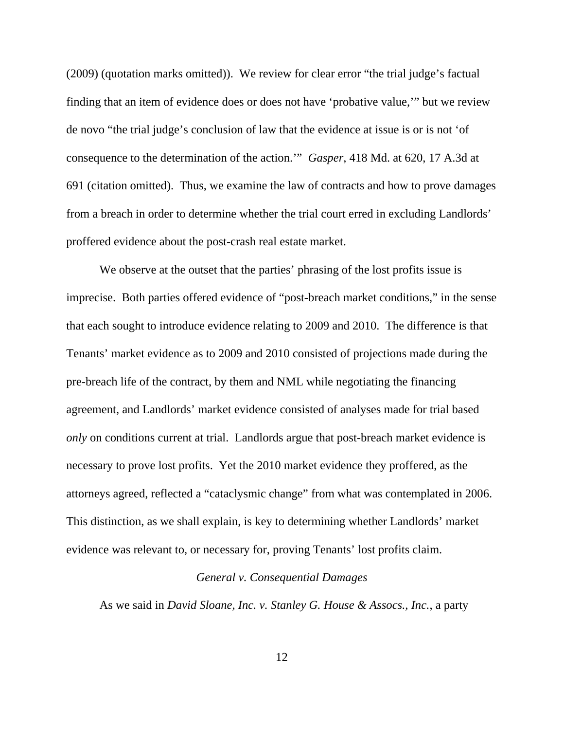(2009) (quotation marks omitted)). We review for clear error "the trial judge's factual finding that an item of evidence does or does not have 'probative value,'" but we review de novo "the trial judge's conclusion of law that the evidence at issue is or is not 'of consequence to the determination of the action.'" *Gasper*, 418 Md. at 620, 17 A.3d at 691 (citation omitted). Thus, we examine the law of contracts and how to prove damages from a breach in order to determine whether the trial court erred in excluding Landlords' proffered evidence about the post-crash real estate market.

We observe at the outset that the parties' phrasing of the lost profits issue is imprecise. Both parties offered evidence of "post-breach market conditions," in the sense that each sought to introduce evidence relating to 2009 and 2010. The difference is that Tenants' market evidence as to 2009 and 2010 consisted of projections made during the pre-breach life of the contract, by them and NML while negotiating the financing agreement, and Landlords' market evidence consisted of analyses made for trial based *only* on conditions current at trial. Landlords argue that post-breach market evidence is necessary to prove lost profits. Yet the 2010 market evidence they proffered, as the attorneys agreed, reflected a "cataclysmic change" from what was contemplated in 2006. This distinction, as we shall explain, is key to determining whether Landlords' market evidence was relevant to, or necessary for, proving Tenants' lost profits claim.

*General v. Consequential Damages*

As we said in *David Sloane, Inc. v. Stanley G. House & Assocs., Inc.*, a party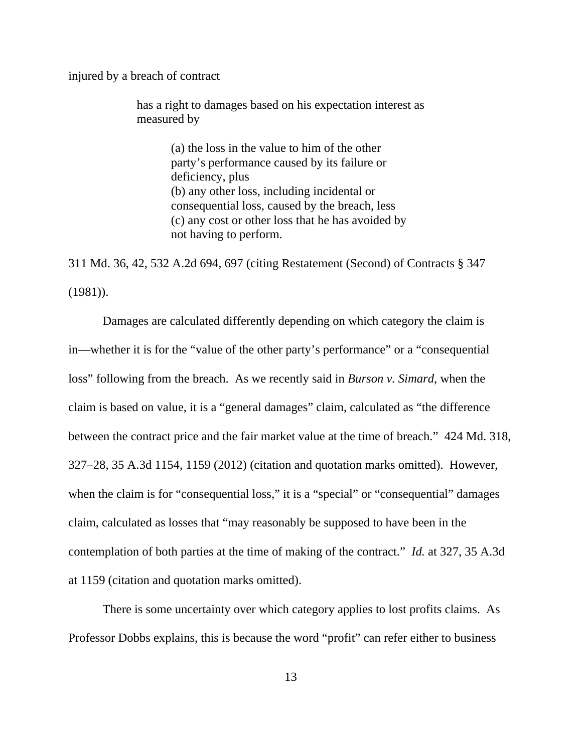injured by a breach of contract

> has a right to damages based on his expectation interest as measured by
>
> > (a) the loss in the value to him of the other party's performance caused by its failure or deficiency, plus
> > (b) any other loss, including incidental or consequential loss, caused by the breach, less
> > (c) any cost or other loss that he has avoided by not having to perform.

311 Md. 36, 42, 532 A.2d 694, 697 (citing Restatement (Second) of Contracts § 347 (1981)).

Damages are calculated differently depending on which category the claim is in—whether it is for the "value of the other party's performance" or a "consequential loss" following from the breach. As we recently said in *Burson v. Simard*, when the claim is based on value, it is a "general damages" claim, calculated as "the difference between the contract price and the fair market value at the time of breach." 424 Md. 318, 327–28, 35 A.3d 1154, 1159 (2012) (citation and quotation marks omitted). However, when the claim is for "consequential loss," it is a "special" or "consequential" damages claim, calculated as losses that "may reasonably be supposed to have been in the contemplation of both parties at the time of making of the contract." *Id.* at 327, 35 A.3d at 1159 (citation and quotation marks omitted).

There is some uncertainty over which category applies to lost profits claims. As Professor Dobbs explains, this is because the word "profit" can refer either to business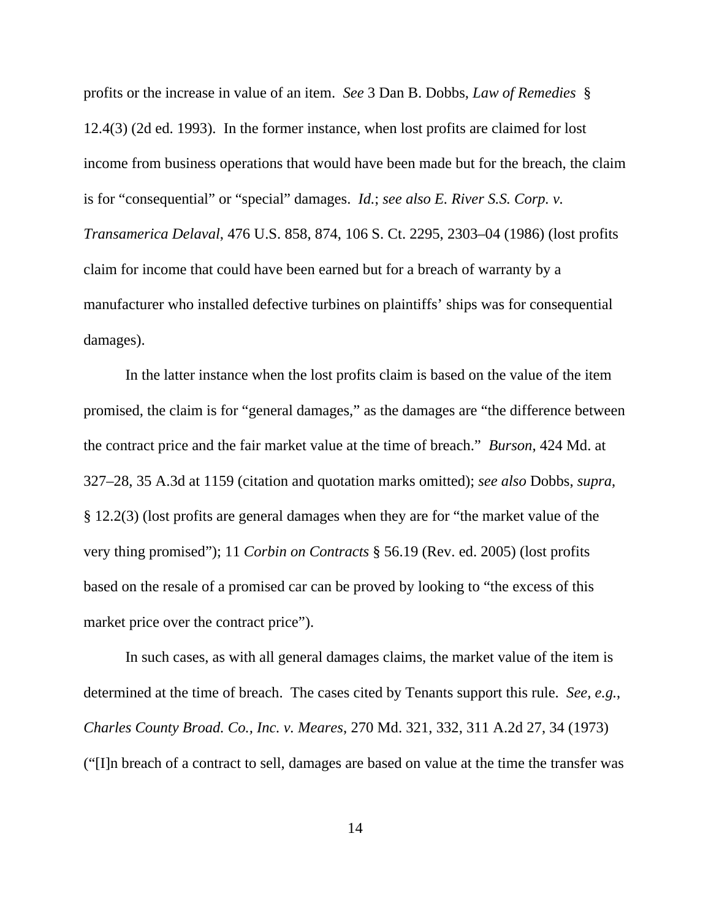profits or the increase in value of an item. *See* 3 Dan B. Dobbs, *Law of Remedies* § 12.4(3) (2d ed. 1993). In the former instance, when lost profits are claimed for lost income from business operations that would have been made but for the breach, the claim is for "consequential" or "special" damages. *Id.*; *see also E. River S.S. Corp. v. Transamerica Delaval*, 476 U.S. 858, 874, 106 S. Ct. 2295, 2303–04 (1986) (lost profits claim for income that could have been earned but for a breach of warranty by a manufacturer who installed defective turbines on plaintiffs' ships was for consequential damages).

In the latter instance when the lost profits claim is based on the value of the item promised, the claim is for "general damages," as the damages are "the difference between the contract price and the fair market value at the time of breach." *Burson*, 424 Md. at 327–28, 35 A.3d at 1159 (citation and quotation marks omitted); *see also* Dobbs, *supra*, § 12.2(3) (lost profits are general damages when they are for "the market value of the very thing promised"); 11 *Corbin on Contracts* § 56.19 (Rev. ed. 2005) (lost profits based on the resale of a promised car can be proved by looking to "the excess of this market price over the contract price").

In such cases, as with all general damages claims, the market value of the item is determined at the time of breach. The cases cited by Tenants support this rule. *See, e.g.*, *Charles County Broad. Co., Inc. v. Meares*, 270 Md. 321, 332, 311 A.2d 27, 34 (1973) ("[I]n breach of a contract to sell, damages are based on value at the time the transfer was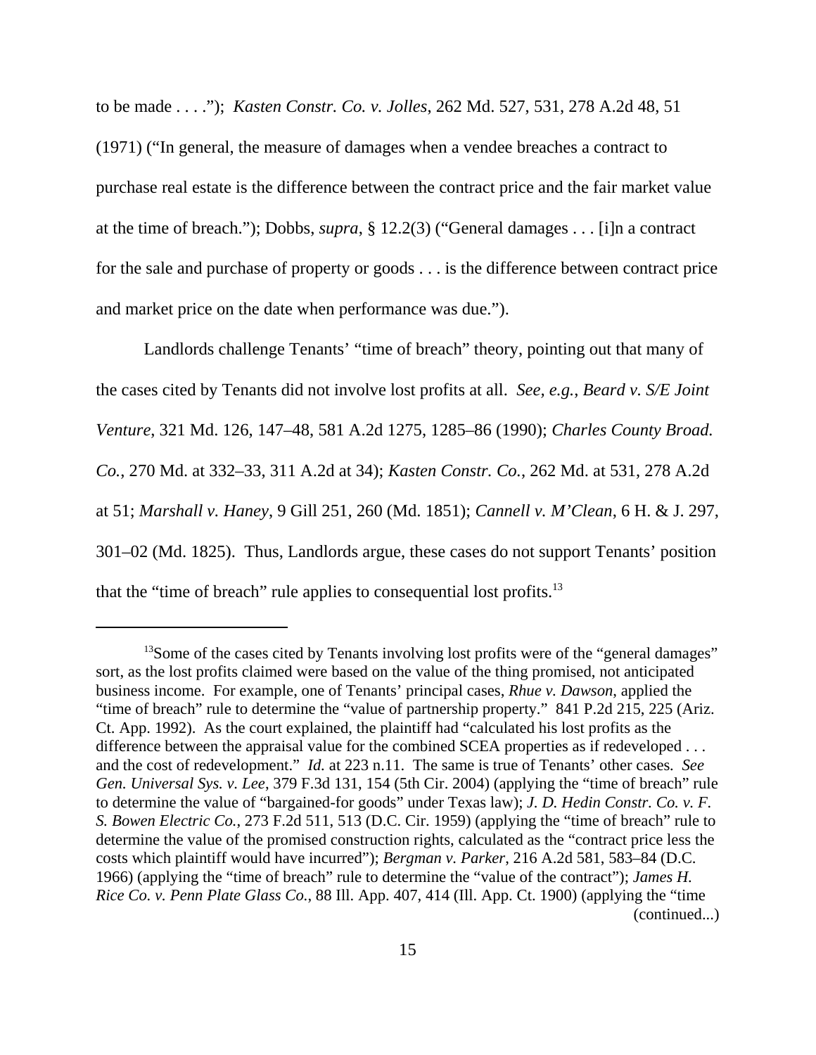to be made . . . ."); *Kasten Constr. Co. v. Jolles*, 262 Md. 527, 531, 278 A.2d 48, 51 (1971) ("In general, the measure of damages when a vendee breaches a contract to purchase real estate is the difference between the contract price and the fair market value at the time of breach."); Dobbs, *supra*, § 12.2(3) ("General damages . . . [i]n a contract for the sale and purchase of property or goods . . . is the difference between contract price and market price on the date when performance was due.").

Landlords challenge Tenants' "time of breach" theory, pointing out that many of the cases cited by Tenants did not involve lost profits at all. *See, e.g.*, *Beard v. S/E Joint Venture*, 321 Md. 126, 147–48, 581 A.2d 1275, 1285–86 (1990); *Charles County Broad. Co.*, 270 Md. at 332–33, 311 A.2d at 34); *Kasten Constr. Co.*, 262 Md. at 531, 278 A.2d at 51; *Marshall v. Haney*, 9 Gill 251, 260 (Md. 1851); *Cannell v. M'Clean*, 6 H. & J. 297, 301–02 (Md. 1825). Thus, Landlords argue, these cases do not support Tenants' position that the "time of breach" rule applies to consequential lost profits.[13]

---

[13]Some of the cases cited by Tenants involving lost profits were of the "general damages" sort, as the lost profits claimed were based on the value of the thing promised, not anticipated business income. For example, one of Tenants' principal cases, *Rhue v. Dawson*, applied the "time of breach" rule to determine the "value of partnership property." 841 P.2d 215, 225 (Ariz. Ct. App. 1992). As the court explained, the plaintiff had "calculated his lost profits as the difference between the appraisal value for the combined SCEA properties as if redeveloped . . . and the cost of redevelopment." *Id.* at 223 n.11. The same is true of Tenants' other cases. *See Gen. Universal Sys. v. Lee*, 379 F.3d 131, 154 (5th Cir. 2004) (applying the "time of breach" rule to determine the value of "bargained-for goods" under Texas law); *J. D. Hedin Constr. Co. v. F. S. Bowen Electric Co.*, 273 F.2d 511, 513 (D.C. Cir. 1959) (applying the "time of breach" rule to determine the value of the promised construction rights, calculated as the "contract price less the costs which plaintiff would have incurred"); *Bergman v. Parker*, 216 A.2d 581, 583–84 (D.C. 1966) (applying the "time of breach" rule to determine the "value of the contract"); *James H. Rice Co. v. Penn Plate Glass Co.*, 88 Ill. App. 407, 414 (Ill. App. Ct. 1900) (applying the "time (continued...)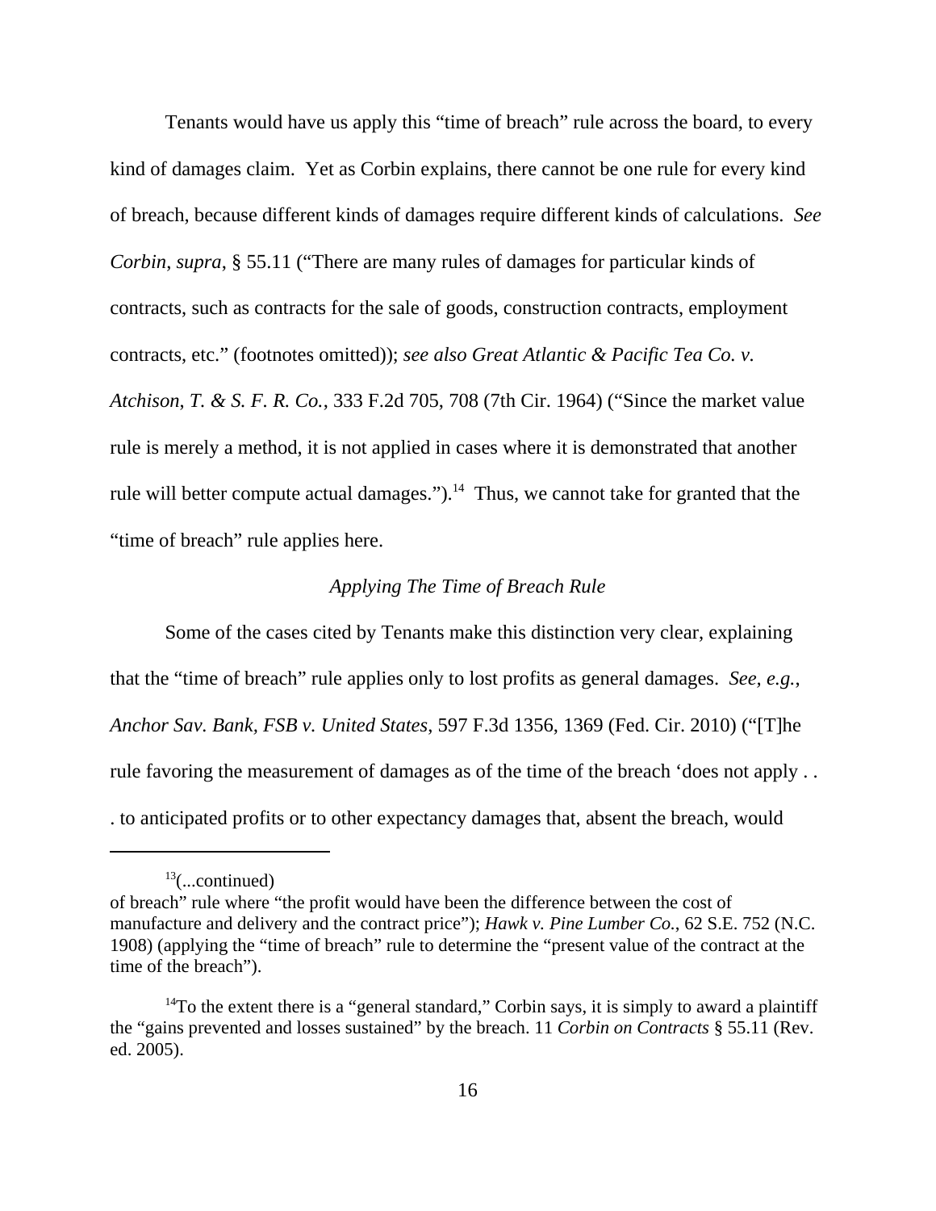Tenants would have us apply this "time of breach" rule across the board, to every kind of damages claim. Yet as Corbin explains, there cannot be one rule for every kind of breach, because different kinds of damages require different kinds of calculations. *See Corbin*, *supra*, § 55.11 ("There are many rules of damages for particular kinds of contracts, such as contracts for the sale of goods, construction contracts, employment contracts, etc." (footnotes omitted)); *see also Great Atlantic & Pacific Tea Co. v. Atchison, T. & S. F. R. Co.*, 333 F.2d 705, 708 (7th Cir. 1964) ("Since the market value rule is merely a method, it is not applied in cases where it is demonstrated that another rule will better compute actual damages.").[14] Thus, we cannot take for granted that the "time of breach" rule applies here.

*Applying The Time of Breach Rule*

Some of the cases cited by Tenants make this distinction very clear, explaining that the "time of breach" rule applies only to lost profits as general damages. *See, e.g.*, *Anchor Sav. Bank, FSB v. United States*, 597 F.3d 1356, 1369 (Fed. Cir. 2010) ("[T]he rule favoring the measurement of damages as of the time of the breach 'does not apply . . . to anticipated profits or to other expectancy damages that, absent the breach, would

---

[13](...continued)
of breach" rule where "the profit would have been the difference between the cost of manufacture and delivery and the contract price"); *Hawk v. Pine Lumber Co.*, 62 S.E. 752 (N.C. 1908) (applying the "time of breach" rule to determine the "present value of the contract at the time of the breach").

[14]To the extent there is a "general standard," Corbin says, it is simply to award a plaintiff the "gains prevented and losses sustained" by the breach. 11 *Corbin on Contracts* § 55.11 (Rev. ed. 2005).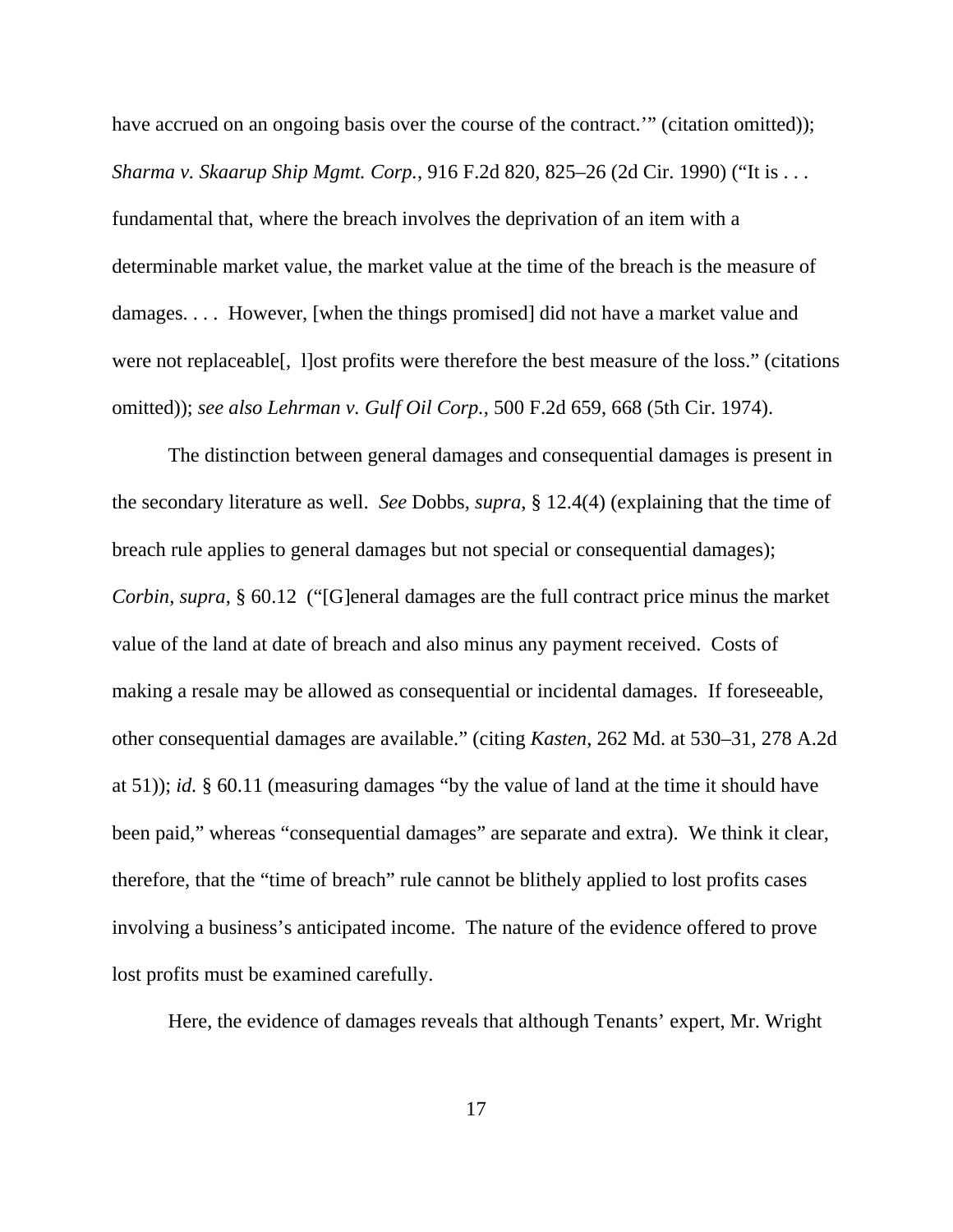have accrued on an ongoing basis over the course of the contract.'" (citation omitted)); *Sharma v. Skaarup Ship Mgmt. Corp.*, 916 F.2d 820, 825–26 (2d Cir. 1990) ("It is . . . fundamental that, where the breach involves the deprivation of an item with a determinable market value, the market value at the time of the breach is the measure of damages. . . . However, [when the things promised] did not have a market value and were not replaceable[, l]ost profits were therefore the best measure of the loss." (citations omitted)); *see also Lehrman v. Gulf Oil Corp.*, 500 F.2d 659, 668 (5th Cir. 1974).

The distinction between general damages and consequential damages is present in the secondary literature as well. *See* Dobbs, *supra*, § 12.4(4) (explaining that the time of breach rule applies to general damages but not special or consequential damages); *Corbin*, *supra*, § 60.12 ("[G]eneral damages are the full contract price minus the market value of the land at date of breach and also minus any payment received. Costs of making a resale may be allowed as consequential or incidental damages. If foreseeable, other consequential damages are available." (citing *Kasten*, 262 Md. at 530–31, 278 A.2d at 51)); *id.* § 60.11 (measuring damages "by the value of land at the time it should have been paid," whereas "consequential damages" are separate and extra). We think it clear, therefore, that the "time of breach" rule cannot be blithely applied to lost profits cases involving a business's anticipated income. The nature of the evidence offered to prove lost profits must be examined carefully.

Here, the evidence of damages reveals that although Tenants' expert, Mr. Wright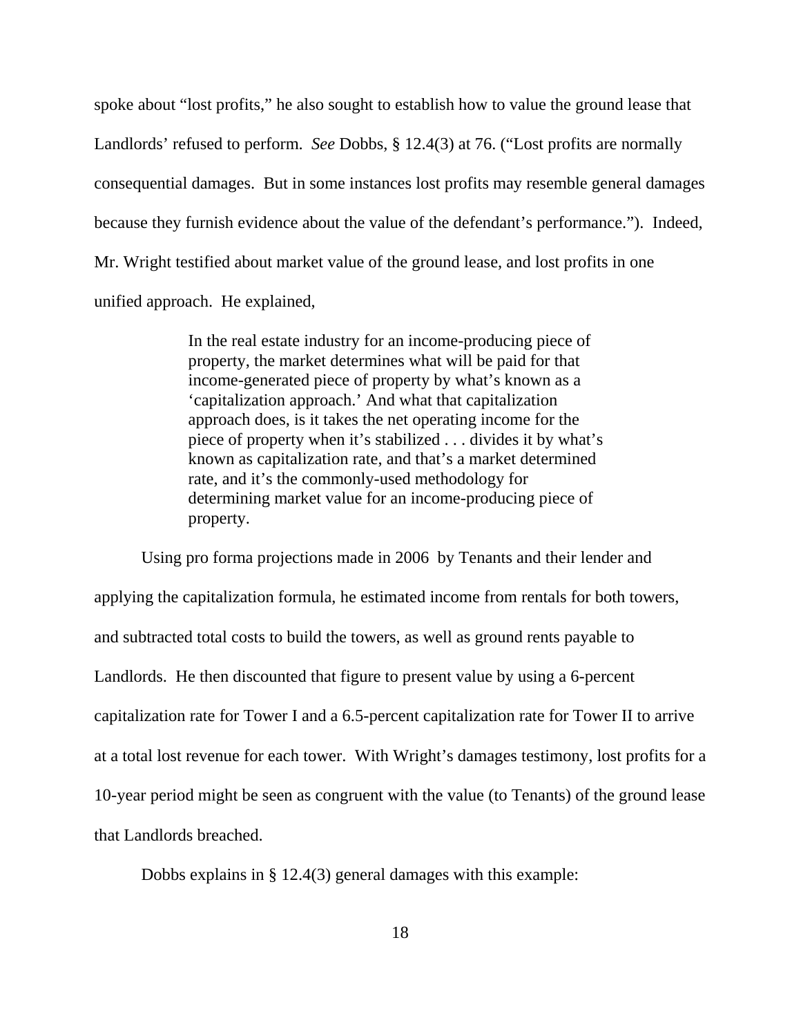spoke about "lost profits," he also sought to establish how to value the ground lease that Landlords' refused to perform. *See* Dobbs, § 12.4(3) at 76. ("Lost profits are normally consequential damages. But in some instances lost profits may resemble general damages because they furnish evidence about the value of the defendant's performance."). Indeed, Mr. Wright testified about market value of the ground lease, and lost profits in one unified approach. He explained,

> In the real estate industry for an income-producing piece of property, the market determines what will be paid for that income-generated piece of property by what's known as a 'capitalization approach.' And what that capitalization approach does, is it takes the net operating income for the piece of property when it's stabilized . . . divides it by what's known as capitalization rate, and that's a market determined rate, and it's the commonly-used methodology for determining market value for an income-producing piece of property.

Using pro forma projections made in 2006 by Tenants and their lender and applying the capitalization formula, he estimated income from rentals for both towers, and subtracted total costs to build the towers, as well as ground rents payable to Landlords. He then discounted that figure to present value by using a 6-percent capitalization rate for Tower I and a 6.5-percent capitalization rate for Tower II to arrive at a total lost revenue for each tower. With Wright's damages testimony, lost profits for a 10-year period might be seen as congruent with the value (to Tenants) of the ground lease that Landlords breached.

Dobbs explains in § 12.4(3) general damages with this example: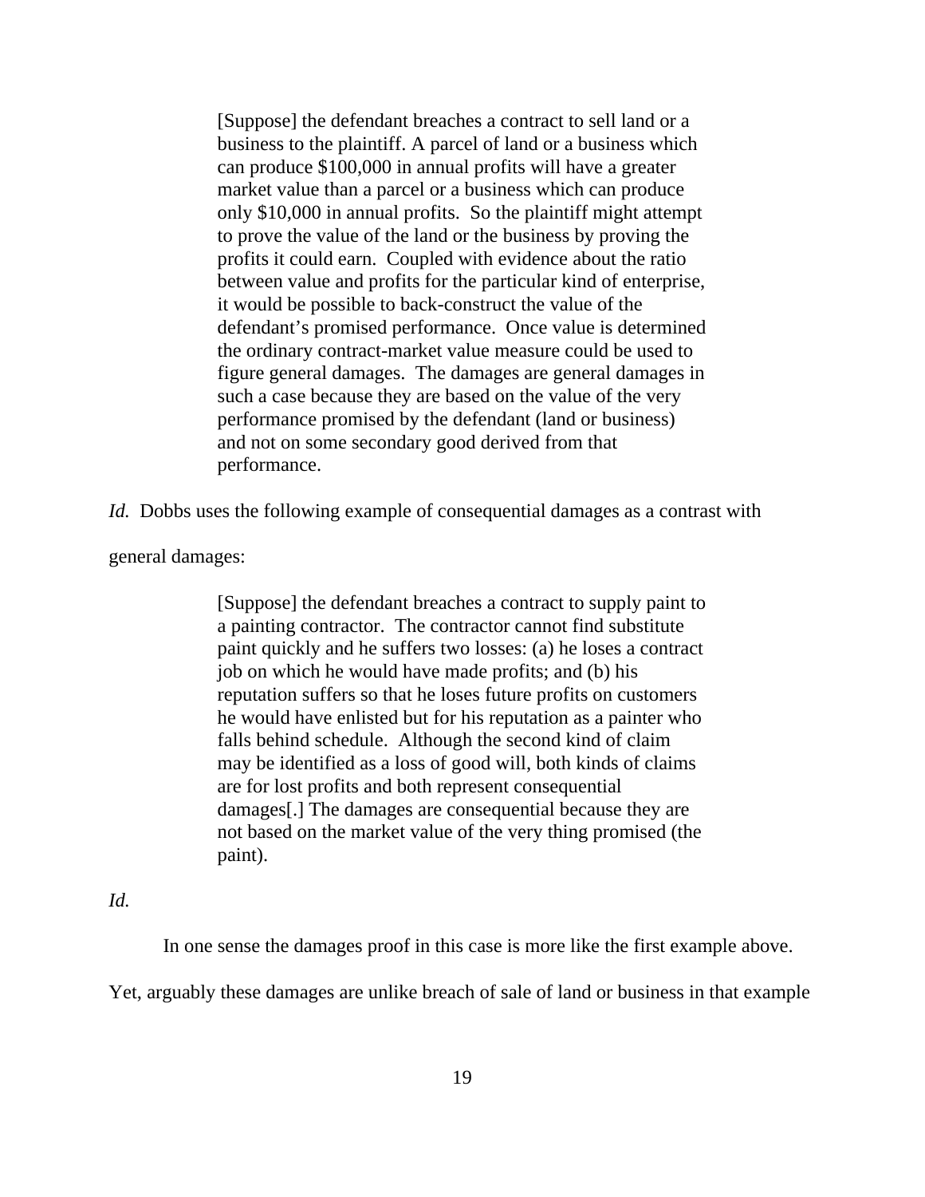> [Suppose] the defendant breaches a contract to sell land or a business to the plaintiff. A parcel of land or a business which can produce $100,000 in annual profits will have a greater market value than a parcel or a business which can produce only $10,000 in annual profits. So the plaintiff might attempt to prove the value of the land or the business by proving the profits it could earn. Coupled with evidence about the ratio between value and profits for the particular kind of enterprise, it would be possible to back-construct the value of the defendant's promised performance. Once value is determined the ordinary contract-market value measure could be used to figure general damages. The damages are general damages in such a case because they are based on the value of the very performance promised by the defendant (land or business) and not on some secondary good derived from that performance.

*Id.* Dobbs uses the following example of consequential damages as a contrast with general damages:

> [Suppose] the defendant breaches a contract to supply paint to a painting contractor. The contractor cannot find substitute paint quickly and he suffers two losses: (a) he loses a contract job on which he would have made profits; and (b) his reputation suffers so that he loses future profits on customers he would have enlisted but for his reputation as a painter who falls behind schedule. Although the second kind of claim may be identified as a loss of good will, both kinds of claims are for lost profits and both represent consequential damages[.] The damages are consequential because they are not based on the market value of the very thing promised (the paint).

*Id.*

In one sense the damages proof in this case is more like the first example above. Yet, arguably these damages are unlike breach of sale of land or business in that example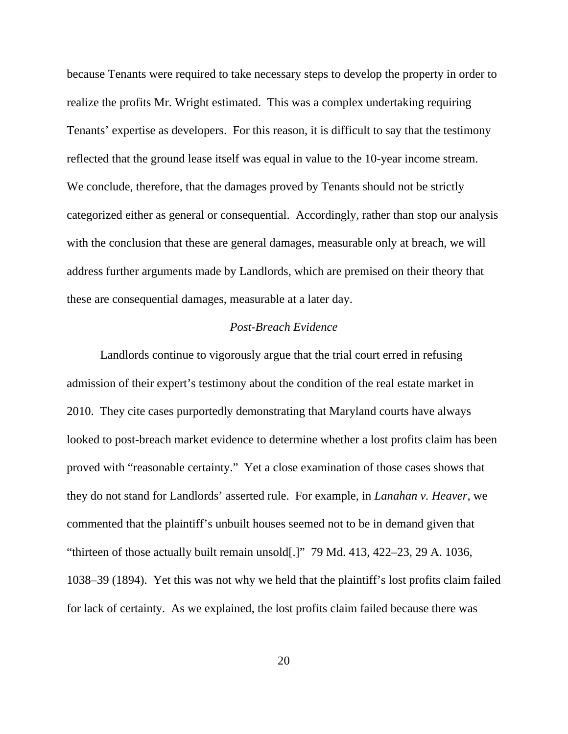because Tenants were required to take necessary steps to develop the property in order to realize the profits Mr. Wright estimated. This was a complex undertaking requiring Tenants' expertise as developers. For this reason, it is difficult to say that the testimony reflected that the ground lease itself was equal in value to the 10-year income stream. We conclude, therefore, that the damages proved by Tenants should not be strictly categorized either as general or consequential. Accordingly, rather than stop our analysis with the conclusion that these are general damages, measurable only at breach, we will address further arguments made by Landlords, which are premised on their theory that these are consequential damages, measurable at a later day.

*Post-Breach Evidence*

Landlords continue to vigorously argue that the trial court erred in refusing admission of their expert's testimony about the condition of the real estate market in 2010. They cite cases purportedly demonstrating that Maryland courts have always looked to post-breach market evidence to determine whether a lost profits claim has been proved with "reasonable certainty." Yet a close examination of those cases shows that they do not stand for Landlords' asserted rule. For example, in *Lanahan v. Heaver*, we commented that the plaintiff's unbuilt houses seemed not to be in demand given that "thirteen of those actually built remain unsold[.]" 79 Md. 413, 422–23, 29 A. 1036, 1038–39 (1894). Yet this was not why we held that the plaintiff's lost profits claim failed for lack of certainty. As we explained, the lost profits claim failed because there was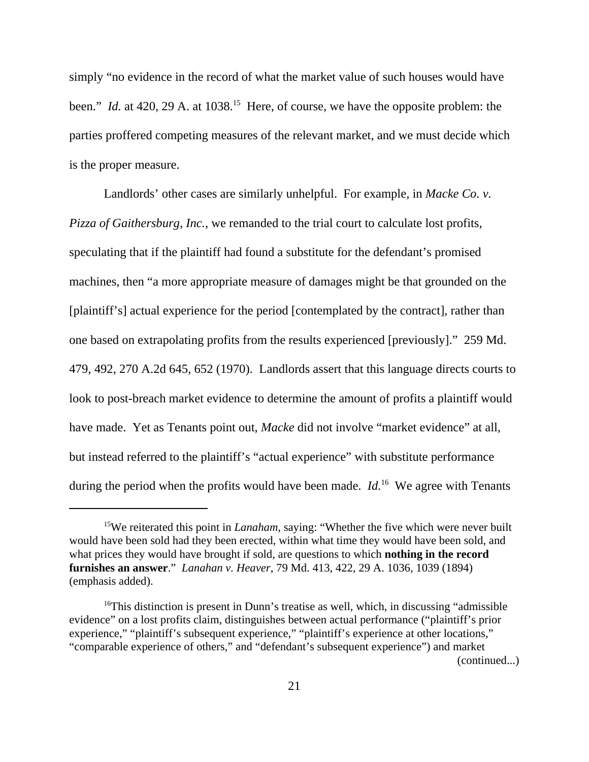simply "no evidence in the record of what the market value of such houses would have been." *Id.* at 420, 29 A. at 1038.[15] Here, of course, we have the opposite problem: the parties proffered competing measures of the relevant market, and we must decide which is the proper measure.

Landlords' other cases are similarly unhelpful. For example, in *Macke Co. v. Pizza of Gaithersburg, Inc.*, we remanded to the trial court to calculate lost profits, speculating that if the plaintiff had found a substitute for the defendant's promised machines, then "a more appropriate measure of damages might be that grounded on the [plaintiff's] actual experience for the period [contemplated by the contract], rather than one based on extrapolating profits from the results experienced [previously]." 259 Md. 479, 492, 270 A.2d 645, 652 (1970). Landlords assert that this language directs courts to look to post-breach market evidence to determine the amount of profits a plaintiff would have made. Yet as Tenants point out, *Macke* did not involve "market evidence" at all, but instead referred to the plaintiff's "actual experience" with substitute performance during the period when the profits would have been made. *Id.*[16] We agree with Tenants

---

[15]We reiterated this point in *Lanaham*, saying: "Whether the five which were never built would have been sold had they been erected, within what time they would have been sold, and what prices they would have brought if sold, are questions to which **nothing in the record furnishes an answer**." *Lanahan v. Heaver*, 79 Md. 413, 422, 29 A. 1036, 1039 (1894) (emphasis added).

[16]This distinction is present in Dunn's treatise as well, which, in discussing "admissible evidence" on a lost profits claim, distinguishes between actual performance ("plaintiff's prior experience," "plaintiff's subsequent experience," "plaintiff's experience at other locations," "comparable experience of others," and "defendant's subsequent experience") and market

(continued...)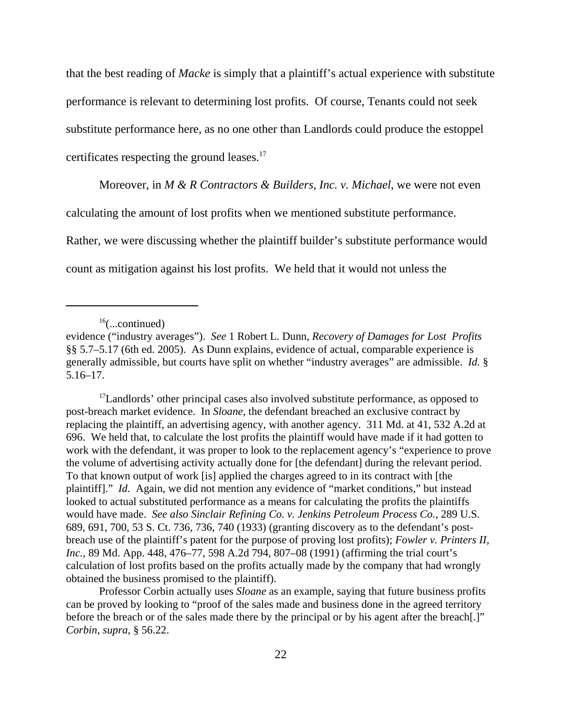that the best reading of *Macke* is simply that a plaintiff's actual experience with substitute performance is relevant to determining lost profits. Of course, Tenants could not seek substitute performance here, as no one other than Landlords could produce the estoppel certificates respecting the ground leases.[17]

Moreover, in *M & R Contractors & Builders, Inc. v. Michael*, we were not even calculating the amount of lost profits when we mentioned substitute performance. Rather, we were discussing whether the plaintiff builder's substitute performance would count as mitigation against his lost profits. We held that it would not unless the

---

[16](...continued)
evidence ("industry averages"). *See* 1 Robert L. Dunn, *Recovery of Damages for Lost Profits* §§ 5.7–5.17 (6th ed. 2005). As Dunn explains, evidence of actual, comparable experience is generally admissible, but courts have split on whether "industry averages" are admissible. *Id.* § 5.16–17.

[17]Landlords' other principal cases also involved substitute performance, as opposed to post-breach market evidence. In *Sloane*, the defendant breached an exclusive contract by replacing the plaintiff, an advertising agency, with another agency. 311 Md. at 41, 532 A.2d at 696. We held that, to calculate the lost profits the plaintiff would have made if it had gotten to work with the defendant, it was proper to look to the replacement agency's "experience to prove the volume of advertising activity actually done for [the defendant] during the relevant period. To that known output of work [is] applied the charges agreed to in its contract with [the plaintiff]." *Id.* Again, we did not mention any evidence of "market conditions," but instead looked to actual substituted performance as a means for calculating the profits the plaintiffs would have made. *See also Sinclair Refining Co. v. Jenkins Petroleum Process Co.*, 289 U.S. 689, 691, 700, 53 S. Ct. 736, 736, 740 (1933) (granting discovery as to the defendant's post-breach use of the plaintiff's patent for the purpose of proving lost profits); *Fowler v. Printers II, Inc.*, 89 Md. App. 448, 476–77, 598 A.2d 794, 807–08 (1991) (affirming the trial court's calculation of lost profits based on the profits actually made by the company that had wrongly obtained the business promised to the plaintiff).

Professor Corbin actually uses *Sloane* as an example, saying that future business profits can be proved by looking to "proof of the sales made and business done in the agreed territory before the breach or of the sales made there by the principal or by his agent after the breach[.]" *Corbin*, *supra*, § 56.22.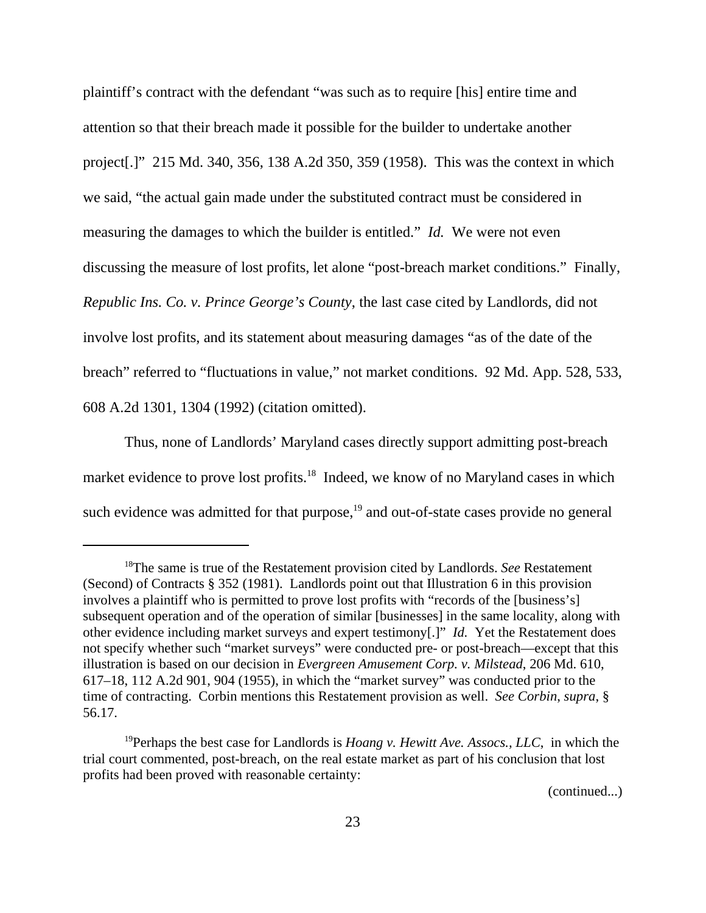plaintiff's contract with the defendant "was such as to require [his] entire time and attention so that their breach made it possible for the builder to undertake another project[.]" 215 Md. 340, 356, 138 A.2d 350, 359 (1958). This was the context in which we said, "the actual gain made under the substituted contract must be considered in measuring the damages to which the builder is entitled." *Id.* We were not even discussing the measure of lost profits, let alone "post-breach market conditions." Finally, *Republic Ins. Co. v. Prince George's County*, the last case cited by Landlords, did not involve lost profits, and its statement about measuring damages "as of the date of the breach" referred to "fluctuations in value," not market conditions. 92 Md. App. 528, 533, 608 A.2d 1301, 1304 (1992) (citation omitted).

Thus, none of Landlords' Maryland cases directly support admitting post-breach market evidence to prove lost profits.[18] Indeed, we know of no Maryland cases in which such evidence was admitted for that purpose,[19] and out-of-state cases provide no general

---

[18]The same is true of the Restatement provision cited by Landlords. *See* Restatement (Second) of Contracts § 352 (1981). Landlords point out that Illustration 6 in this provision involves a plaintiff who is permitted to prove lost profits with "records of the [business's] subsequent operation and of the operation of similar [businesses] in the same locality, along with other evidence including market surveys and expert testimony[.]" *Id.* Yet the Restatement does not specify whether such "market surveys" were conducted pre- or post-breach—except that this illustration is based on our decision in *Evergreen Amusement Corp. v. Milstead*, 206 Md. 610, 617–18, 112 A.2d 901, 904 (1955), in which the "market survey" was conducted prior to the time of contracting. Corbin mentions this Restatement provision as well. *See Corbin*, *supra*, § 56.17.

[19]Perhaps the best case for Landlords is *Hoang v. Hewitt Ave. Assocs., LLC*, in which the trial court commented, post-breach, on the real estate market as part of his conclusion that lost profits had been proved with reasonable certainty:

(continued...)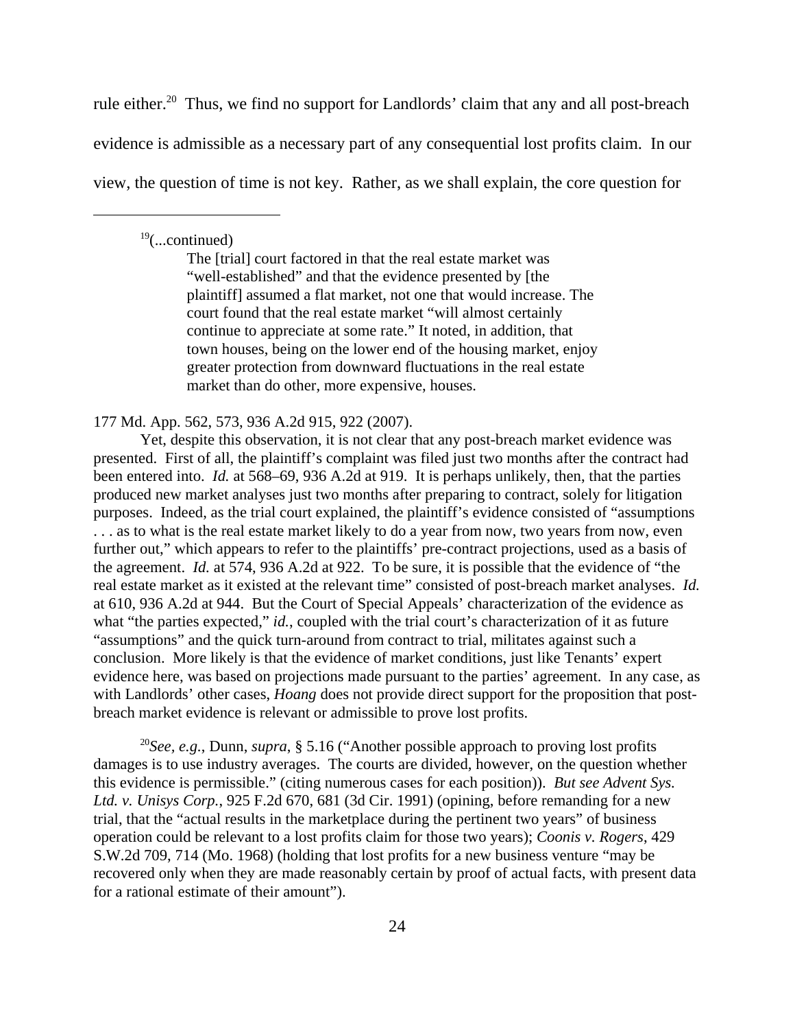rule either.[20] Thus, we find no support for Landlords' claim that any and all post-breach evidence is admissible as a necessary part of any consequential lost profits claim. In our view, the question of time is not key. Rather, as we shall explain, the core question for

---

[19](...continued)

> The [trial] court factored in that the real estate market was "well-established" and that the evidence presented by [the plaintiff] assumed a flat market, not one that would increase. The court found that the real estate market "will almost certainly continue to appreciate at some rate." It noted, in addition, that town houses, being on the lower end of the housing market, enjoy greater protection from downward fluctuations in the real estate market than do other, more expensive, houses.

177 Md. App. 562, 573, 936 A.2d 915, 922 (2007).

Yet, despite this observation, it is not clear that any post-breach market evidence was presented. First of all, the plaintiff's complaint was filed just two months after the contract had been entered into. *Id.* at 568–69, 936 A.2d at 919. It is perhaps unlikely, then, that the parties produced new market analyses just two months after preparing to contract, solely for litigation purposes. Indeed, as the trial court explained, the plaintiff's evidence consisted of "assumptions . . . as to what is the real estate market likely to do a year from now, two years from now, even further out," which appears to refer to the plaintiffs' pre-contract projections, used as a basis of the agreement. *Id.* at 574, 936 A.2d at 922. To be sure, it is possible that the evidence of "the real estate market as it existed at the relevant time" consisted of post-breach market analyses. *Id.* at 610, 936 A.2d at 944. But the Court of Special Appeals' characterization of the evidence as what "the parties expected," *id.*, coupled with the trial court's characterization of it as future "assumptions" and the quick turn-around from contract to trial, militates against such a conclusion. More likely is that the evidence of market conditions, just like Tenants' expert evidence here, was based on projections made pursuant to the parties' agreement. In any case, as with Landlords' other cases, *Hoang* does not provide direct support for the proposition that post-breach market evidence is relevant or admissible to prove lost profits.

[20]*See, e.g.*, Dunn, *supra*, § 5.16 ("Another possible approach to proving lost profits damages is to use industry averages. The courts are divided, however, on the question whether this evidence is permissible." (citing numerous cases for each position)). *But see Advent Sys. Ltd. v. Unisys Corp.*, 925 F.2d 670, 681 (3d Cir. 1991) (opining, before remanding for a new trial, that the "actual results in the marketplace during the pertinent two years" of business operation could be relevant to a lost profits claim for those two years); *Coonis v. Rogers*, 429 S.W.2d 709, 714 (Mo. 1968) (holding that lost profits for a new business venture "may be recovered only when they are made reasonably certain by proof of actual facts, with present data for a rational estimate of their amount").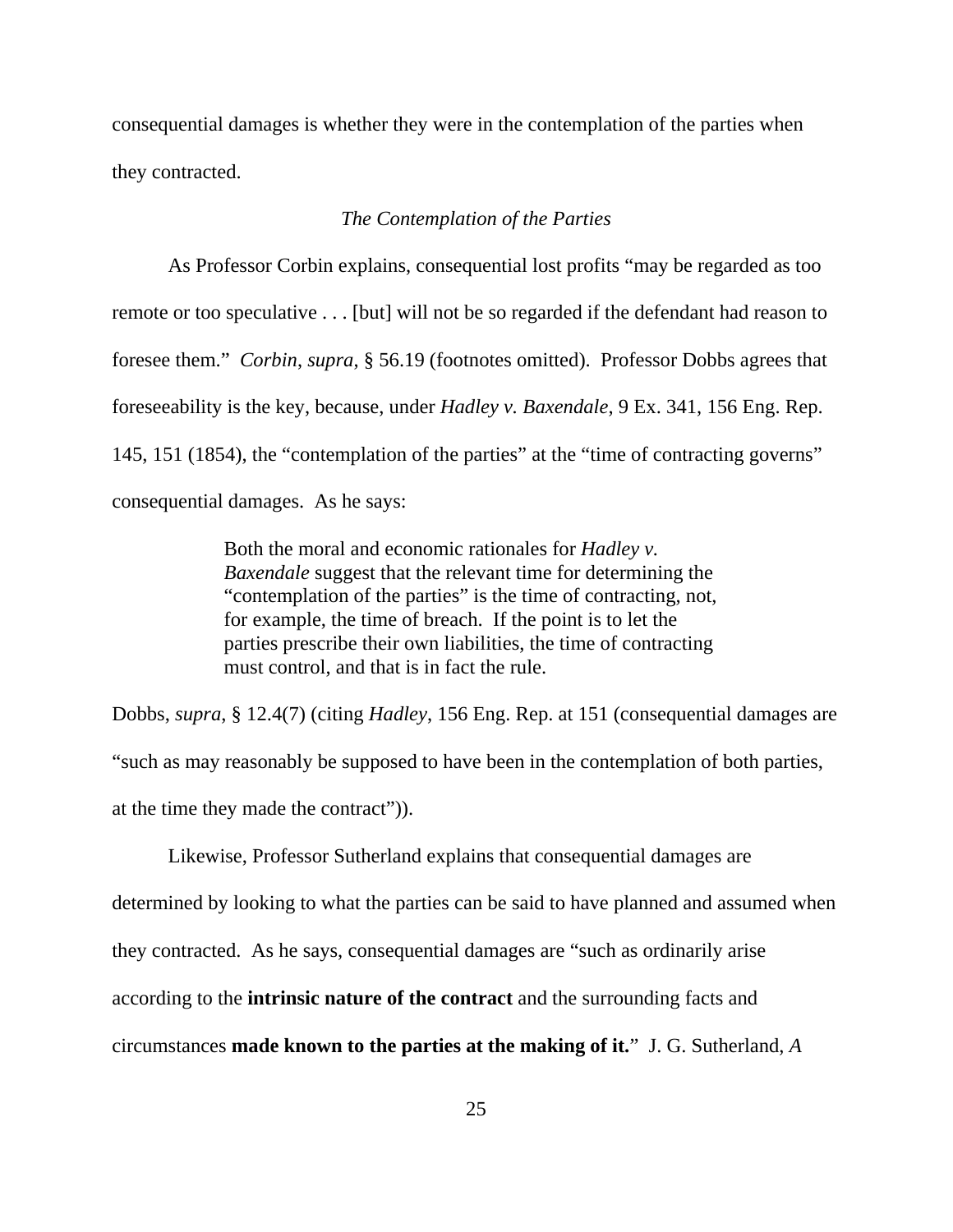consequential damages is whether they were in the contemplation of the parties when they contracted.

*The Contemplation of the Parties*

As Professor Corbin explains, consequential lost profits "may be regarded as too remote or too speculative . . . [but] will not be so regarded if the defendant had reason to foresee them." *Corbin*, *supra*, § 56.19 (footnotes omitted). Professor Dobbs agrees that foreseeability is the key, because, under *Hadley v. Baxendale*, 9 Ex. 341, 156 Eng. Rep. 145, 151 (1854), the "contemplation of the parties" at the "time of contracting governs" consequential damages. As he says:

> Both the moral and economic rationales for *Hadley v. Baxendale* suggest that the relevant time for determining the "contemplation of the parties" is the time of contracting, not, for example, the time of breach. If the point is to let the parties prescribe their own liabilities, the time of contracting must control, and that is in fact the rule.

Dobbs, *supra*, § 12.4(7) (citing *Hadley*, 156 Eng. Rep. at 151 (consequential damages are "such as may reasonably be supposed to have been in the contemplation of both parties, at the time they made the contract")).

Likewise, Professor Sutherland explains that consequential damages are determined by looking to what the parties can be said to have planned and assumed when they contracted. As he says, consequential damages are "such as ordinarily arise according to the **intrinsic nature of the contract** and the surrounding facts and circumstances **made known to the parties at the making of it.**" J. G. Sutherland, *A*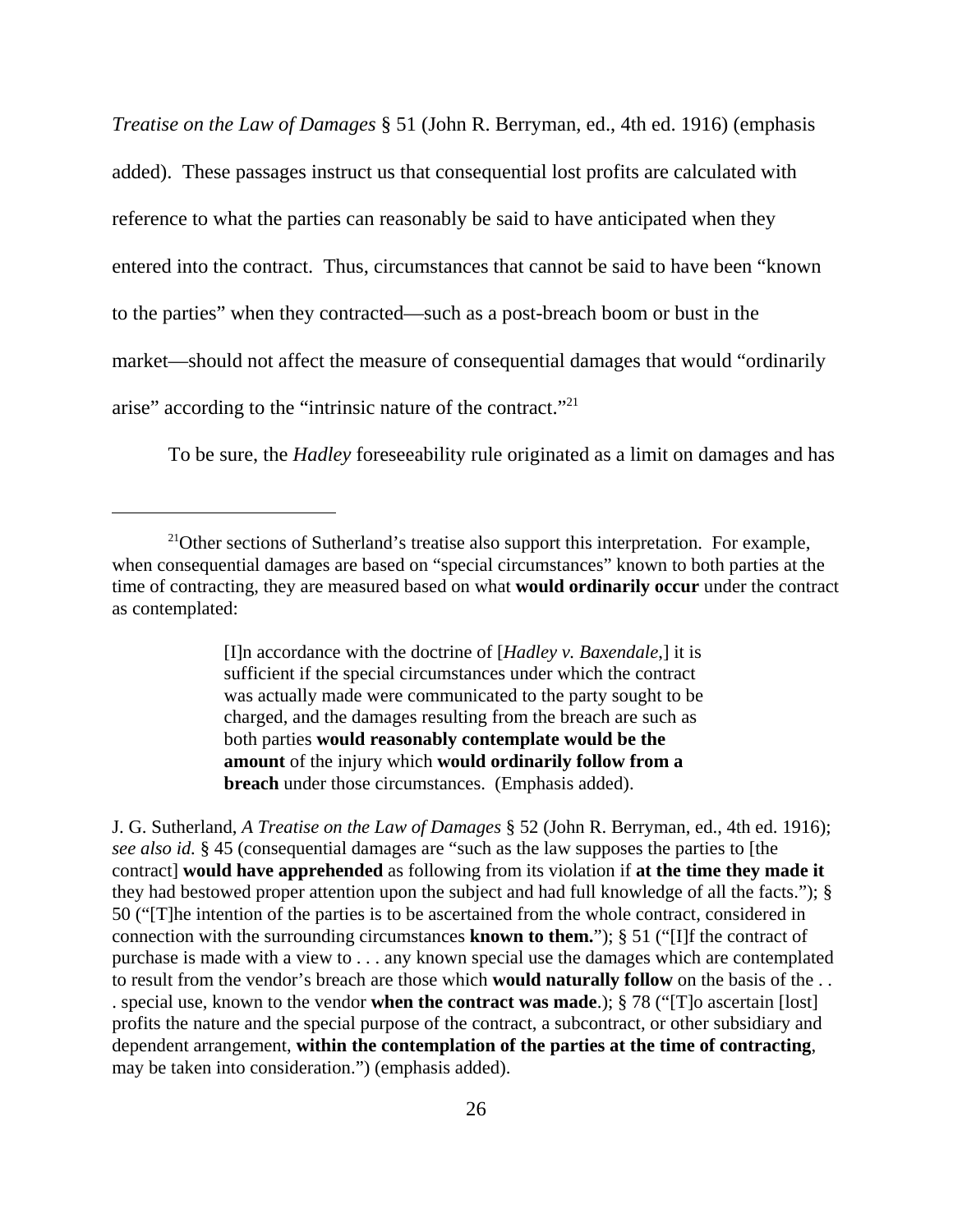*Treatise on the Law of Damages* § 51 (John R. Berryman, ed., 4th ed. 1916) (emphasis added). These passages instruct us that consequential lost profits are calculated with reference to what the parties can reasonably be said to have anticipated when they entered into the contract. Thus, circumstances that cannot be said to have been "known to the parties" when they contracted—such as a post-breach boom or bust in the market—should not affect the measure of consequential damages that would "ordinarily arise" according to the "intrinsic nature of the contract."[21]

To be sure, the *Hadley* foreseeability rule originated as a limit on damages and has

---

[21]Other sections of Sutherland's treatise also support this interpretation. For example, when consequential damages are based on "special circumstances" known to both parties at the time of contracting, they are measured based on what **would ordinarily occur** under the contract as contemplated:

> [I]n accordance with the doctrine of [*Hadley v. Baxendale*,] it is sufficient if the special circumstances under which the contract was actually made were communicated to the party sought to be charged, and the damages resulting from the breach are such as both parties **would reasonably contemplate would be the amount** of the injury which **would ordinarily follow from a breach** under those circumstances. (Emphasis added).

J. G. Sutherland, *A Treatise on the Law of Damages* § 52 (John R. Berryman, ed., 4th ed. 1916); *see also id.* § 45 (consequential damages are "such as the law supposes the parties to [the contract] **would have apprehended** as following from its violation if **at the time they made it** they had bestowed proper attention upon the subject and had full knowledge of all the facts."); § 50 ("[T]he intention of the parties is to be ascertained from the whole contract, considered in connection with the surrounding circumstances **known to them.**"); § 51 ("[I]f the contract of purchase is made with a view to . . . any known special use the damages which are contemplated to result from the vendor's breach are those which **would naturally follow** on the basis of the . . . special use, known to the vendor **when the contract was made**.); § 78 ("[T]o ascertain [lost] profits the nature and the special purpose of the contract, a subcontract, or other subsidiary and dependent arrangement, **within the contemplation of the parties at the time of contracting**, may be taken into consideration.") (emphasis added).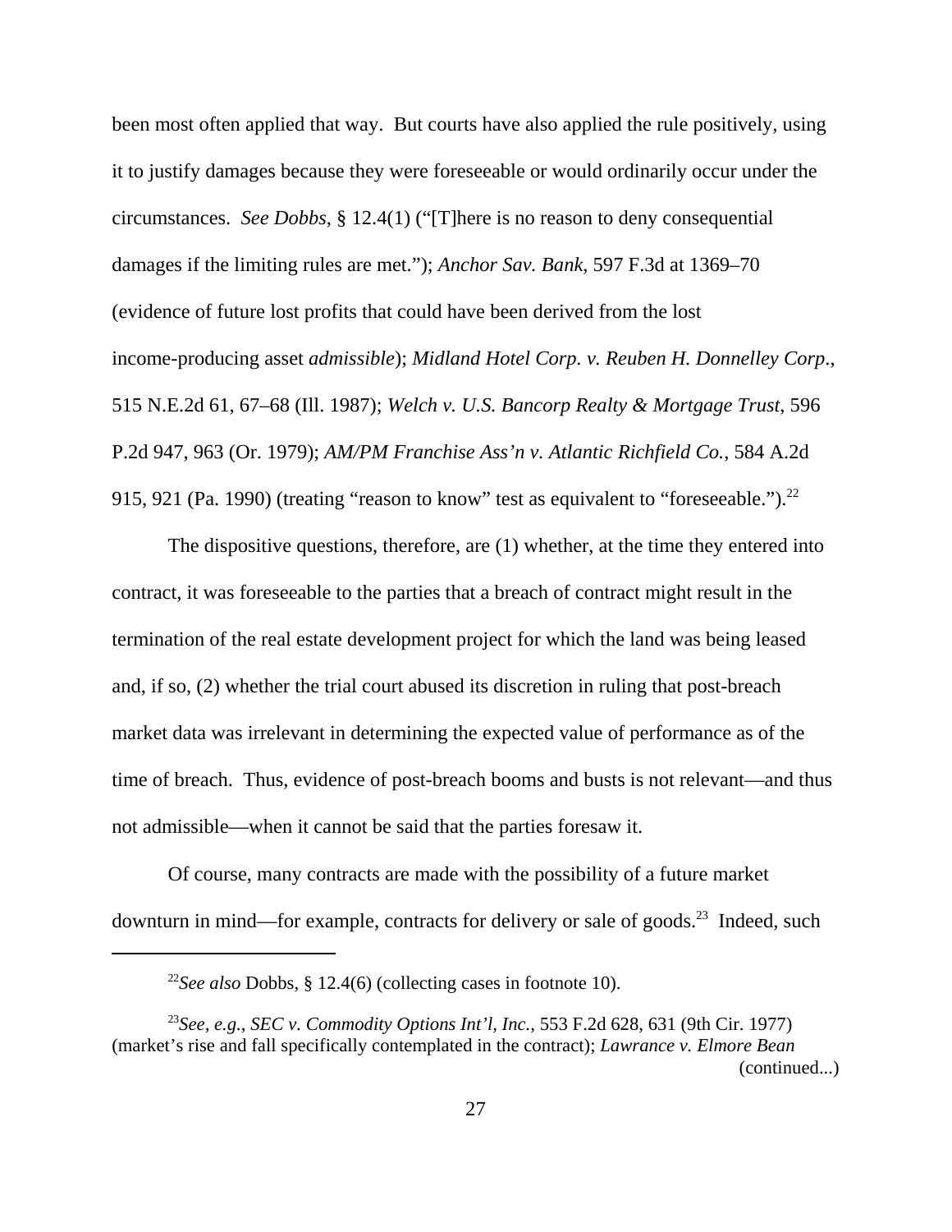been most often applied that way. But courts have also applied the rule positively, using it to justify damages because they were foreseeable or would ordinarily occur under the circumstances. *See Dobbs*, § 12.4(1) ("[T]here is no reason to deny consequential damages if the limiting rules are met."); *Anchor Sav. Bank*, 597 F.3d at 1369–70 (evidence of future lost profits that could have been derived from the lost income-producing asset *admissible*); *Midland Hotel Corp. v. Reuben H. Donnelley Corp*., 515 N.E.2d 61, 67–68 (Ill. 1987); *Welch v. U.S. Bancorp Realty & Mortgage Trust*, 596 P.2d 947, 963 (Or. 1979); *AM/PM Franchise Ass'n v. Atlantic Richfield Co.*, 584 A.2d 915, 921 (Pa. 1990) (treating "reason to know" test as equivalent to "foreseeable.").[22]

The dispositive questions, therefore, are (1) whether, at the time they entered into contract, it was foreseeable to the parties that a breach of contract might result in the termination of the real estate development project for which the land was being leased and, if so, (2) whether the trial court abused its discretion in ruling that post-breach market data was irrelevant in determining the expected value of performance as of the time of breach. Thus, evidence of post-breach booms and busts is not relevant—and thus not admissible—when it cannot be said that the parties foresaw it.

Of course, many contracts are made with the possibility of a future market downturn in mind—for example, contracts for delivery or sale of goods.[23] Indeed, such

---

[22]*See also* Dobbs, § 12.4(6) (collecting cases in footnote 10).

[23]*See, e.g.*, *SEC v. Commodity Options Int'l, Inc.*, 553 F.2d 628, 631 (9th Cir. 1977) (market's rise and fall specifically contemplated in the contract); *Lawrance v. Elmore Bean* (continued...)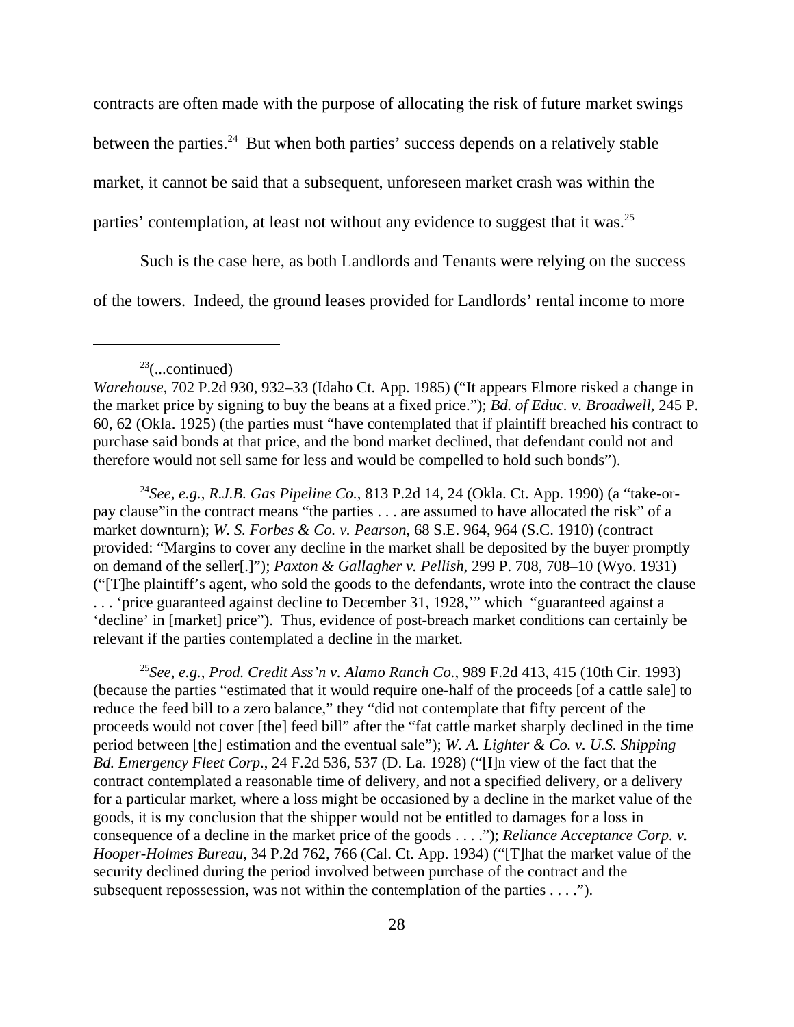contracts are often made with the purpose of allocating the risk of future market swings between the parties.[24] But when both parties' success depends on a relatively stable market, it cannot be said that a subsequent, unforeseen market crash was within the parties' contemplation, at least not without any evidence to suggest that it was.[25]

Such is the case here, as both Landlords and Tenants were relying on the success of the towers. Indeed, the ground leases provided for Landlords' rental income to more

---

[23](...continued) *Warehouse*, 702 P.2d 930, 932–33 (Idaho Ct. App. 1985) ("It appears Elmore risked a change in the market price by signing to buy the beans at a fixed price."); *Bd. of Educ. v. Broadwell*, 245 P. 60, 62 (Okla. 1925) (the parties must "have contemplated that if plaintiff breached his contract to purchase said bonds at that price, and the bond market declined, that defendant could not and therefore would not sell same for less and would be compelled to hold such bonds").

[24]*See, e.g.*, *R.J.B. Gas Pipeline Co.*, 813 P.2d 14, 24 (Okla. Ct. App. 1990) (a "take-or-pay clause"in the contract means "the parties . . . are assumed to have allocated the risk" of a market downturn); *W. S. Forbes & Co. v. Pearson*, 68 S.E. 964, 964 (S.C. 1910) (contract provided: "Margins to cover any decline in the market shall be deposited by the buyer promptly on demand of the seller[.]"); *Paxton & Gallagher v. Pellish*, 299 P. 708, 708–10 (Wyo. 1931) ("[T]he plaintiff's agent, who sold the goods to the defendants, wrote into the contract the clause . . . 'price guaranteed against decline to December 31, 1928,'" which "guaranteed against a 'decline' in [market] price"). Thus, evidence of post-breach market conditions can certainly be relevant if the parties contemplated a decline in the market.

[25]*See, e.g.*, *Prod. Credit Ass'n v. Alamo Ranch Co.*, 989 F.2d 413, 415 (10th Cir. 1993) (because the parties "estimated that it would require one-half of the proceeds [of a cattle sale] to reduce the feed bill to a zero balance," they "did not contemplate that fifty percent of the proceeds would not cover [the] feed bill" after the "fat cattle market sharply declined in the time period between [the] estimation and the eventual sale"); *W. A. Lighter & Co. v. U.S. Shipping Bd. Emergency Fleet Corp.*, 24 F.2d 536, 537 (D. La. 1928) ("[I]n view of the fact that the contract contemplated a reasonable time of delivery, and not a specified delivery, or a delivery for a particular market, where a loss might be occasioned by a decline in the market value of the goods, it is my conclusion that the shipper would not be entitled to damages for a loss in consequence of a decline in the market price of the goods . . . ."); *Reliance Acceptance Corp. v. Hooper-Holmes Bureau*, 34 P.2d 762, 766 (Cal. Ct. App. 1934) ("[T]hat the market value of the security declined during the period involved between purchase of the contract and the subsequent repossession, was not within the contemplation of the parties . . . .").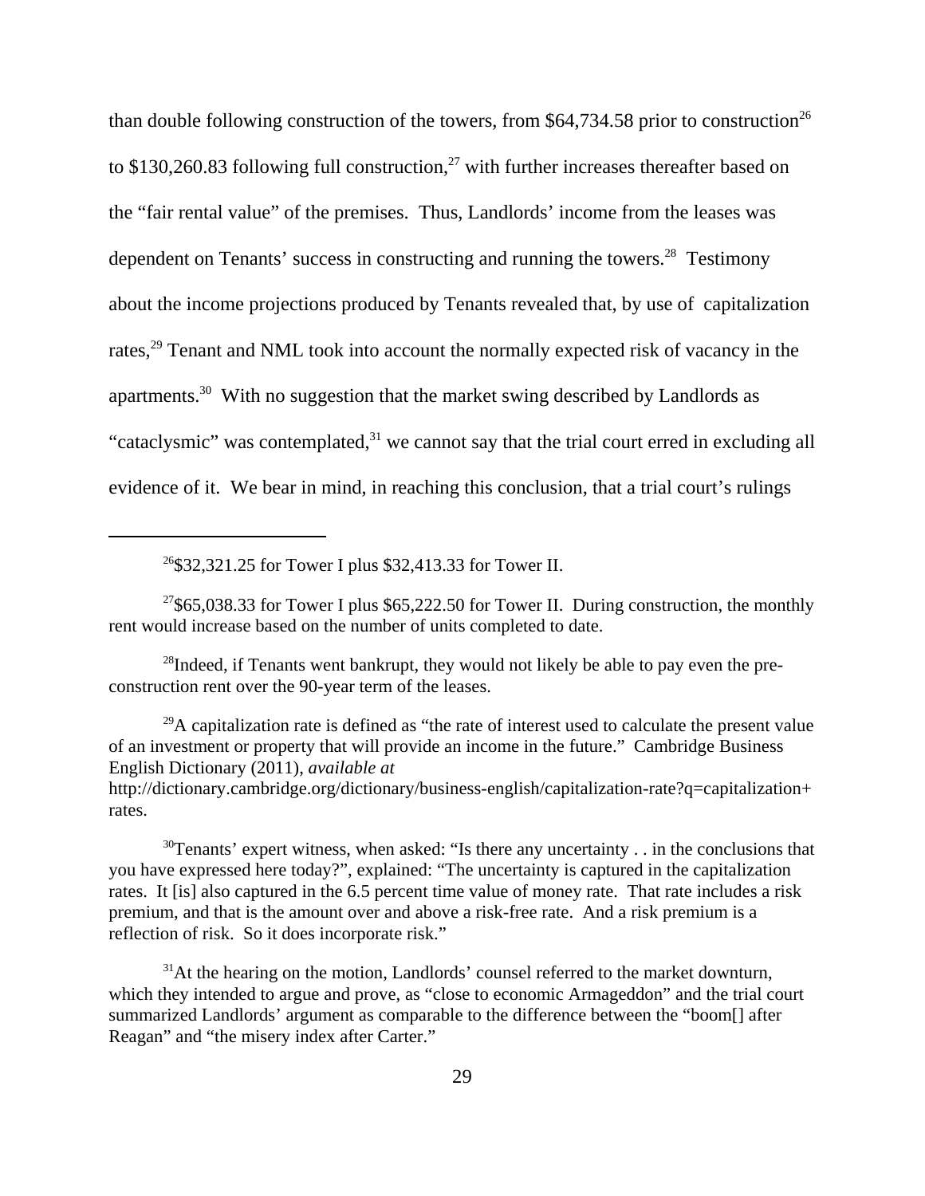than double following construction of the towers, from $64,734.58 prior to construction[26] to $130,260.83 following full construction,[27] with further increases thereafter based on the "fair rental value" of the premises. Thus, Landlords' income from the leases was dependent on Tenants' success in constructing and running the towers.[28] Testimony about the income projections produced by Tenants revealed that, by use of capitalization rates,[29] Tenant and NML took into account the normally expected risk of vacancy in the apartments.[30] With no suggestion that the market swing described by Landlords as "cataclysmic" was contemplated,[31] we cannot say that the trial court erred in excluding all evidence of it. We bear in mind, in reaching this conclusion, that a trial court's rulings

---

[26] $32,321.25 for Tower I plus $32,413.33 for Tower II.

[27] $65,038.33 for Tower I plus $65,222.50 for Tower II. During construction, the monthly rent would increase based on the number of units completed to date.

[28] Indeed, if Tenants went bankrupt, they would not likely be able to pay even the pre-construction rent over the 90-year term of the leases.

[29] A capitalization rate is defined as "the rate of interest used to calculate the present value of an investment or property that will provide an income in the future." Cambridge Business English Dictionary (2011), *available at* http://dictionary.cambridge.org/dictionary/business-english/capitalization-rate?q=capitalization+rates.

[30] Tenants' expert witness, when asked: "Is there any uncertainty . . in the conclusions that you have expressed here today?", explained: "The uncertainty is captured in the capitalization rates. It [is] also captured in the 6.5 percent time value of money rate. That rate includes a risk premium, and that is the amount over and above a risk-free rate. And a risk premium is a reflection of risk. So it does incorporate risk."

[31] At the hearing on the motion, Landlords' counsel referred to the market downturn, which they intended to argue and prove, as "close to economic Armageddon" and the trial court summarized Landlords' argument as comparable to the difference between the "boom[] after Reagan" and "the misery index after Carter."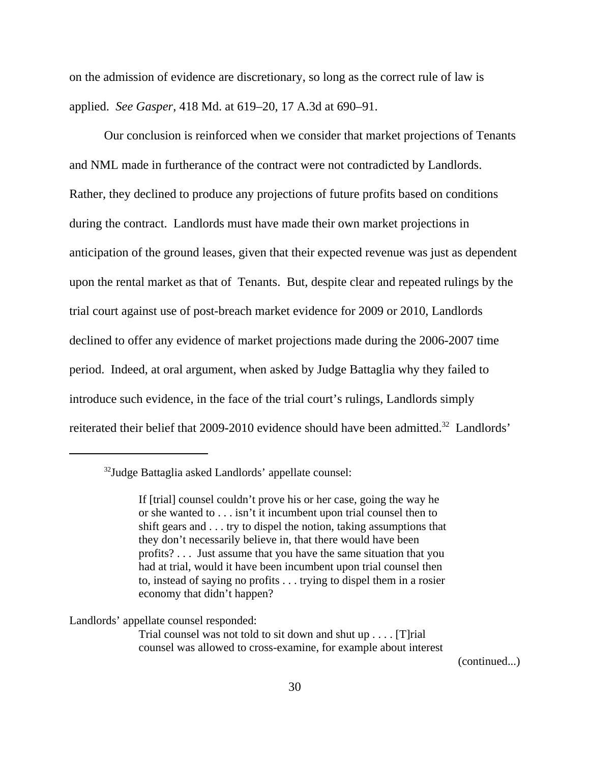on the admission of evidence are discretionary, so long as the correct rule of law is applied. *See Gasper*, 418 Md. at 619–20, 17 A.3d at 690–91.

Our conclusion is reinforced when we consider that market projections of Tenants and NML made in furtherance of the contract were not contradicted by Landlords. Rather, they declined to produce any projections of future profits based on conditions during the contract. Landlords must have made their own market projections in anticipation of the ground leases, given that their expected revenue was just as dependent upon the rental market as that of Tenants. But, despite clear and repeated rulings by the trial court against use of post-breach market evidence for 2009 or 2010, Landlords declined to offer any evidence of market projections made during the 2006-2007 time period. Indeed, at oral argument, when asked by Judge Battaglia why they failed to introduce such evidence, in the face of the trial court's rulings, Landlords simply reiterated their belief that 2009-2010 evidence should have been admitted.[32] Landlords'

---

[32]Judge Battaglia asked Landlords' appellate counsel:

> If [trial] counsel couldn't prove his or her case, going the way he or she wanted to . . . isn't it incumbent upon trial counsel then to shift gears and . . . try to dispel the notion, taking assumptions that they don't necessarily believe in, that there would have been profits? . . . Just assume that you have the same situation that you had at trial, would it have been incumbent upon trial counsel then to, instead of saying no profits . . . trying to dispel them in a rosier economy that didn't happen?

Landlords' appellate counsel responded:

> Trial counsel was not told to sit down and shut up . . . . [T]rial counsel was allowed to cross-examine, for example about interest

(continued...)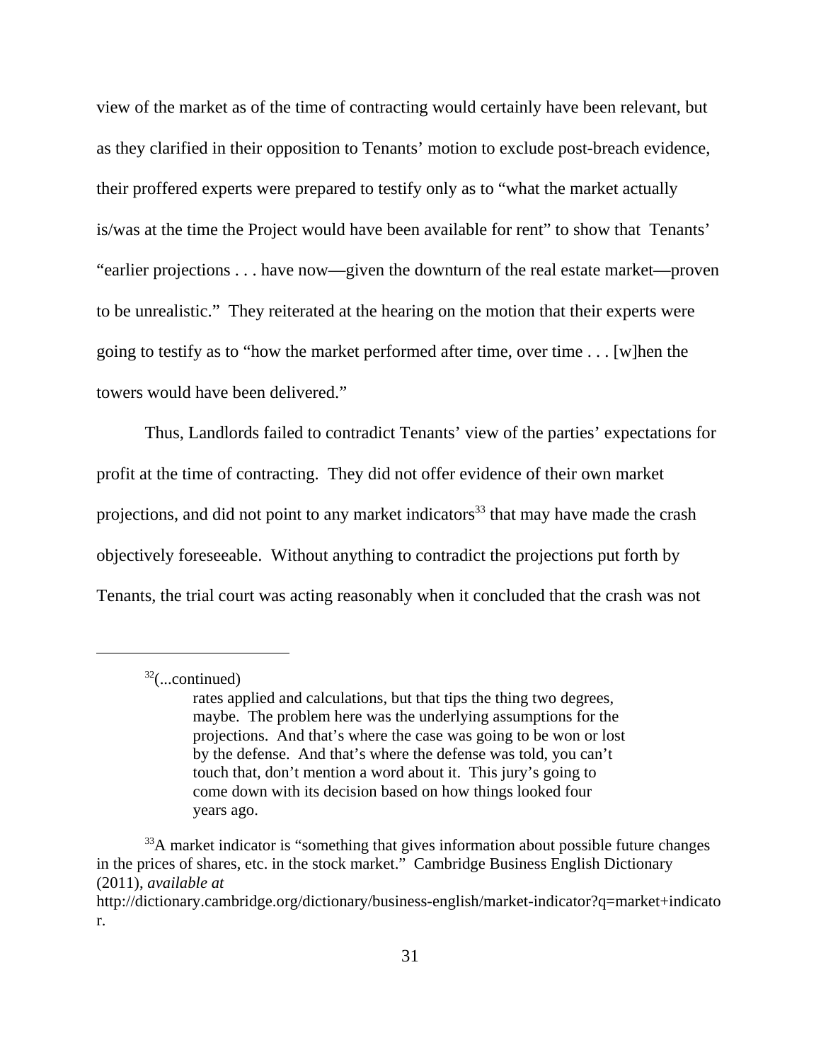view of the market as of the time of contracting would certainly have been relevant, but as they clarified in their opposition to Tenants' motion to exclude post-breach evidence, their proffered experts were prepared to testify only as to "what the market actually is/was at the time the Project would have been available for rent" to show that Tenants' "earlier projections . . . have now—given the downturn of the real estate market—proven to be unrealistic." They reiterated at the hearing on the motion that their experts were going to testify as to "how the market performed after time, over time . . . [w]hen the towers would have been delivered."

Thus, Landlords failed to contradict Tenants' view of the parties' expectations for profit at the time of contracting. They did not offer evidence of their own market projections, and did not point to any market indicators[33] that may have made the crash objectively foreseeable. Without anything to contradict the projections put forth by Tenants, the trial court was acting reasonably when it concluded that the crash was not

---

[32](...continued)

> rates applied and calculations, but that tips the thing two degrees, maybe. The problem here was the underlying assumptions for the projections. And that's where the case was going to be won or lost by the defense. And that's where the defense was told, you can't touch that, don't mention a word about it. This jury's going to come down with its decision based on how things looked four years ago.

[33]A market indicator is "something that gives information about possible future changes in the prices of shares, etc. in the stock market." Cambridge Business English Dictionary (2011), *available at* http://dictionary.cambridge.org/dictionary/business-english/market-indicator?q=market+indicator.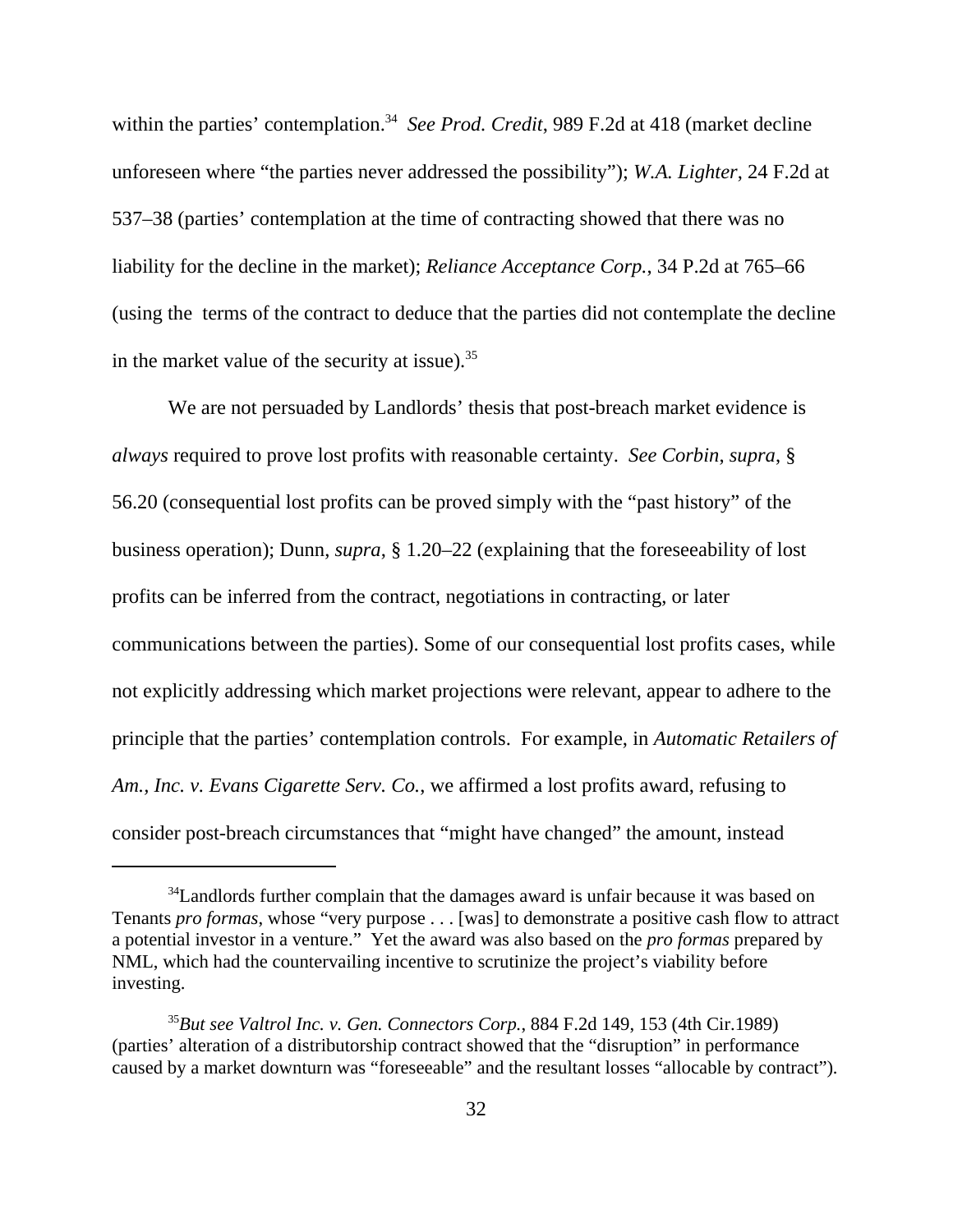within the parties' contemplation.[34] *See Prod. Credit*, 989 F.2d at 418 (market decline unforeseen where "the parties never addressed the possibility"); *W.A. Lighter*, 24 F.2d at 537–38 (parties' contemplation at the time of contracting showed that there was no liability for the decline in the market); *Reliance Acceptance Corp.*, 34 P.2d at 765–66 (using the terms of the contract to deduce that the parties did not contemplate the decline in the market value of the security at issue).[35]

We are not persuaded by Landlords' thesis that post-breach market evidence is *always* required to prove lost profits with reasonable certainty. *See Corbin*, *supra*, § 56.20 (consequential lost profits can be proved simply with the "past history" of the business operation); Dunn, *supra*, § 1.20–22 (explaining that the foreseeability of lost profits can be inferred from the contract, negotiations in contracting, or later communications between the parties). Some of our consequential lost profits cases, while not explicitly addressing which market projections were relevant, appear to adhere to the principle that the parties' contemplation controls. For example, in *Automatic Retailers of Am., Inc. v. Evans Cigarette Serv. Co.*, we affirmed a lost profits award, refusing to consider post-breach circumstances that "might have changed" the amount, instead

---

[34] Landlords further complain that the damages award is unfair because it was based on Tenants *pro formas*, whose "very purpose . . . [was] to demonstrate a positive cash flow to attract a potential investor in a venture." Yet the award was also based on the *pro formas* prepared by NML, which had the countervailing incentive to scrutinize the project's viability before investing.

[35] *But see Valtrol Inc. v. Gen. Connectors Corp.*, 884 F.2d 149, 153 (4th Cir.1989) (parties' alteration of a distributorship contract showed that the "disruption" in performance caused by a market downturn was "foreseeable" and the resultant losses "allocable by contract").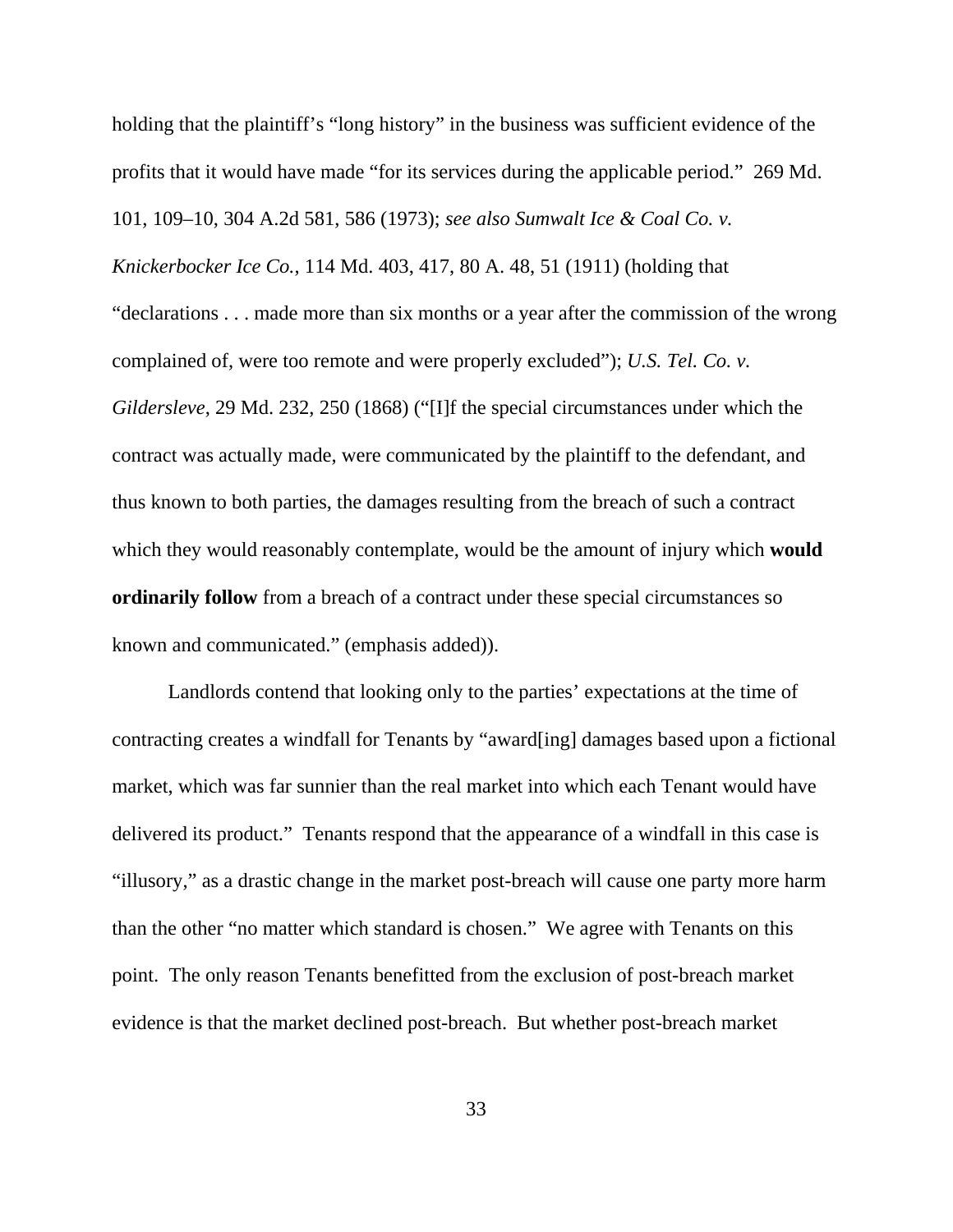holding that the plaintiff's "long history" in the business was sufficient evidence of the profits that it would have made "for its services during the applicable period." 269 Md. 101, 109–10, 304 A.2d 581, 586 (1973); *see also Sumwalt Ice & Coal Co. v. Knickerbocker Ice Co.*, 114 Md. 403, 417, 80 A. 48, 51 (1911) (holding that "declarations . . . made more than six months or a year after the commission of the wrong complained of, were too remote and were properly excluded"); *U.S. Tel. Co. v. Gildersleve*, 29 Md. 232, 250 (1868) ("[I]f the special circumstances under which the contract was actually made, were communicated by the plaintiff to the defendant, and thus known to both parties, the damages resulting from the breach of such a contract which they would reasonably contemplate, would be the amount of injury which **would ordinarily follow** from a breach of a contract under these special circumstances so known and communicated." (emphasis added)).

Landlords contend that looking only to the parties' expectations at the time of contracting creates a windfall for Tenants by "award[ing] damages based upon a fictional market, which was far sunnier than the real market into which each Tenant would have delivered its product." Tenants respond that the appearance of a windfall in this case is "illusory," as a drastic change in the market post-breach will cause one party more harm than the other "no matter which standard is chosen." We agree with Tenants on this point. The only reason Tenants benefitted from the exclusion of post-breach market evidence is that the market declined post-breach. But whether post-breach market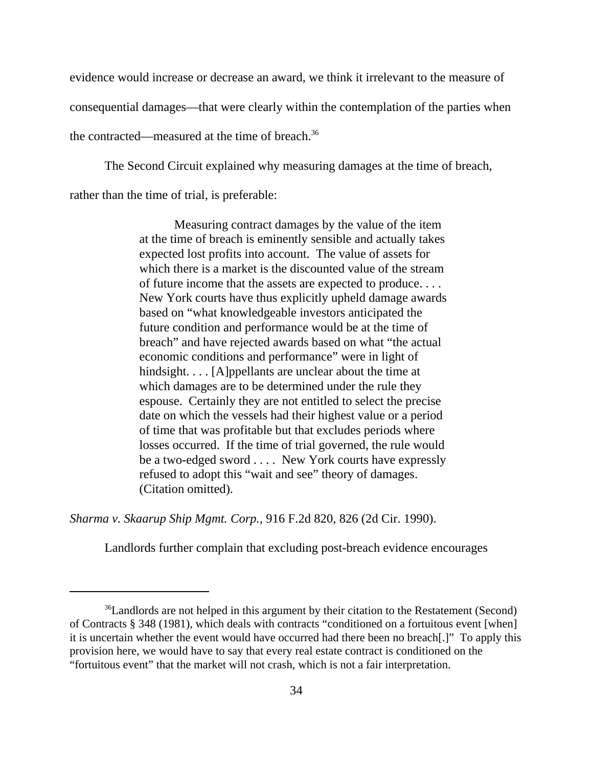evidence would increase or decrease an award, we think it irrelevant to the measure of consequential damages—that were clearly within the contemplation of the parties when the contracted—measured at the time of breach.[36]

The Second Circuit explained why measuring damages at the time of breach, rather than the time of trial, is preferable:

> Measuring contract damages by the value of the item at the time of breach is eminently sensible and actually takes expected lost profits into account. The value of assets for which there is a market is the discounted value of the stream of future income that the assets are expected to produce. . . . New York courts have thus explicitly upheld damage awards based on "what knowledgeable investors anticipated the future condition and performance would be at the time of breach" and have rejected awards based on what "the actual economic conditions and performance" were in light of hindsight. . . . [A]ppellants are unclear about the time at which damages are to be determined under the rule they espouse. Certainly they are not entitled to select the precise date on which the vessels had their highest value or a period of time that was profitable but that excludes periods where losses occurred. If the time of trial governed, the rule would be a two-edged sword . . . . New York courts have expressly refused to adopt this "wait and see" theory of damages. (Citation omitted).

*Sharma v. Skaarup Ship Mgmt. Corp.*, 916 F.2d 820, 826 (2d Cir. 1990).

Landlords further complain that excluding post-breach evidence encourages

---

[36] Landlords are not helped in this argument by their citation to the Restatement (Second) of Contracts § 348 (1981), which deals with contracts "conditioned on a fortuitous event [when] it is uncertain whether the event would have occurred had there been no breach[.]" To apply this provision here, we would have to say that every real estate contract is conditioned on the "fortuitous event" that the market will not crash, which is not a fair interpretation.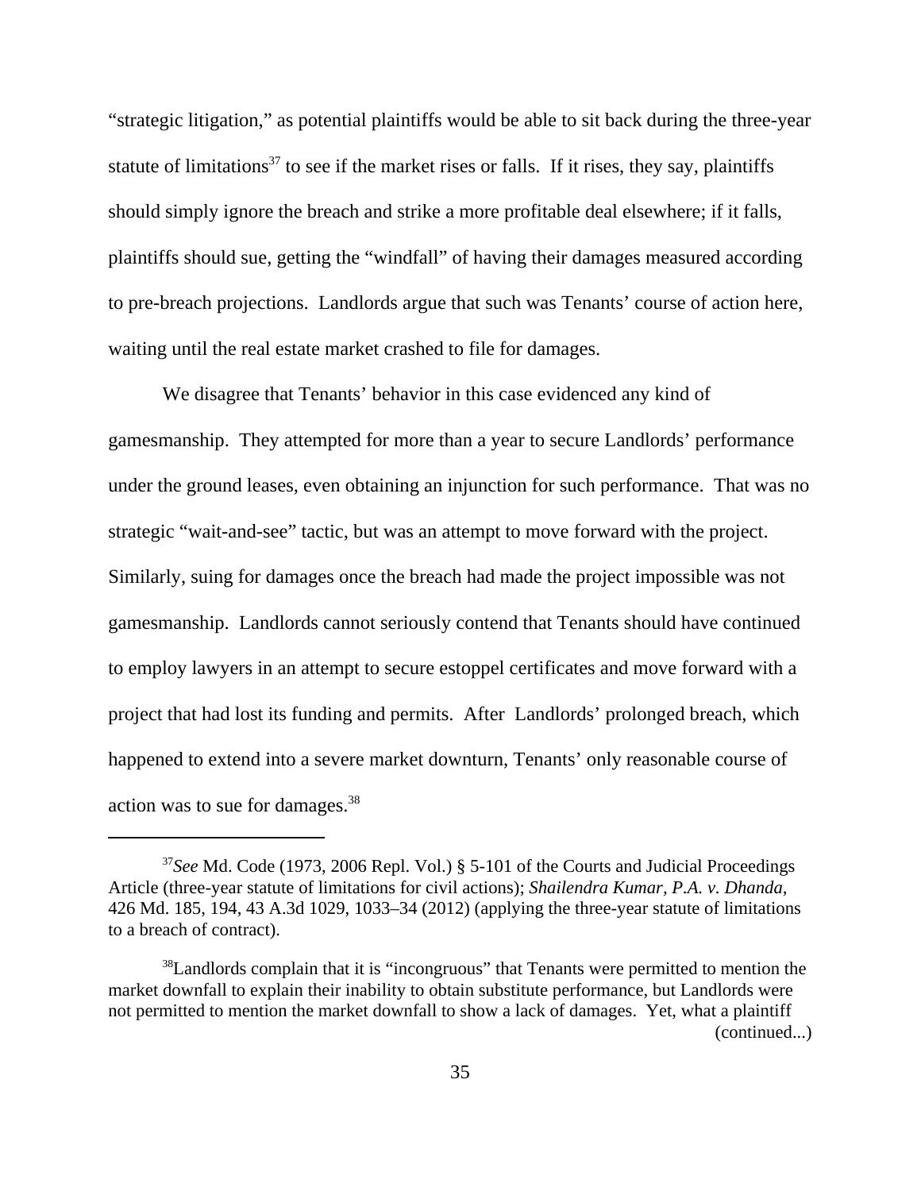"strategic litigation," as potential plaintiffs would be able to sit back during the three-year statute of limitations[37] to see if the market rises or falls. If it rises, they say, plaintiffs should simply ignore the breach and strike a more profitable deal elsewhere; if it falls, plaintiffs should sue, getting the "windfall" of having their damages measured according to pre-breach projections. Landlords argue that such was Tenants' course of action here, waiting until the real estate market crashed to file for damages.

We disagree that Tenants' behavior in this case evidenced any kind of gamesmanship. They attempted for more than a year to secure Landlords' performance under the ground leases, even obtaining an injunction for such performance. That was no strategic "wait-and-see" tactic, but was an attempt to move forward with the project. Similarly, suing for damages once the breach had made the project impossible was not gamesmanship. Landlords cannot seriously contend that Tenants should have continued to employ lawyers in an attempt to secure estoppel certificates and move forward with a project that had lost its funding and permits. After Landlords' prolonged breach, which happened to extend into a severe market downturn, Tenants' only reasonable course of action was to sue for damages.[38]

---

[37] *See* Md. Code (1973, 2006 Repl. Vol.) § 5-101 of the Courts and Judicial Proceedings Article (three-year statute of limitations for civil actions); *Shailendra Kumar, P.A. v. Dhanda*, 426 Md. 185, 194, 43 A.3d 1029, 1033–34 (2012) (applying the three-year statute of limitations to a breach of contract).

[38] Landlords complain that it is "incongruous" that Tenants were permitted to mention the market downfall to explain their inability to obtain substitute performance, but Landlords were not permitted to mention the market downfall to show a lack of damages. Yet, what a plaintiff (continued...)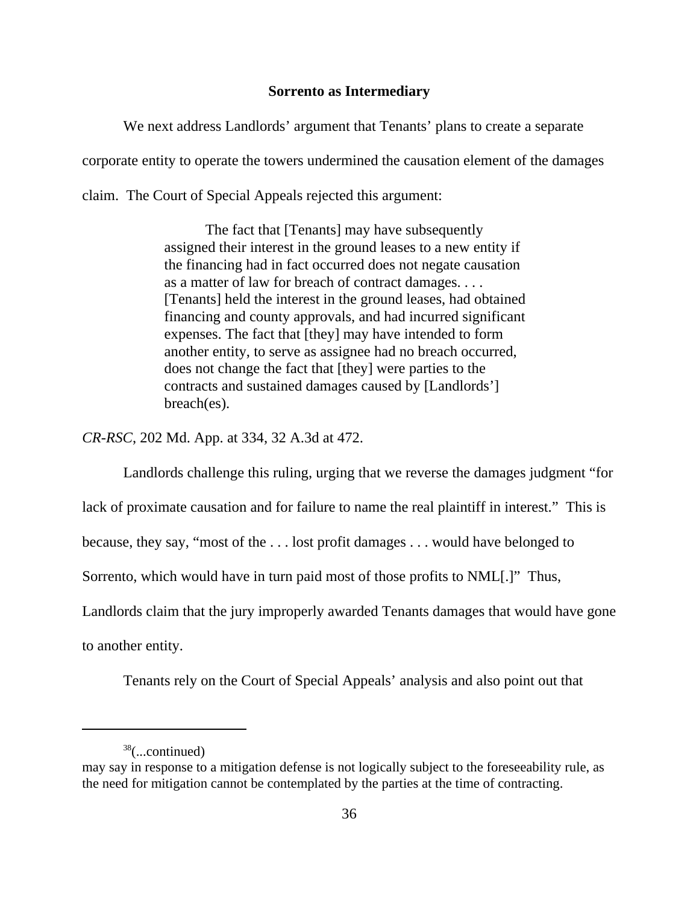## Sorrento as Intermediary

We next address Landlords' argument that Tenants' plans to create a separate corporate entity to operate the towers undermined the causation element of the damages claim. The Court of Special Appeals rejected this argument:

> The fact that [Tenants] may have subsequently assigned their interest in the ground leases to a new entity if the financing had in fact occurred does not negate causation as a matter of law for breach of contract damages. . . . [Tenants] held the interest in the ground leases, had obtained financing and county approvals, and had incurred significant expenses. The fact that [they] may have intended to form another entity, to serve as assignee had no breach occurred, does not change the fact that [they] were parties to the contracts and sustained damages caused by [Landlords'] breach(es).

*CR-RSC*, 202 Md. App. at 334, 32 A.3d at 472.

Landlords challenge this ruling, urging that we reverse the damages judgment "for lack of proximate causation and for failure to name the real plaintiff in interest." This is because, they say, "most of the . . . lost profit damages . . . would have belonged to Sorrento, which would have in turn paid most of those profits to NML[.]" Thus, Landlords claim that the jury improperly awarded Tenants damages that would have gone to another entity.

Tenants rely on the Court of Special Appeals' analysis and also point out that

---

[38](...continued)
may say in response to a mitigation defense is not logically subject to the foreseeability rule, as the need for mitigation cannot be contemplated by the parties at the time of contracting.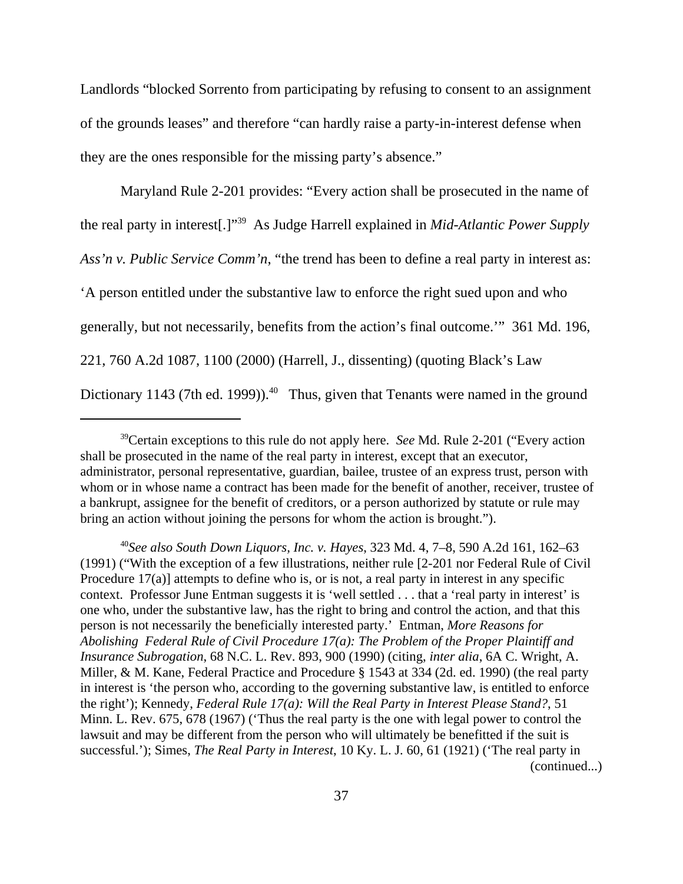Landlords "blocked Sorrento from participating by refusing to consent to an assignment of the grounds leases" and therefore "can hardly raise a party-in-interest defense when they are the ones responsible for the missing party's absence."

Maryland Rule 2-201 provides: "Every action shall be prosecuted in the name of the real party in interest[.]"[39] As Judge Harrell explained in *Mid-Atlantic Power Supply Ass'n v. Public Service Comm'n*, "the trend has been to define a real party in interest as: 'A person entitled under the substantive law to enforce the right sued upon and who generally, but not necessarily, benefits from the action's final outcome.'" 361 Md. 196, 221, 760 A.2d 1087, 1100 (2000) (Harrell, J., dissenting) (quoting Black's Law Dictionary 1143 (7th ed. 1999)).[40] Thus, given that Tenants were named in the ground

---

[39]Certain exceptions to this rule do not apply here. *See* Md. Rule 2-201 ("Every action shall be prosecuted in the name of the real party in interest, except that an executor, administrator, personal representative, guardian, bailee, trustee of an express trust, person with whom or in whose name a contract has been made for the benefit of another, receiver, trustee of a bankrupt, assignee for the benefit of creditors, or a person authorized by statute or rule may bring an action without joining the persons for whom the action is brought.").

[40]*See also South Down Liquors, Inc. v. Hayes*, 323 Md. 4, 7–8, 590 A.2d 161, 162–63 (1991) ("With the exception of a few illustrations, neither rule [2-201 nor Federal Rule of Civil Procedure 17(a)] attempts to define who is, or is not, a real party in interest in any specific context. Professor June Entman suggests it is 'well settled . . . that a 'real party in interest' is one who, under the substantive law, has the right to bring and control the action, and that this person is not necessarily the beneficially interested party.' Entman, *More Reasons for Abolishing Federal Rule of Civil Procedure 17(a): The Problem of the Proper Plaintiff and Insurance Subrogation*, 68 N.C. L. Rev. 893, 900 (1990) (citing, *inter alia*, 6A C. Wright, A. Miller, & M. Kane, Federal Practice and Procedure § 1543 at 334 (2d. ed. 1990) (the real party in interest is 'the person who, according to the governing substantive law, is entitled to enforce the right'); Kennedy, *Federal Rule 17(a): Will the Real Party in Interest Please Stand?*, 51 Minn. L. Rev. 675, 678 (1967) ('Thus the real party is the one with legal power to control the lawsuit and may be different from the person who will ultimately be benefitted if the suit is successful.'); Simes, *The Real Party in Interest*, 10 Ky. L. J. 60, 61 (1921) ('The real party in

(continued...)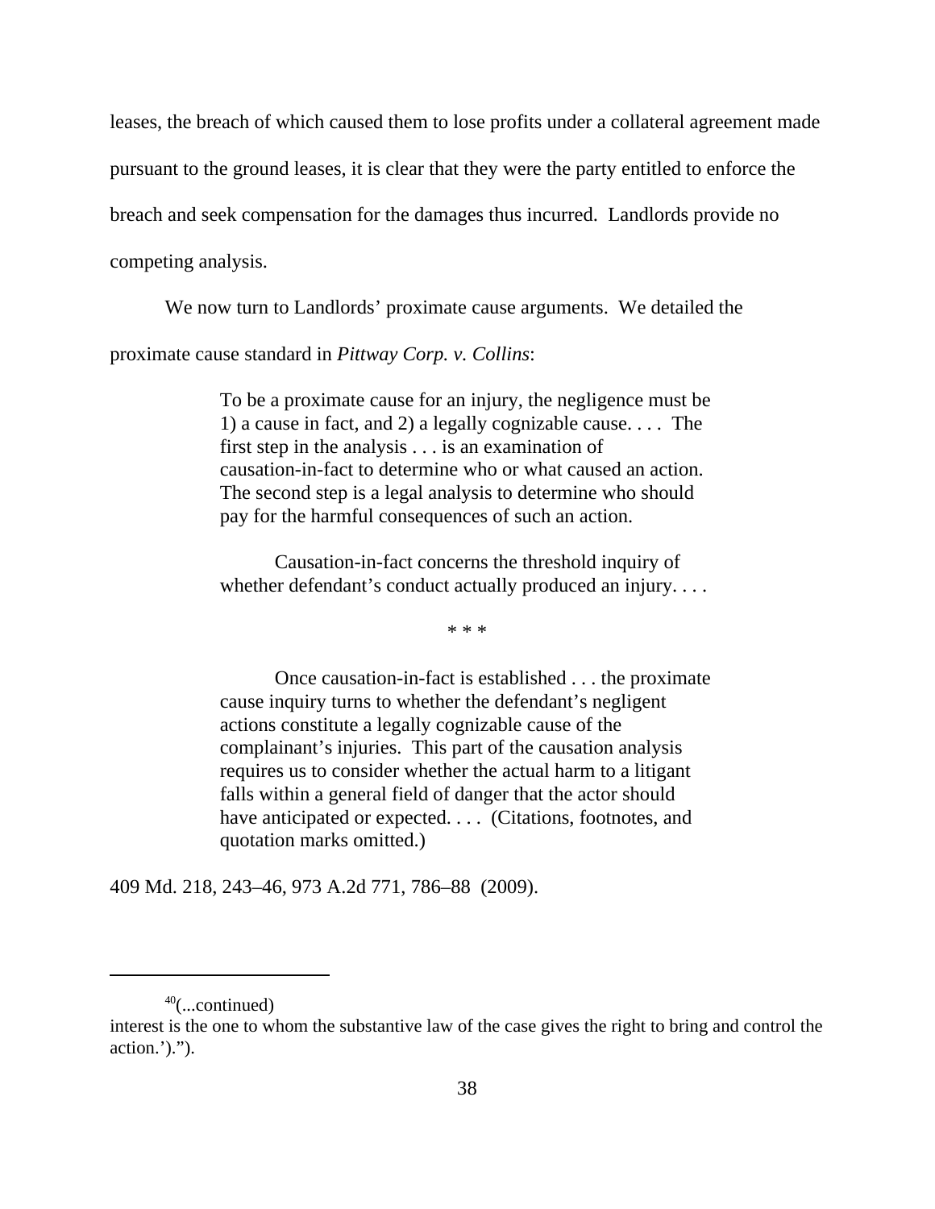leases, the breach of which caused them to lose profits under a collateral agreement made pursuant to the ground leases, it is clear that they were the party entitled to enforce the breach and seek compensation for the damages thus incurred. Landlords provide no competing analysis.

We now turn to Landlords' proximate cause arguments. We detailed the proximate cause standard in *Pittway Corp. v. Collins*:

> To be a proximate cause for an injury, the negligence must be 1) a cause in fact, and 2) a legally cognizable cause. . . . The first step in the analysis . . . is an examination of causation-in-fact to determine who or what caused an action. The second step is a legal analysis to determine who should pay for the harmful consequences of such an action.
>
> Causation-in-fact concerns the threshold inquiry of whether defendant's conduct actually produced an injury. . . .
>
> \* \* \*
>
> Once causation-in-fact is established . . . the proximate cause inquiry turns to whether the defendant's negligent actions constitute a legally cognizable cause of the complainant's injuries. This part of the causation analysis requires us to consider whether the actual harm to a litigant falls within a general field of danger that the actor should have anticipated or expected. . . . (Citations, footnotes, and quotation marks omitted.)

409 Md. 218, 243–46, 973 A.2d 771, 786–88 (2009).

---

[40](...continued)
interest is the one to whom the substantive law of the case gives the right to bring and control the action.').").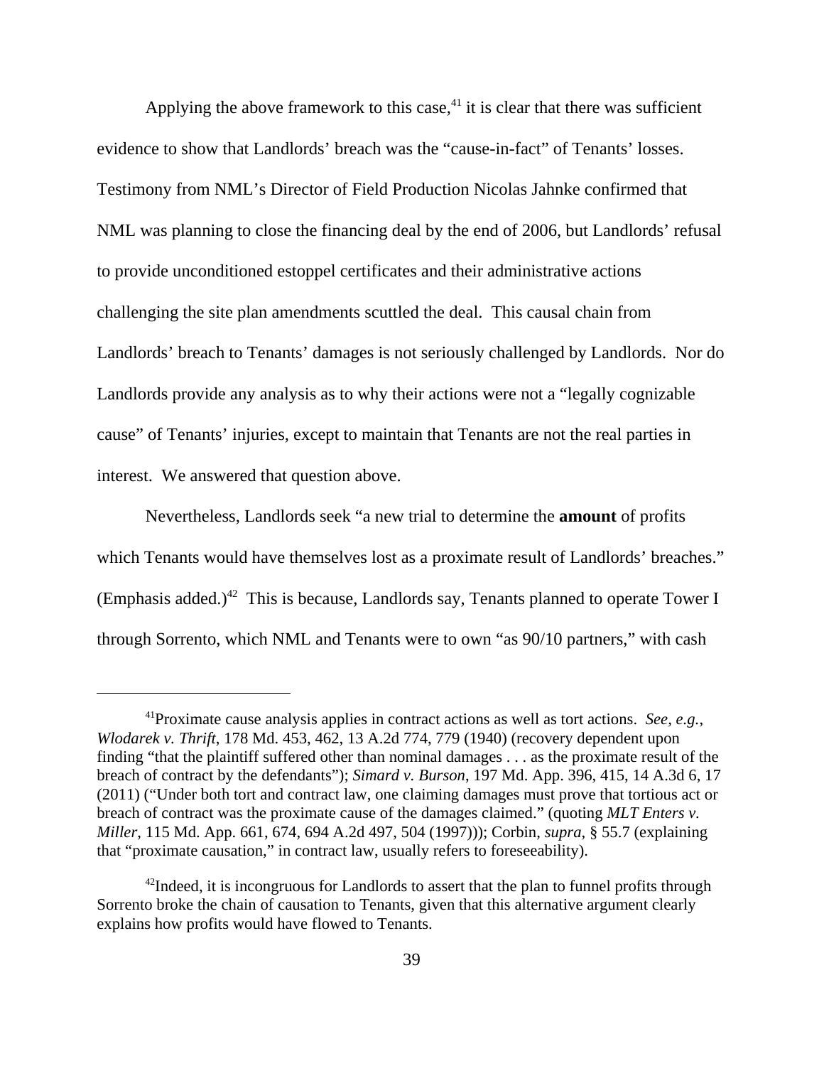Applying the above framework to this case,[41] it is clear that there was sufficient evidence to show that Landlords' breach was the "cause-in-fact" of Tenants' losses. Testimony from NML's Director of Field Production Nicolas Jahnke confirmed that NML was planning to close the financing deal by the end of 2006, but Landlords' refusal to provide unconditioned estoppel certificates and their administrative actions challenging the site plan amendments scuttled the deal. This causal chain from Landlords' breach to Tenants' damages is not seriously challenged by Landlords. Nor do Landlords provide any analysis as to why their actions were not a "legally cognizable cause" of Tenants' injuries, except to maintain that Tenants are not the real parties in interest. We answered that question above.

Nevertheless, Landlords seek "a new trial to determine the **amount** of profits which Tenants would have themselves lost as a proximate result of Landlords' breaches." (Emphasis added.)[42] This is because, Landlords say, Tenants planned to operate Tower I through Sorrento, which NML and Tenants were to own "as 90/10 partners," with cash

---

[41] Proximate cause analysis applies in contract actions as well as tort actions. *See, e.g.*, *Wlodarek v. Thrift*, 178 Md. 453, 462, 13 A.2d 774, 779 (1940) (recovery dependent upon finding "that the plaintiff suffered other than nominal damages . . . as the proximate result of the breach of contract by the defendants"); *Simard v. Burson*, 197 Md. App. 396, 415, 14 A.3d 6, 17 (2011) ("Under both tort and contract law, one claiming damages must prove that tortious act or breach of contract was the proximate cause of the damages claimed." (quoting *MLT Enters v. Miller*, 115 Md. App. 661, 674, 694 A.2d 497, 504 (1997))); Corbin, *supra*, § 55.7 (explaining that "proximate causation," in contract law, usually refers to foreseeability).

[42] Indeed, it is incongruous for Landlords to assert that the plan to funnel profits through Sorrento broke the chain of causation to Tenants, given that this alternative argument clearly explains how profits would have flowed to Tenants.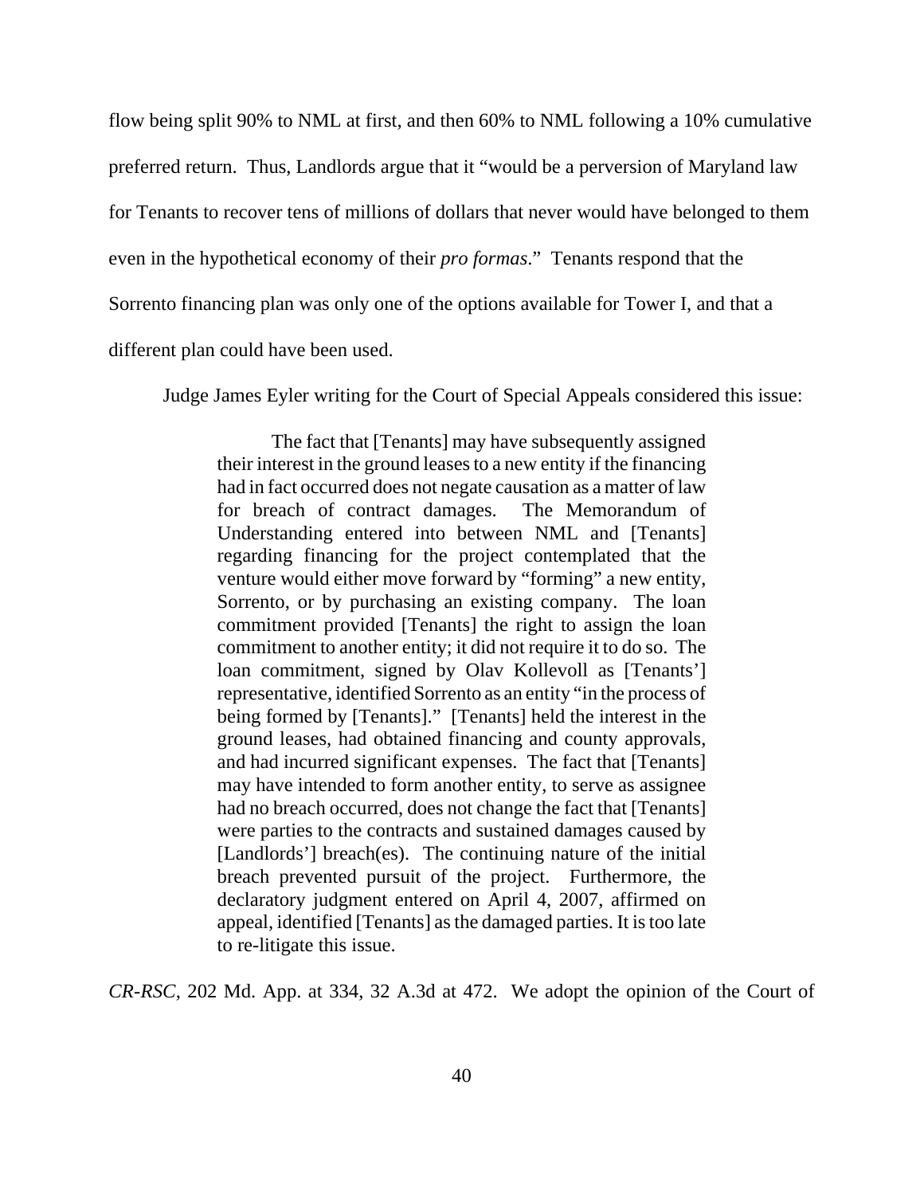flow being split 90% to NML at first, and then 60% to NML following a 10% cumulative preferred return. Thus, Landlords argue that it "would be a perversion of Maryland law for Tenants to recover tens of millions of dollars that never would have belonged to them even in the hypothetical economy of their *pro formas*." Tenants respond that the Sorrento financing plan was only one of the options available for Tower I, and that a different plan could have been used.

Judge James Eyler writing for the Court of Special Appeals considered this issue:

> The fact that [Tenants] may have subsequently assigned their interest in the ground leases to a new entity if the financing had in fact occurred does not negate causation as a matter of law for breach of contract damages. The Memorandum of Understanding entered into between NML and [Tenants] regarding financing for the project contemplated that the venture would either move forward by "forming" a new entity, Sorrento, or by purchasing an existing company. The loan commitment provided [Tenants] the right to assign the loan commitment to another entity; it did not require it to do so. The loan commitment, signed by Olav Kollevoll as [Tenants'] representative, identified Sorrento as an entity "in the process of being formed by [Tenants]." [Tenants] held the interest in the ground leases, had obtained financing and county approvals, and had incurred significant expenses. The fact that [Tenants] may have intended to form another entity, to serve as assignee had no breach occurred, does not change the fact that [Tenants] were parties to the contracts and sustained damages caused by [Landlords'] breach(es). The continuing nature of the initial breach prevented pursuit of the project. Furthermore, the declaratory judgment entered on April 4, 2007, affirmed on appeal, identified [Tenants] as the damaged parties. It is too late to re-litigate this issue.

*CR-RSC*, 202 Md. App. at 334, 32 A.3d at 472. We adopt the opinion of the Court of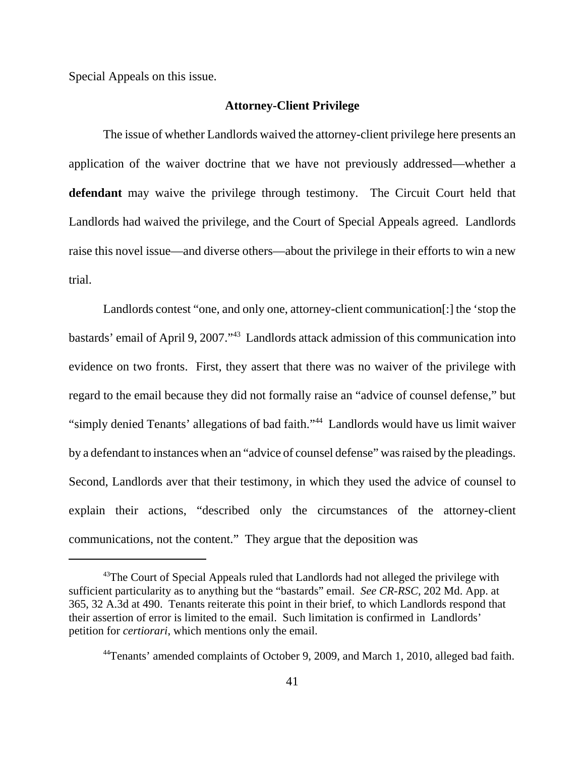Special Appeals on this issue.

### Attorney-Client Privilege

The issue of whether Landlords waived the attorney-client privilege here presents an application of the waiver doctrine that we have not previously addressed—whether a **defendant** may waive the privilege through testimony. The Circuit Court held that Landlords had waived the privilege, and the Court of Special Appeals agreed. Landlords raise this novel issue—and diverse others—about the privilege in their efforts to win a new trial.

Landlords contest "one, and only one, attorney-client communication[:] the 'stop the bastards' email of April 9, 2007."[43] Landlords attack admission of this communication into evidence on two fronts. First, they assert that there was no waiver of the privilege with regard to the email because they did not formally raise an "advice of counsel defense," but "simply denied Tenants' allegations of bad faith."[44] Landlords would have us limit waiver by a defendant to instances when an "advice of counsel defense" was raised by the pleadings. Second, Landlords aver that their testimony, in which they used the advice of counsel to explain their actions, "described only the circumstances of the attorney-client communications, not the content." They argue that the deposition was

---

[43]The Court of Special Appeals ruled that Landlords had not alleged the privilege with sufficient particularity as to anything but the "bastards" email. *See CR-RSC*, 202 Md. App. at 365, 32 A.3d at 490. Tenants reiterate this point in their brief, to which Landlords respond that their assertion of error is limited to the email. Such limitation is confirmed in Landlords' petition for *certiorari*, which mentions only the email.

[44]Tenants' amended complaints of October 9, 2009, and March 1, 2010, alleged bad faith.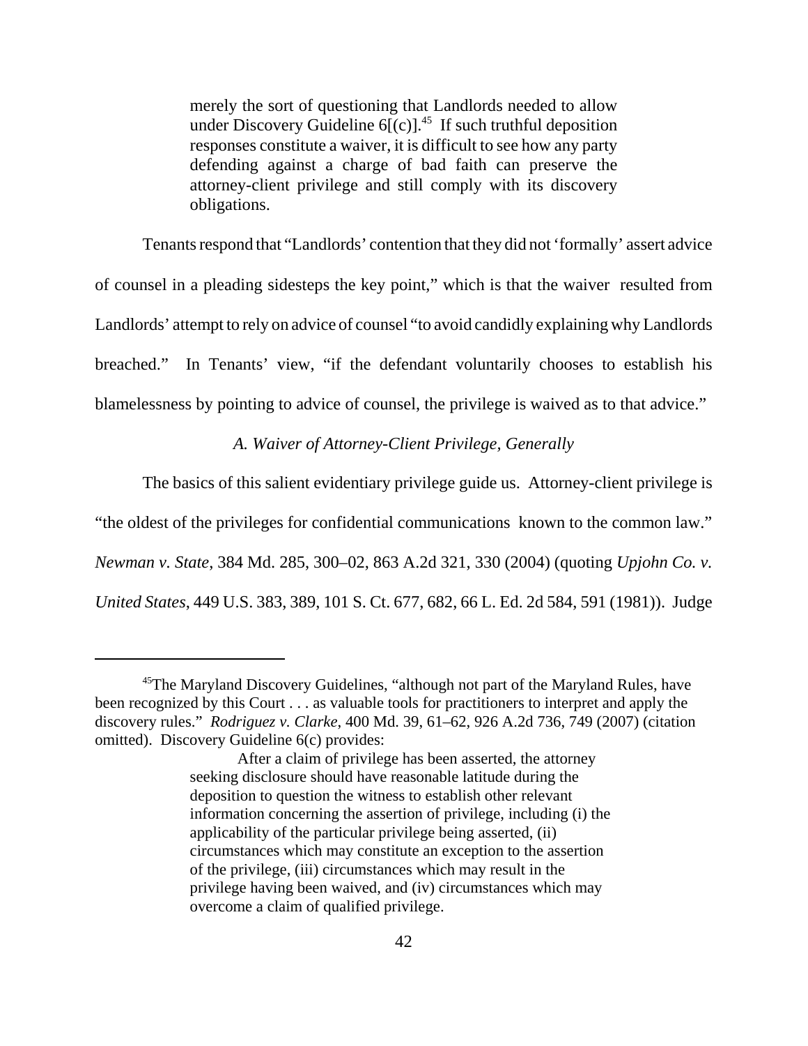> merely the sort of questioning that Landlords needed to allow under Discovery Guideline 6[(c)].[45] If such truthful deposition responses constitute a waiver, it is difficult to see how any party defending against a charge of bad faith can preserve the attorney-client privilege and still comply with its discovery obligations.

Tenants respond that "Landlords' contention that they did not 'formally' assert advice of counsel in a pleading sidesteps the key point," which is that the waiver resulted from Landlords' attempt to rely on advice of counsel "to avoid candidly explaining why Landlords breached." In Tenants' view, "if the defendant voluntarily chooses to establish his blamelessness by pointing to advice of counsel, the privilege is waived as to that advice."

### *A. Waiver of Attorney-Client Privilege, Generally*

The basics of this salient evidentiary privilege guide us. Attorney-client privilege is "the oldest of the privileges for confidential communications known to the common law." *Newman v. State*, 384 Md. 285, 300–02, 863 A.2d 321, 330 (2004) (quoting *Upjohn Co. v. United States*, 449 U.S. 383, 389, 101 S. Ct. 677, 682, 66 L. Ed. 2d 584, 591 (1981)). Judge

---

[45] The Maryland Discovery Guidelines, "although not part of the Maryland Rules, have been recognized by this Court . . . as valuable tools for practitioners to interpret and apply the discovery rules." *Rodriguez v. Clarke*, 400 Md. 39, 61–62, 926 A.2d 736, 749 (2007) (citation omitted). Discovery Guideline 6(c) provides:

> After a claim of privilege has been asserted, the attorney seeking disclosure should have reasonable latitude during the deposition to question the witness to establish other relevant information concerning the assertion of privilege, including (i) the applicability of the particular privilege being asserted, (ii) circumstances which may constitute an exception to the assertion of the privilege, (iii) circumstances which may result in the privilege having been waived, and (iv) circumstances which may overcome a claim of qualified privilege.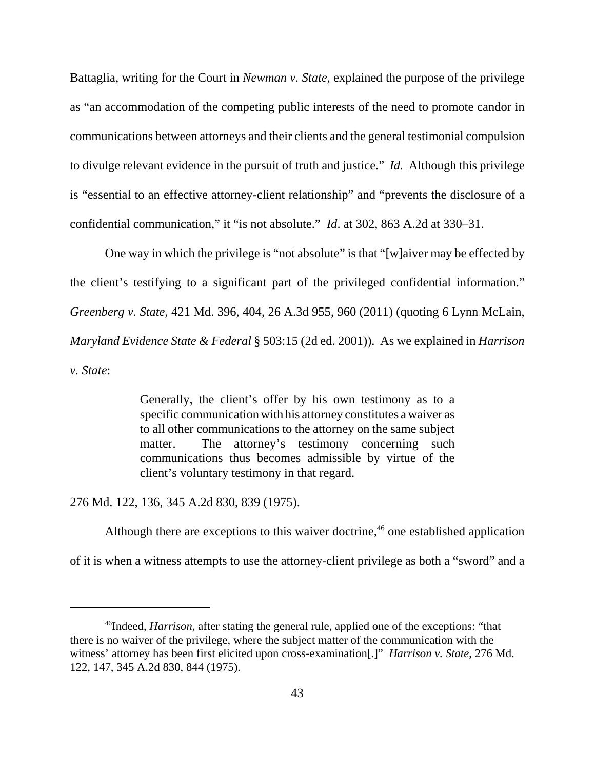Battaglia, writing for the Court in *Newman v. State*, explained the purpose of the privilege as "an accommodation of the competing public interests of the need to promote candor in communications between attorneys and their clients and the general testimonial compulsion to divulge relevant evidence in the pursuit of truth and justice." *Id.* Although this privilege is "essential to an effective attorney-client relationship" and "prevents the disclosure of a confidential communication," it "is not absolute." *Id*. at 302, 863 A.2d at 330–31.

One way in which the privilege is "not absolute" is that "[w]aiver may be effected by the client's testifying to a significant part of the privileged confidential information." *Greenberg v. State*, 421 Md. 396, 404, 26 A.3d 955, 960 (2011) (quoting 6 Lynn McLain, *Maryland Evidence State & Federal* § 503:15 (2d ed. 2001)). As we explained in *Harrison v. State*:

> Generally, the client's offer by his own testimony as to a specific communication with his attorney constitutes a waiver as to all other communications to the attorney on the same subject matter. The attorney's testimony concerning such communications thus becomes admissible by virtue of the client's voluntary testimony in that regard.

276 Md. 122, 136, 345 A.2d 830, 839 (1975).

Although there are exceptions to this waiver doctrine,[46] one established application of it is when a witness attempts to use the attorney-client privilege as both a "sword" and a

---

[46]Indeed, *Harrison*, after stating the general rule, applied one of the exceptions: "that there is no waiver of the privilege, where the subject matter of the communication with the witness' attorney has been first elicited upon cross-examination[.]" *Harrison v. State*, 276 Md. 122, 147, 345 A.2d 830, 844 (1975).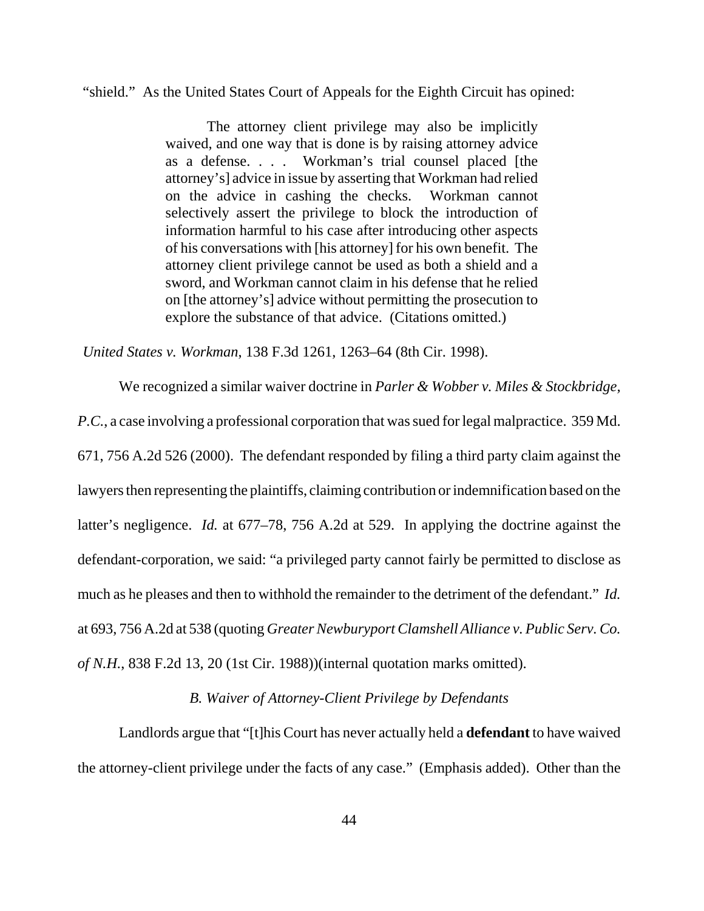"shield." As the United States Court of Appeals for the Eighth Circuit has opined:

> The attorney client privilege may also be implicitly waived, and one way that is done is by raising attorney advice as a defense. . . . Workman's trial counsel placed [the attorney's] advice in issue by asserting that Workman had relied on the advice in cashing the checks. Workman cannot selectively assert the privilege to block the introduction of information harmful to his case after introducing other aspects of his conversations with [his attorney] for his own benefit. The attorney client privilege cannot be used as both a shield and a sword, and Workman cannot claim in his defense that he relied on [the attorney's] advice without permitting the prosecution to explore the substance of that advice. (Citations omitted.)

*United States v. Workman*, 138 F.3d 1261, 1263–64 (8th Cir. 1998).

We recognized a similar waiver doctrine in *Parler & Wobber v. Miles & Stockbridge, P.C.*, a case involving a professional corporation that was sued for legal malpractice. 359 Md. 671, 756 A.2d 526 (2000). The defendant responded by filing a third party claim against the lawyers then representing the plaintiffs, claiming contribution or indemnification based on the latter's negligence. *Id.* at 677–78, 756 A.2d at 529. In applying the doctrine against the defendant-corporation, we said: "a privileged party cannot fairly be permitted to disclose as much as he pleases and then to withhold the remainder to the detriment of the defendant." *Id.* at 693, 756 A.2d at 538 (quoting *Greater Newburyport Clamshell Alliance v. Public Serv. Co. of N.H.*, 838 F.2d 13, 20 (1st Cir. 1988))(internal quotation marks omitted).

### *B. Waiver of Attorney-Client Privilege by Defendants*

Landlords argue that "[t]his Court has never actually held a **defendant** to have waived the attorney-client privilege under the facts of any case." (Emphasis added). Other than the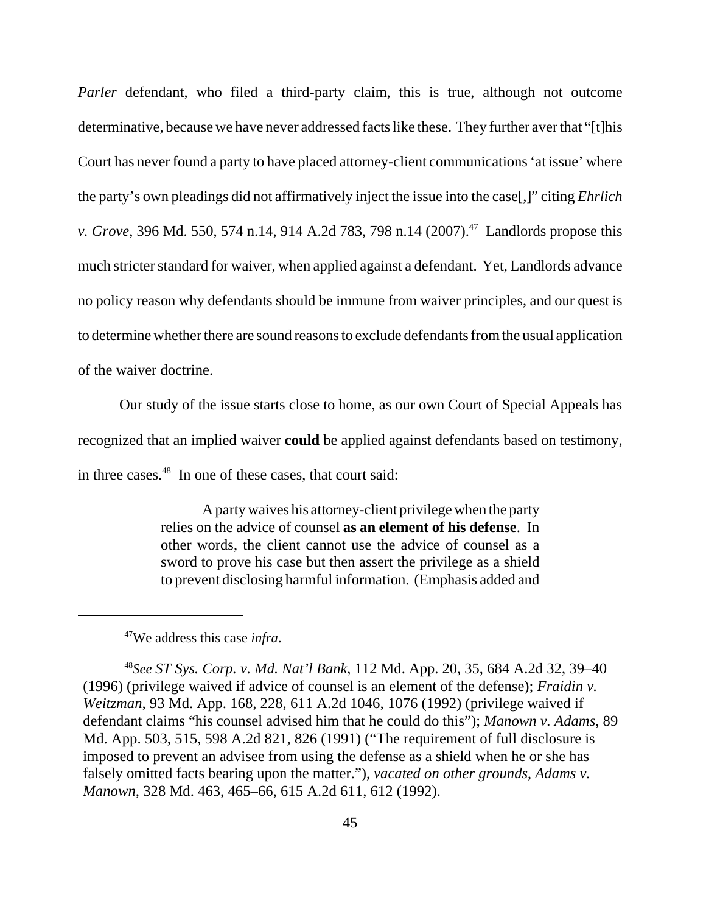*Parler* defendant, who filed a third-party claim, this is true, although not outcome determinative, because we have never addressed facts like these. They further aver that "[t]his Court has never found a party to have placed attorney-client communications 'at issue' where the party's own pleadings did not affirmatively inject the issue into the case[,]" citing *Ehrlich v. Grove*, 396 Md. 550, 574 n.14, 914 A.2d 783, 798 n.14 (2007).[47] Landlords propose this much stricter standard for waiver, when applied against a defendant. Yet, Landlords advance no policy reason why defendants should be immune from waiver principles, and our quest is to determine whether there are sound reasons to exclude defendants from the usual application of the waiver doctrine.

Our study of the issue starts close to home, as our own Court of Special Appeals has recognized that an implied waiver **could** be applied against defendants based on testimony, in three cases.[48] In one of these cases, that court said:

> A party waives his attorney-client privilege when the party relies on the advice of counsel **as an element of his defense**. In other words, the client cannot use the advice of counsel as a sword to prove his case but then assert the privilege as a shield to prevent disclosing harmful information. (Emphasis added and

---

[47]We address this case *infra*.

[48]*See ST Sys. Corp. v. Md. Nat'l Bank*, 112 Md. App. 20, 35, 684 A.2d 32, 39–40 (1996) (privilege waived if advice of counsel is an element of the defense); *Fraidin v. Weitzman*, 93 Md. App. 168, 228, 611 A.2d 1046, 1076 (1992) (privilege waived if defendant claims "his counsel advised him that he could do this"); *Manown v. Adams*, 89 Md. App. 503, 515, 598 A.2d 821, 826 (1991) ("The requirement of full disclosure is imposed to prevent an advisee from using the defense as a shield when he or she has falsely omitted facts bearing upon the matter."), *vacated on other grounds*, *Adams v. Manown*, 328 Md. 463, 465–66, 615 A.2d 611, 612 (1992).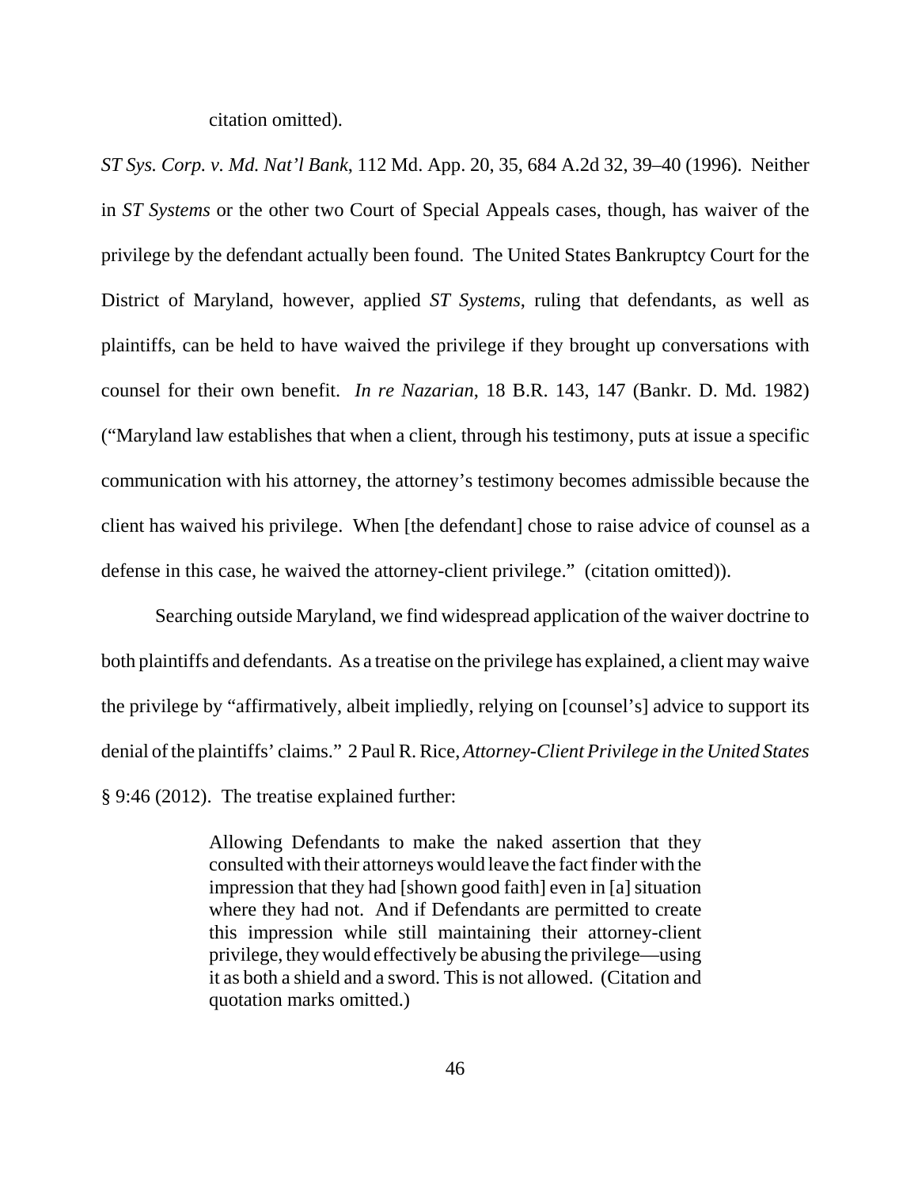citation omitted).

*ST Sys. Corp. v. Md. Nat'l Bank*, 112 Md. App. 20, 35, 684 A.2d 32, 39–40 (1996). Neither in *ST Systems* or the other two Court of Special Appeals cases, though, has waiver of the privilege by the defendant actually been found. The United States Bankruptcy Court for the District of Maryland, however, applied *ST Systems*, ruling that defendants, as well as plaintiffs, can be held to have waived the privilege if they brought up conversations with counsel for their own benefit. *In re Nazarian*, 18 B.R. 143, 147 (Bankr. D. Md. 1982) ("Maryland law establishes that when a client, through his testimony, puts at issue a specific communication with his attorney, the attorney's testimony becomes admissible because the client has waived his privilege. When [the defendant] chose to raise advice of counsel as a defense in this case, he waived the attorney-client privilege." (citation omitted)).

Searching outside Maryland, we find widespread application of the waiver doctrine to both plaintiffs and defendants. As a treatise on the privilege has explained, a client may waive the privilege by "affirmatively, albeit impliedly, relying on [counsel's] advice to support its denial of the plaintiffs' claims." 2 Paul R. Rice, *Attorney-Client Privilege in the United States* § 9:46 (2012). The treatise explained further:

> Allowing Defendants to make the naked assertion that they consulted with their attorneys would leave the fact finder with the impression that they had [shown good faith] even in [a] situation where they had not. And if Defendants are permitted to create this impression while still maintaining their attorney-client privilege, they would effectively be abusing the privilege—using it as both a shield and a sword. This is not allowed. (Citation and quotation marks omitted.)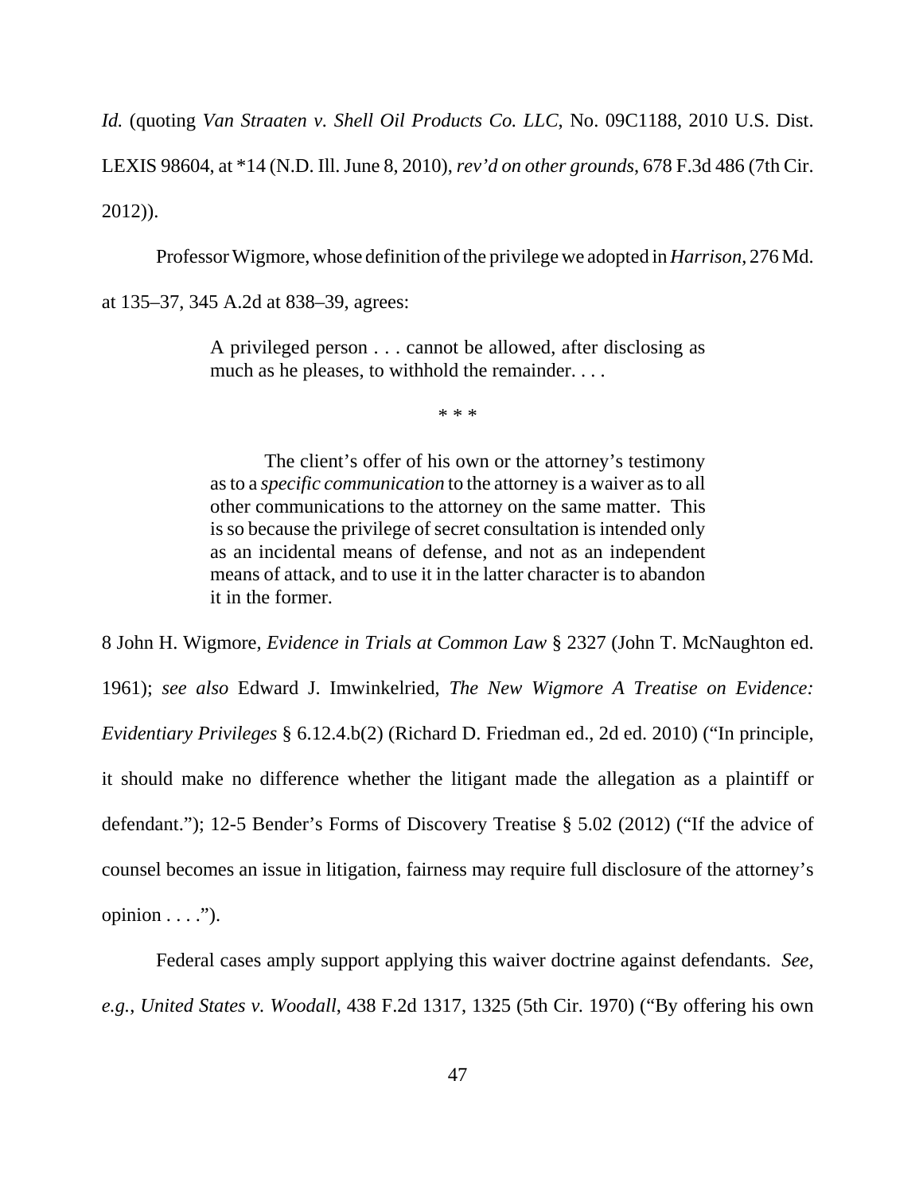*Id.* (quoting *Van Straaten v. Shell Oil Products Co. LLC*, No. 09C1188, 2010 U.S. Dist. LEXIS 98604, at *14 (N.D. Ill. June 8, 2010), *rev'd on other grounds*, 678 F.3d 486 (7th Cir. 2012)).

Professor Wigmore, whose definition of the privilege we adopted in *Harrison*, 276 Md. at 135–37, 345 A.2d at 838–39, agrees:

> A privileged person . . . cannot be allowed, after disclosing as much as he pleases, to withhold the remainder. . . .
>
> * * *
>
> The client's offer of his own or the attorney's testimony as to a *specific communication* to the attorney is a waiver as to all other communications to the attorney on the same matter. This is so because the privilege of secret consultation is intended only as an incidental means of defense, and not as an independent means of attack, and to use it in the latter character is to abandon it in the former.

8 John H. Wigmore, *Evidence in Trials at Common Law* § 2327 (John T. McNaughton ed. 1961); *see also* Edward J. Imwinkelried, *The New Wigmore A Treatise on Evidence: Evidentiary Privileges* § 6.12.4.b(2) (Richard D. Friedman ed., 2d ed. 2010) ("In principle, it should make no difference whether the litigant made the allegation as a plaintiff or defendant."); 12-5 Bender's Forms of Discovery Treatise § 5.02 (2012) ("If the advice of counsel becomes an issue in litigation, fairness may require full disclosure of the attorney's opinion . . . .").

Federal cases amply support applying this waiver doctrine against defendants. *See, e.g.*, *United States v. Woodall*, 438 F.2d 1317, 1325 (5th Cir. 1970) ("By offering his own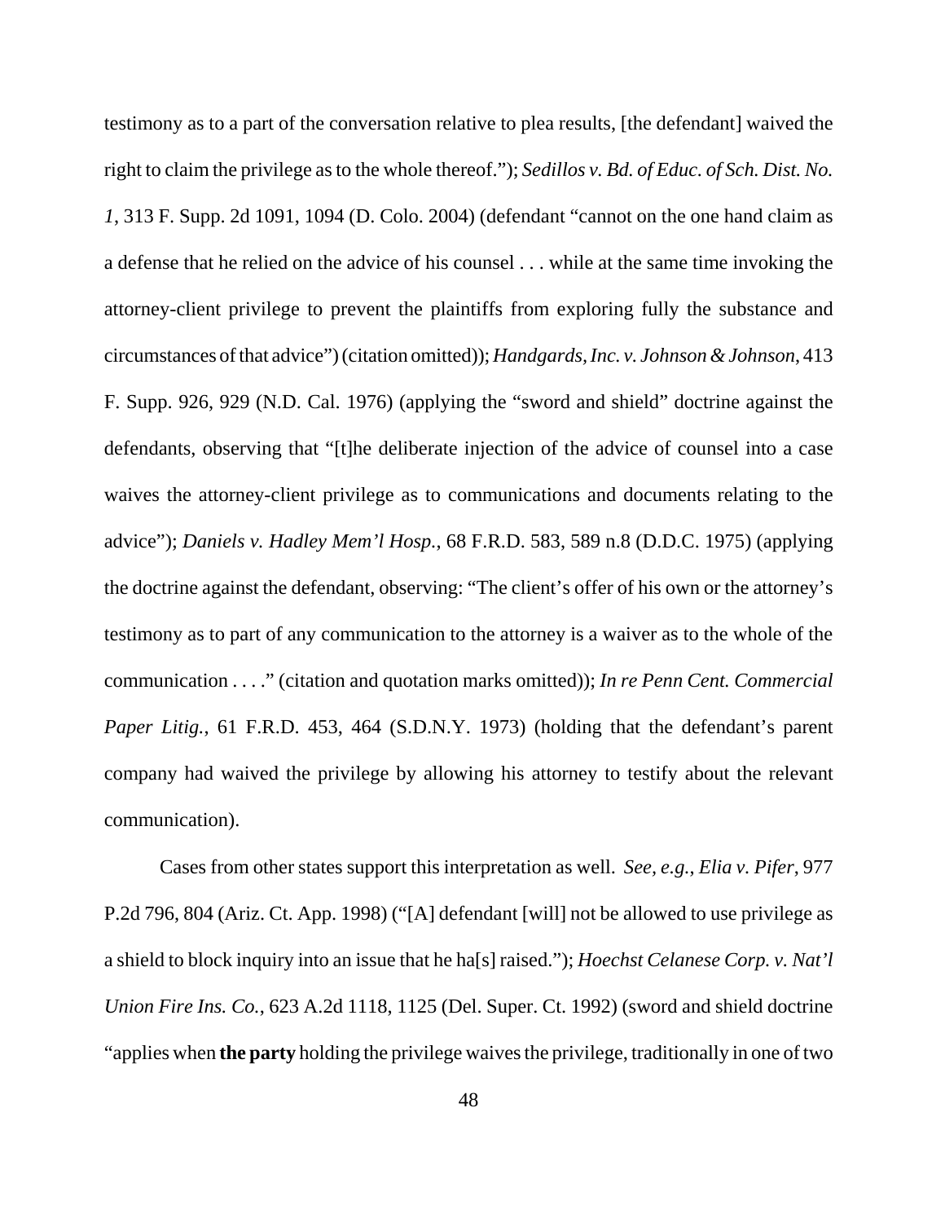testimony as to a part of the conversation relative to plea results, [the defendant] waived the right to claim the privilege as to the whole thereof."); *Sedillos v. Bd. of Educ. of Sch. Dist. No. 1*, 313 F. Supp. 2d 1091, 1094 (D. Colo. 2004) (defendant "cannot on the one hand claim as a defense that he relied on the advice of his counsel . . . while at the same time invoking the attorney-client privilege to prevent the plaintiffs from exploring fully the substance and circumstances of that advice") (citation omitted)); *Handgards, Inc. v. Johnson & Johnson*, 413 F. Supp. 926, 929 (N.D. Cal. 1976) (applying the "sword and shield" doctrine against the defendants, observing that "[t]he deliberate injection of the advice of counsel into a case waives the attorney-client privilege as to communications and documents relating to the advice"); *Daniels v. Hadley Mem'l Hosp.*, 68 F.R.D. 583, 589 n.8 (D.D.C. 1975) (applying the doctrine against the defendant, observing: "The client's offer of his own or the attorney's testimony as to part of any communication to the attorney is a waiver as to the whole of the communication . . . ." (citation and quotation marks omitted)); *In re Penn Cent. Commercial Paper Litig.*, 61 F.R.D. 453, 464 (S.D.N.Y. 1973) (holding that the defendant's parent company had waived the privilege by allowing his attorney to testify about the relevant communication).

Cases from other states support this interpretation as well. *See, e.g.*, *Elia v. Pifer*, 977 P.2d 796, 804 (Ariz. Ct. App. 1998) ("[A] defendant [will] not be allowed to use privilege as a shield to block inquiry into an issue that he ha[s] raised."); *Hoechst Celanese Corp. v. Nat'l Union Fire Ins. Co.*, 623 A.2d 1118, 1125 (Del. Super. Ct. 1992) (sword and shield doctrine "applies when **the party** holding the privilege waives the privilege, traditionally in one of two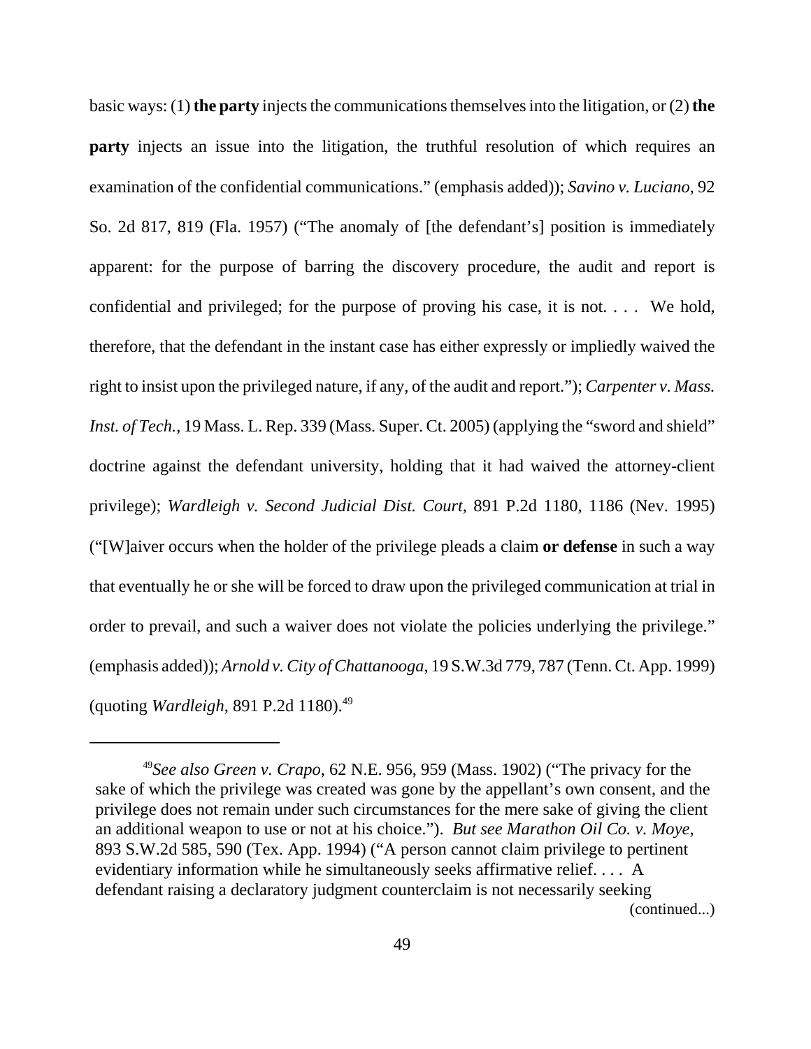basic ways: (1) **the party** injects the communications themselves into the litigation, or (2) **the party** injects an issue into the litigation, the truthful resolution of which requires an examination of the confidential communications." (emphasis added)); *Savino v. Luciano*, 92 So. 2d 817, 819 (Fla. 1957) ("The anomaly of [the defendant's] position is immediately apparent: for the purpose of barring the discovery procedure, the audit and report is confidential and privileged; for the purpose of proving his case, it is not. . . . We hold, therefore, that the defendant in the instant case has either expressly or impliedly waived the right to insist upon the privileged nature, if any, of the audit and report."); *Carpenter v. Mass. Inst. of Tech.*, 19 Mass. L. Rep. 339 (Mass. Super. Ct. 2005) (applying the "sword and shield" doctrine against the defendant university, holding that it had waived the attorney-client privilege); *Wardleigh v. Second Judicial Dist. Court*, 891 P.2d 1180, 1186 (Nev. 1995) ("[W]aiver occurs when the holder of the privilege pleads a claim **or defense** in such a way that eventually he or she will be forced to draw upon the privileged communication at trial in order to prevail, and such a waiver does not violate the policies underlying the privilege." (emphasis added)); *Arnold v. City of Chattanooga*, 19 S.W.3d 779, 787 (Tenn. Ct. App. 1999) (quoting *Wardleigh*, 891 P.2d 1180).[49]

---

[49]*See also Green v. Crapo*, 62 N.E. 956, 959 (Mass. 1902) ("The privacy for the sake of which the privilege was created was gone by the appellant's own consent, and the privilege does not remain under such circumstances for the mere sake of giving the client an additional weapon to use or not at his choice."). *But see Marathon Oil Co. v. Moye*, 893 S.W.2d 585, 590 (Tex. App. 1994) ("A person cannot claim privilege to pertinent evidentiary information while he simultaneously seeks affirmative relief. . . . A defendant raising a declaratory judgment counterclaim is not necessarily seeking

(continued...)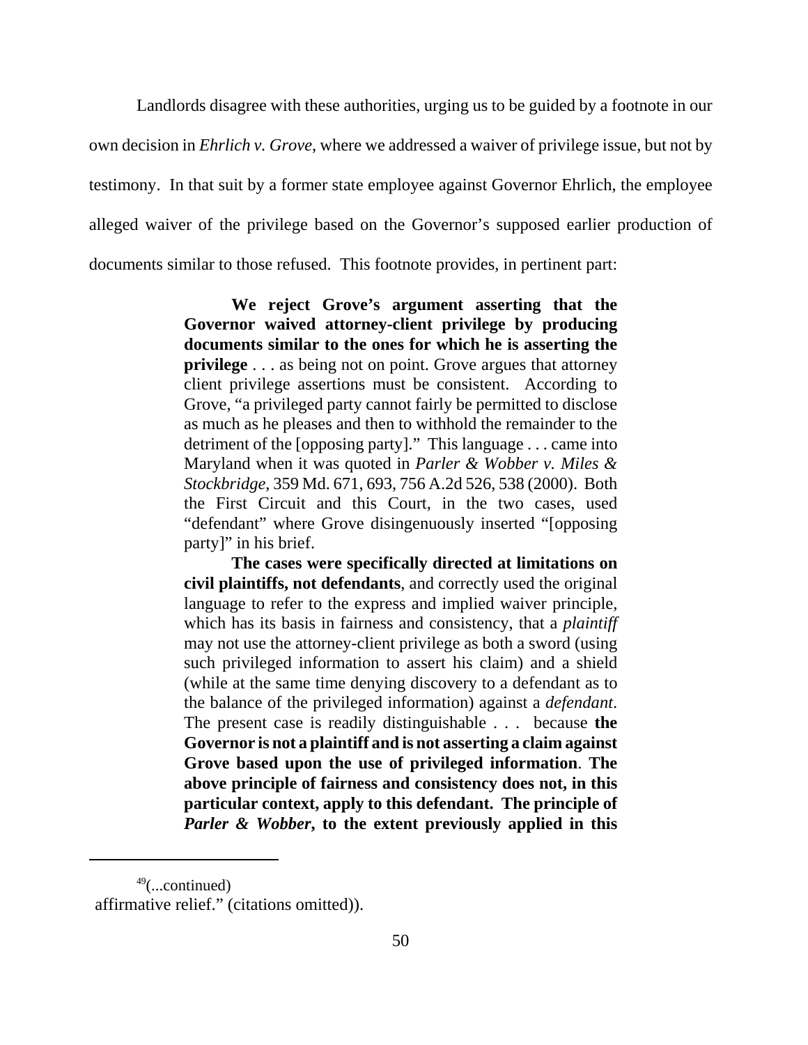Landlords disagree with these authorities, urging us to be guided by a footnote in our own decision in *Ehrlich v. Grove*, where we addressed a waiver of privilege issue, but not by testimony. In that suit by a former state employee against Governor Ehrlich, the employee alleged waiver of the privilege based on the Governor's supposed earlier production of documents similar to those refused. This footnote provides, in pertinent part:

> **We reject Grove's argument asserting that the Governor waived attorney-client privilege by producing documents similar to the ones for which he is asserting the privilege** . . . as being not on point. Grove argues that attorney client privilege assertions must be consistent. According to Grove, "a privileged party cannot fairly be permitted to disclose as much as he pleases and then to withhold the remainder to the detriment of the [opposing party]." This language . . . came into Maryland when it was quoted in *Parler & Wobber v. Miles & Stockbridge*, 359 Md. 671, 693, 756 A.2d 526, 538 (2000). Both the First Circuit and this Court, in the two cases, used "defendant" where Grove disingenuously inserted "[opposing party]" in his brief.
>
> **The cases were specifically directed at limitations on civil plaintiffs, not defendants**, and correctly used the original language to refer to the express and implied waiver principle, which has its basis in fairness and consistency, that a *plaintiff* may not use the attorney-client privilege as both a sword (using such privileged information to assert his claim) and a shield (while at the same time denying discovery to a defendant as to the balance of the privileged information) against a *defendant*. The present case is readily distinguishable . . . because **the Governor is not a plaintiff and is not asserting a claim against Grove based upon the use of privileged information**. **The above principle of fairness and consistency does not, in this particular context, apply to this defendant. The principle of *Parler & Wobber*, to the extent previously applied in this**

[49](...continued)
affirmative relief." (citations omitted)).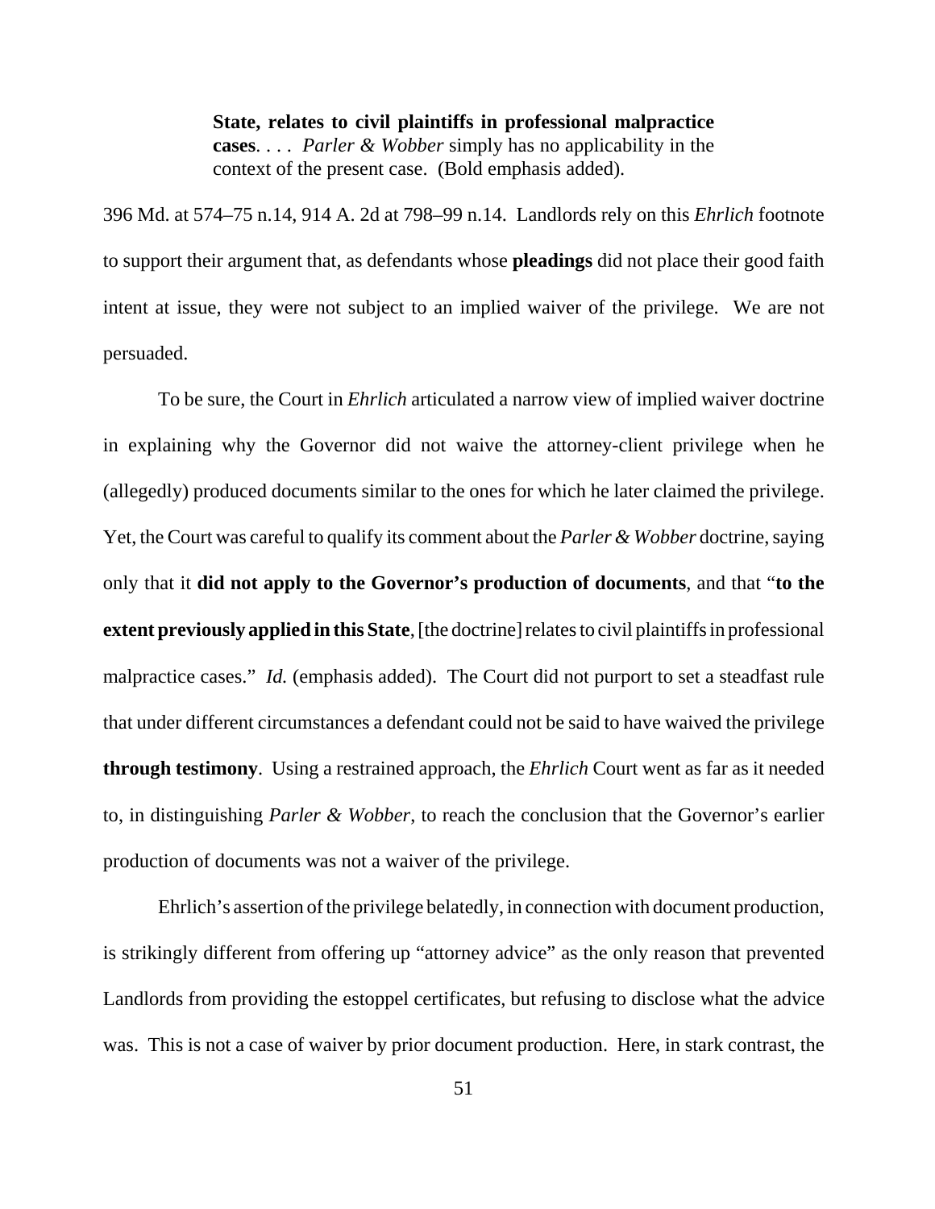> **State, relates to civil plaintiffs in professional malpractice cases**. . . . *Parler & Wobber* simply has no applicability in the context of the present case. (Bold emphasis added).

396 Md. at 574–75 n.14, 914 A. 2d at 798–99 n.14. Landlords rely on this *Ehrlich* footnote to support their argument that, as defendants whose **pleadings** did not place their good faith intent at issue, they were not subject to an implied waiver of the privilege. We are not persuaded.

To be sure, the Court in *Ehrlich* articulated a narrow view of implied waiver doctrine in explaining why the Governor did not waive the attorney-client privilege when he (allegedly) produced documents similar to the ones for which he later claimed the privilege. Yet, the Court was careful to qualify its comment about the *Parler & Wobber* doctrine, saying only that it **did not apply to the Governor's production of documents**, and that "**to the extent previously applied in this State**, [the doctrine] relates to civil plaintiffs in professional malpractice cases." *Id.* (emphasis added). The Court did not purport to set a steadfast rule that under different circumstances a defendant could not be said to have waived the privilege **through testimony**. Using a restrained approach, the *Ehrlich* Court went as far as it needed to, in distinguishing *Parler & Wobber*, to reach the conclusion that the Governor's earlier production of documents was not a waiver of the privilege.

Ehrlich's assertion of the privilege belatedly, in connection with document production, is strikingly different from offering up "attorney advice" as the only reason that prevented Landlords from providing the estoppel certificates, but refusing to disclose what the advice was. This is not a case of waiver by prior document production. Here, in stark contrast, the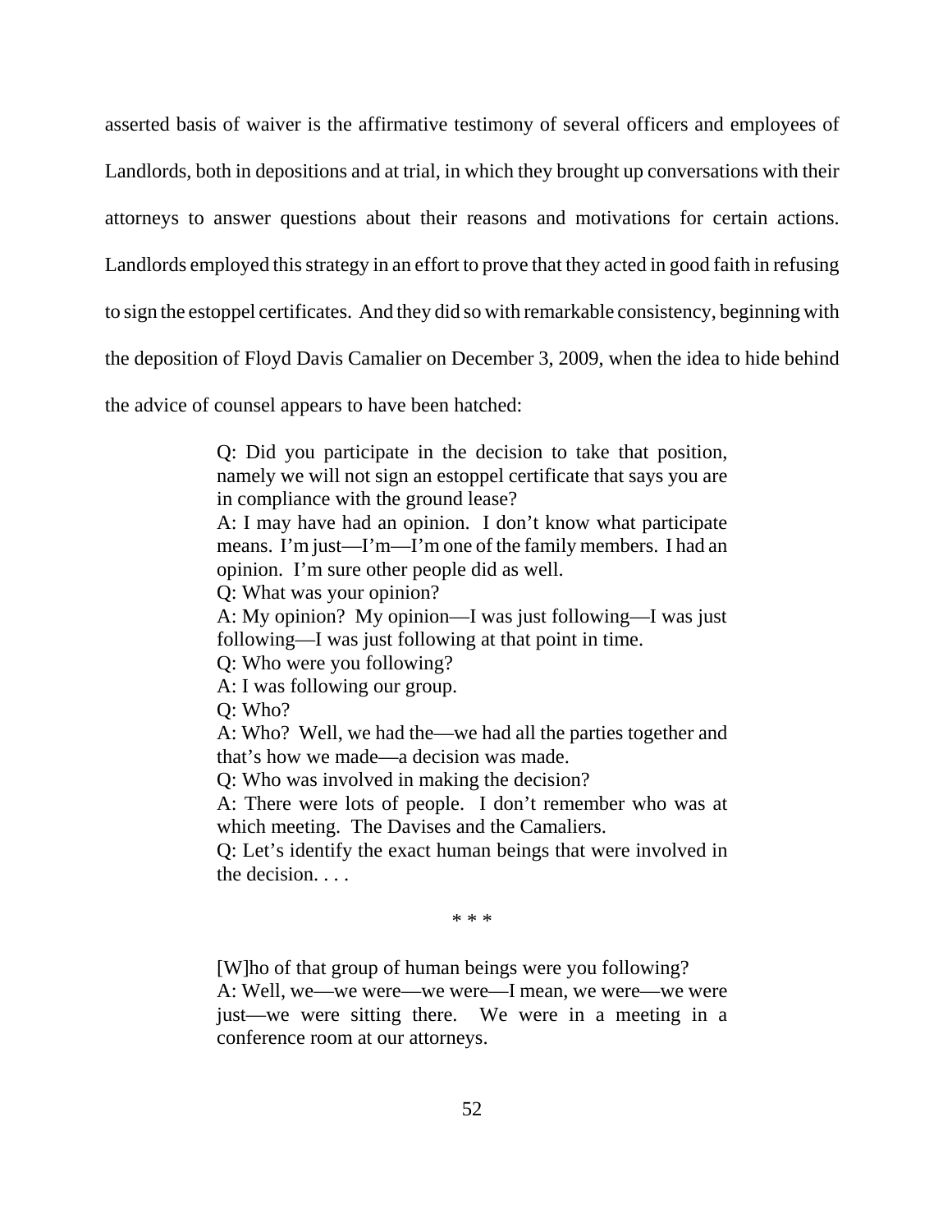asserted basis of waiver is the affirmative testimony of several officers and employees of Landlords, both in depositions and at trial, in which they brought up conversations with their attorneys to answer questions about their reasons and motivations for certain actions. Landlords employed this strategy in an effort to prove that they acted in good faith in refusing to sign the estoppel certificates. And they did so with remarkable consistency, beginning with the deposition of Floyd Davis Camalier on December 3, 2009, when the idea to hide behind the advice of counsel appears to have been hatched:

> Q: Did you participate in the decision to take that position, namely we will not sign an estoppel certificate that says you are in compliance with the ground lease?
> A: I may have had an opinion. I don't know what participate means. I'm just—I'm—I'm one of the family members. I had an opinion. I'm sure other people did as well.
> Q: What was your opinion?
> A: My opinion? My opinion—I was just following—I was just following—I was just following at that point in time.
> Q: Who were you following?
> A: I was following our group.
> Q: Who?
> A: Who? Well, we had the—we had all the parties together and that's how we made—a decision was made.
> Q: Who was involved in making the decision?
> A: There were lots of people. I don't remember who was at which meeting. The Davises and the Camaliers.
> Q: Let's identify the exact human beings that were involved in the decision. . . .
>
> \* \* \*
>
> [W]ho of that group of human beings were you following?
> A: Well, we—we were—we were—I mean, we were—we were just—we were sitting there. We were in a meeting in a conference room at our attorneys.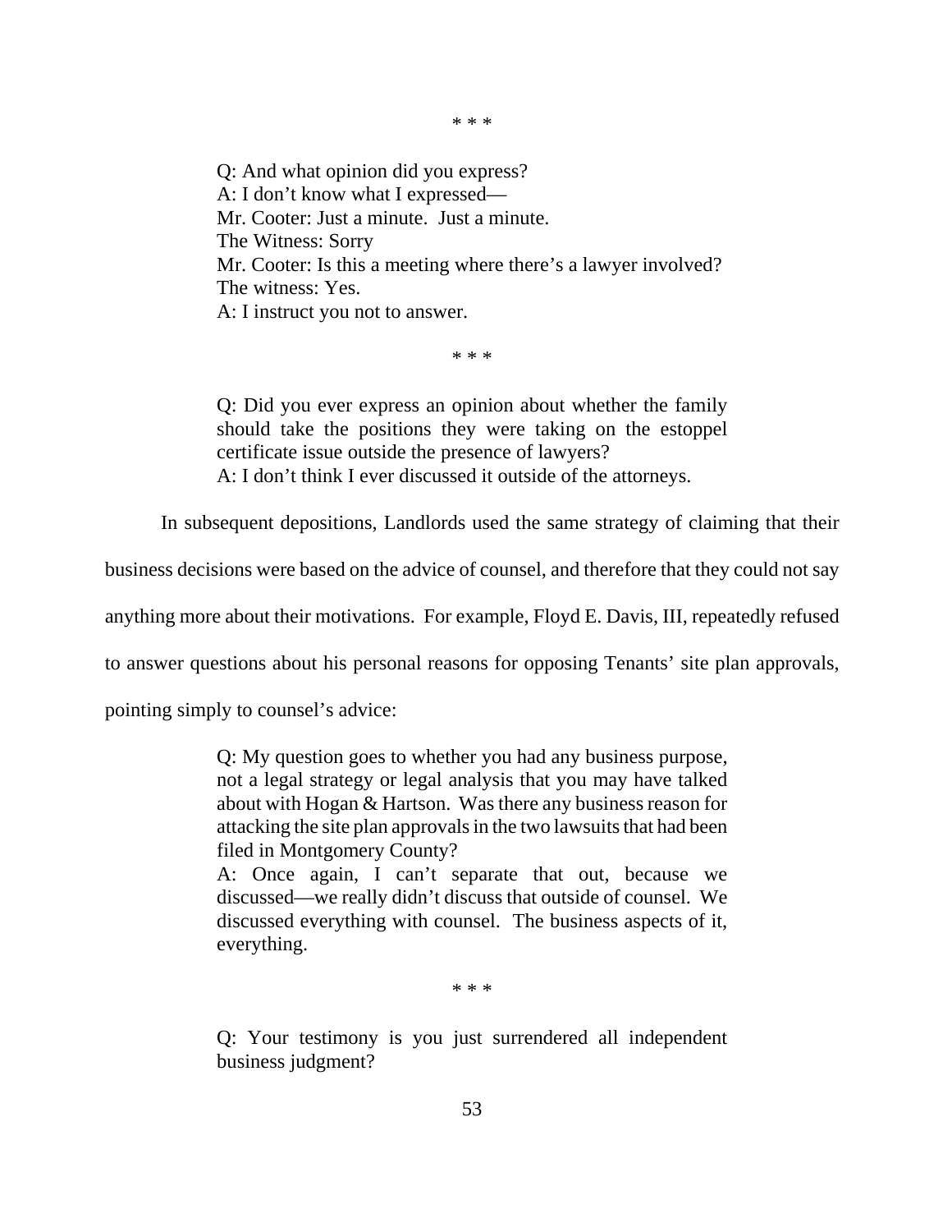\* \* \*

> Q: And what opinion did you express?
> A: I don't know what I expressed—
> Mr. Cooter: Just a minute. Just a minute.
> The Witness: Sorry
> Mr. Cooter: Is this a meeting where there's a lawyer involved?
> The witness: Yes.
> A: I instruct you not to answer.

\* \* \*

> Q: Did you ever express an opinion about whether the family should take the positions they were taking on the estoppel certificate issue outside the presence of lawyers?
> A: I don't think I ever discussed it outside of the attorneys.

In subsequent depositions, Landlords used the same strategy of claiming that their business decisions were based on the advice of counsel, and therefore that they could not say anything more about their motivations. For example, Floyd E. Davis, III, repeatedly refused to answer questions about his personal reasons for opposing Tenants' site plan approvals, pointing simply to counsel's advice:

> Q: My question goes to whether you had any business purpose, not a legal strategy or legal analysis that you may have talked about with Hogan & Hartson. Was there any business reason for attacking the site plan approvals in the two lawsuits that had been filed in Montgomery County?
> A: Once again, I can't separate that out, because we discussed—we really didn't discuss that outside of counsel. We discussed everything with counsel. The business aspects of it, everything.

\* \* \*

> Q: Your testimony is you just surrendered all independent business judgment?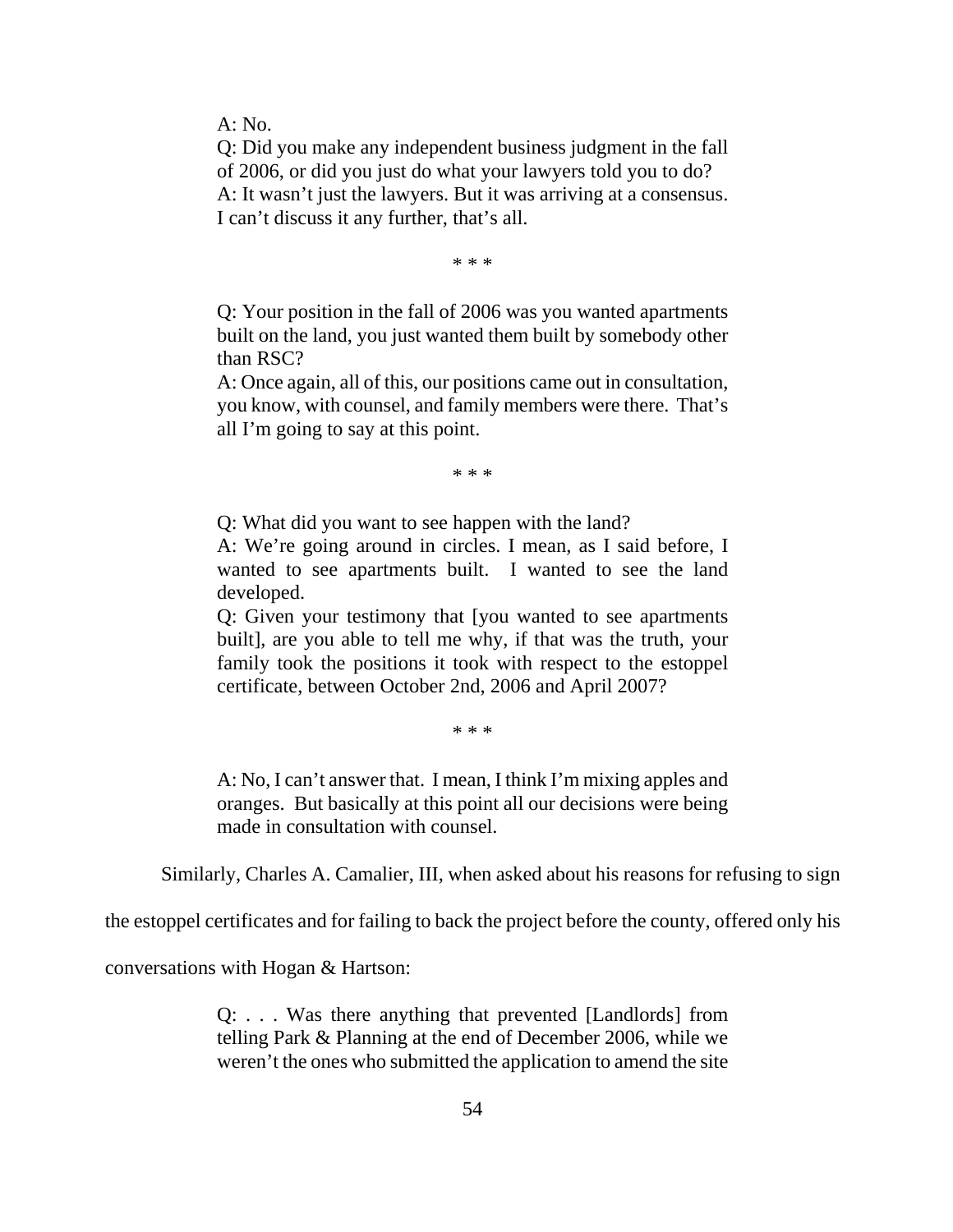> A: No.
>
> Q: Did you make any independent business judgment in the fall of 2006, or did you just do what your lawyers told you to do?
>
> A: It wasn't just the lawyers. But it was arriving at a consensus. I can't discuss it any further, that's all.
>
> \* \* \*
>
> Q: Your position in the fall of 2006 was you wanted apartments built on the land, you just wanted them built by somebody other than RSC?
>
> A: Once again, all of this, our positions came out in consultation, you know, with counsel, and family members were there. That's all I'm going to say at this point.
>
> \* \* \*
>
> Q: What did you want to see happen with the land?
>
> A: We're going around in circles. I mean, as I said before, I wanted to see apartments built. I wanted to see the land developed.
>
> Q: Given your testimony that [you wanted to see apartments built], are you able to tell me why, if that was the truth, your family took the positions it took with respect to the estoppel certificate, between October 2nd, 2006 and April 2007?
>
> \* \* \*
>
> A: No, I can't answer that. I mean, I think I'm mixing apples and oranges. But basically at this point all our decisions were being made in consultation with counsel.

Similarly, Charles A. Camalier, III, when asked about his reasons for refusing to sign the estoppel certificates and for failing to back the project before the county, offered only his conversations with Hogan & Hartson:

> Q: . . . Was there anything that prevented [Landlords] from telling Park & Planning at the end of December 2006, while we weren't the ones who submitted the application to amend the site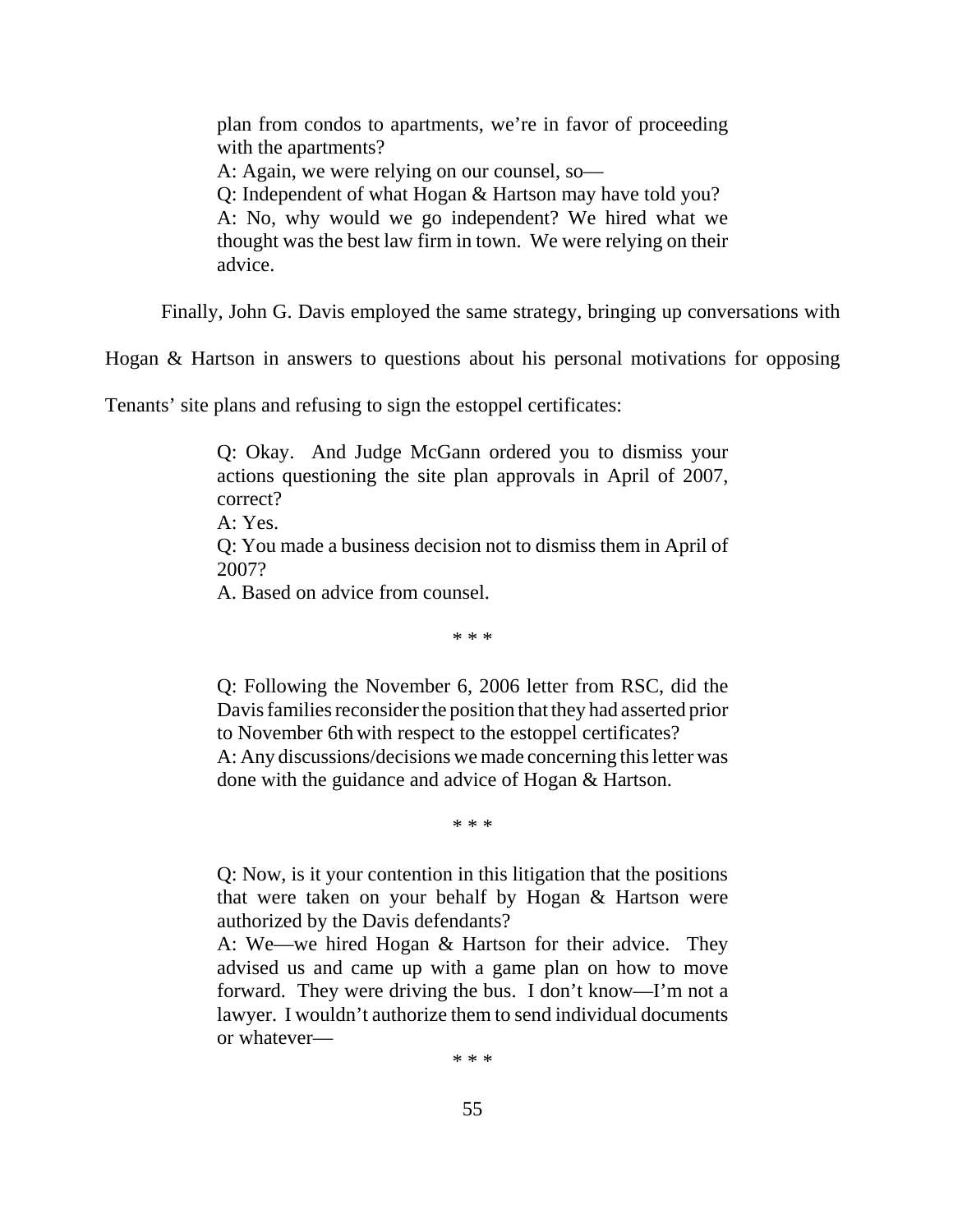> plan from condos to apartments, we're in favor of proceeding with the apartments?
>
> A: Again, we were relying on our counsel, so—
>
> Q: Independent of what Hogan & Hartson may have told you?
>
> A: No, why would we go independent? We hired what we thought was the best law firm in town. We were relying on their advice.

Finally, John G. Davis employed the same strategy, bringing up conversations with Hogan & Hartson in answers to questions about his personal motivations for opposing Tenants' site plans and refusing to sign the estoppel certificates:

> Q: Okay. And Judge McGann ordered you to dismiss your actions questioning the site plan approvals in April of 2007, correct?
>
> A: Yes.
>
> Q: You made a business decision not to dismiss them in April of 2007?
>
> A. Based on advice from counsel.
>
> \* \* \*
>
> Q: Following the November 6, 2006 letter from RSC, did the Davis families reconsider the position that they had asserted prior to November 6th with respect to the estoppel certificates?
>
> A: Any discussions/decisions we made concerning this letter was done with the guidance and advice of Hogan & Hartson.
>
> \* \* \*
>
> Q: Now, is it your contention in this litigation that the positions that were taken on your behalf by Hogan & Hartson were authorized by the Davis defendants?
>
> A: We—we hired Hogan & Hartson for their advice. They advised us and came up with a game plan on how to move forward. They were driving the bus. I don't know—I'm not a lawyer. I wouldn't authorize them to send individual documents or whatever—
>
> \* \* \*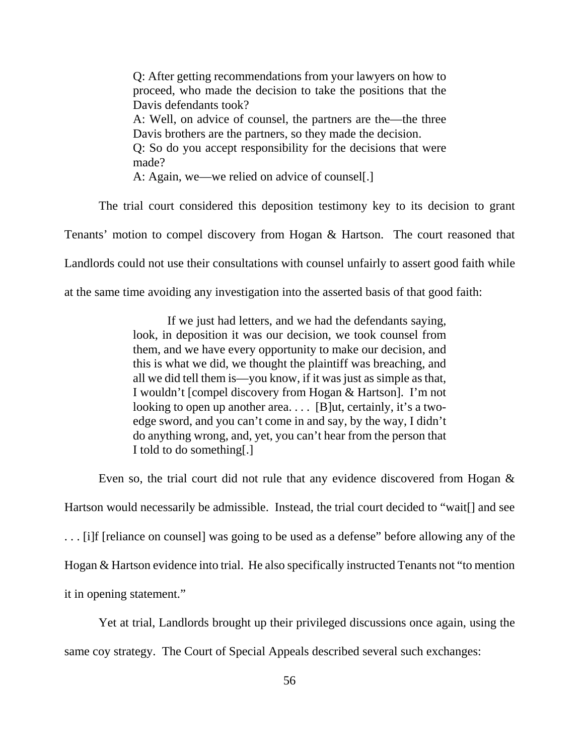> Q: After getting recommendations from your lawyers on how to proceed, who made the decision to take the positions that the Davis defendants took?
>
> A: Well, on advice of counsel, the partners are the—the three Davis brothers are the partners, so they made the decision.
>
> Q: So do you accept responsibility for the decisions that were made?
>
> A: Again, we—we relied on advice of counsel[.]

The trial court considered this deposition testimony key to its decision to grant Tenants' motion to compel discovery from Hogan & Hartson. The court reasoned that Landlords could not use their consultations with counsel unfairly to assert good faith while at the same time avoiding any investigation into the asserted basis of that good faith:

> If we just had letters, and we had the defendants saying, look, in deposition it was our decision, we took counsel from them, and we have every opportunity to make our decision, and this is what we did, we thought the plaintiff was breaching, and all we did tell them is—you know, if it was just as simple as that, I wouldn't [compel discovery from Hogan & Hartson]. I'm not looking to open up another area. . . . [B]ut, certainly, it's a two-edge sword, and you can't come in and say, by the way, I didn't do anything wrong, and, yet, you can't hear from the person that I told to do something[.]

Even so, the trial court did not rule that any evidence discovered from Hogan & Hartson would necessarily be admissible. Instead, the trial court decided to "wait[] and see . . . [i]f [reliance on counsel] was going to be used as a defense" before allowing any of the Hogan & Hartson evidence into trial. He also specifically instructed Tenants not "to mention it in opening statement."

Yet at trial, Landlords brought up their privileged discussions once again, using the same coy strategy. The Court of Special Appeals described several such exchanges: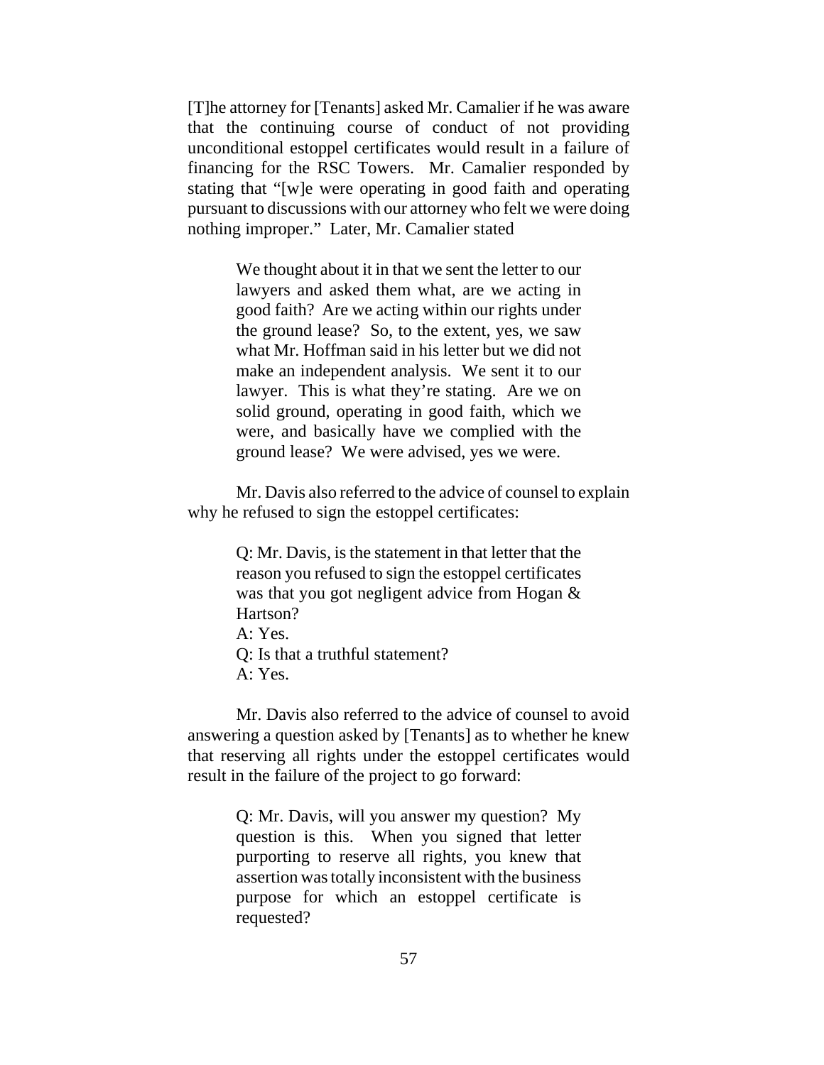[T]he attorney for [Tenants] asked Mr. Camalier if he was aware that the continuing course of conduct of not providing unconditional estoppel certificates would result in a failure of financing for the RSC Towers. Mr. Camalier responded by stating that "[w]e were operating in good faith and operating pursuant to discussions with our attorney who felt we were doing nothing improper." Later, Mr. Camalier stated

> We thought about it in that we sent the letter to our lawyers and asked them what, are we acting in good faith? Are we acting within our rights under the ground lease? So, to the extent, yes, we saw what Mr. Hoffman said in his letter but we did not make an independent analysis. We sent it to our lawyer. This is what they're stating. Are we on solid ground, operating in good faith, which we were, and basically have we complied with the ground lease? We were advised, yes we were.

Mr. Davis also referred to the advice of counsel to explain why he refused to sign the estoppel certificates:

> Q: Mr. Davis, is the statement in that letter that the reason you refused to sign the estoppel certificates was that you got negligent advice from Hogan & Hartson?
> A: Yes.
> Q: Is that a truthful statement?
> A: Yes.

Mr. Davis also referred to the advice of counsel to avoid answering a question asked by [Tenants] as to whether he knew that reserving all rights under the estoppel certificates would result in the failure of the project to go forward:

> Q: Mr. Davis, will you answer my question? My question is this. When you signed that letter purporting to reserve all rights, you knew that assertion was totally inconsistent with the business purpose for which an estoppel certificate is requested?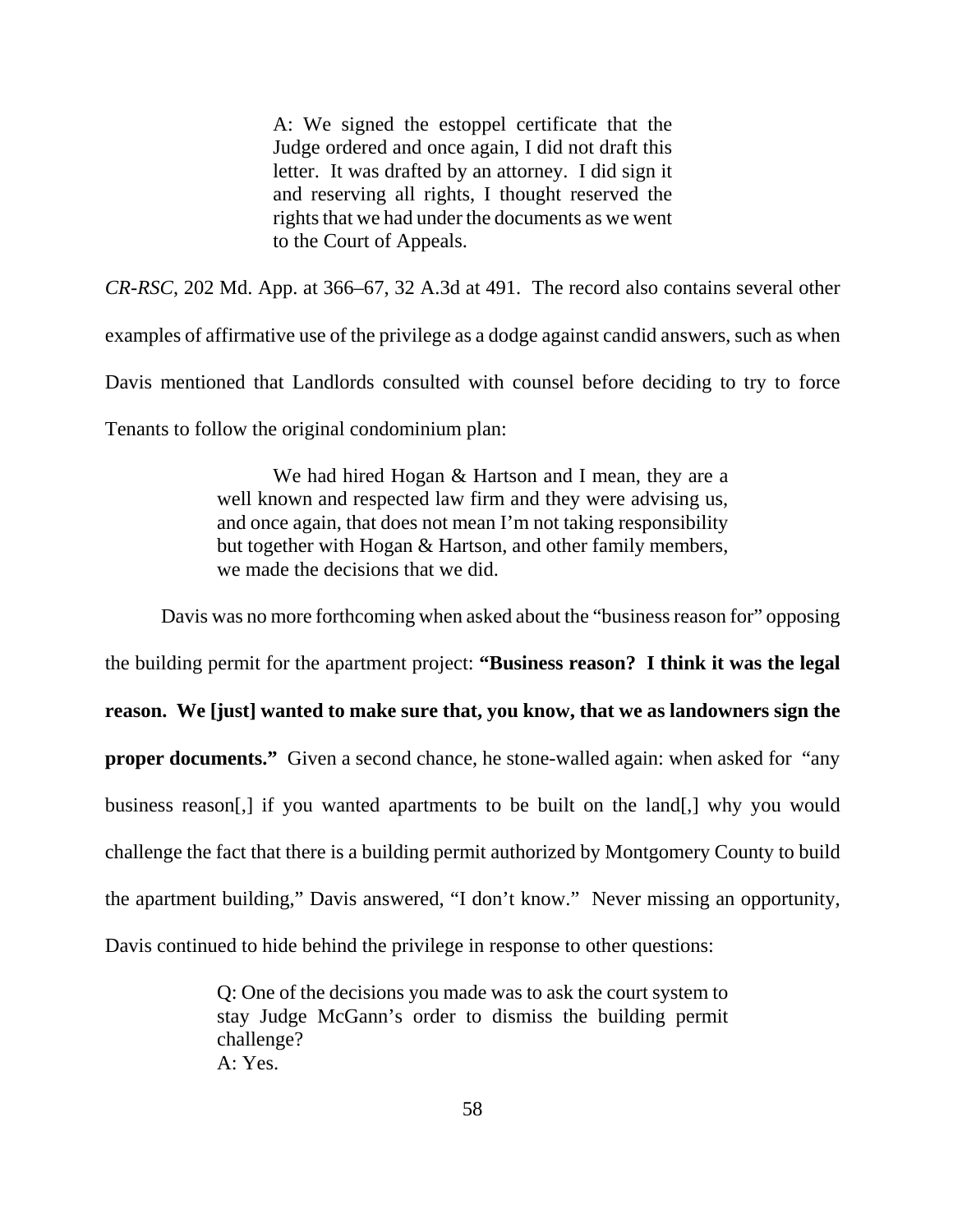> A: We signed the estoppel certificate that the Judge ordered and once again, I did not draft this letter. It was drafted by an attorney. I did sign it and reserving all rights, I thought reserved the rights that we had under the documents as we went to the Court of Appeals.

*CR-RSC*, 202 Md. App. at 366–67, 32 A.3d at 491. The record also contains several other examples of affirmative use of the privilege as a dodge against candid answers, such as when Davis mentioned that Landlords consulted with counsel before deciding to try to force Tenants to follow the original condominium plan:

> We had hired Hogan & Hartson and I mean, they are a well known and respected law firm and they were advising us, and once again, that does not mean I'm not taking responsibility but together with Hogan & Hartson, and other family members, we made the decisions that we did.

Davis was no more forthcoming when asked about the "business reason for" opposing the building permit for the apartment project: **"Business reason? I think it was the legal reason. We [just] wanted to make sure that, you know, that we as landowners sign the proper documents."** Given a second chance, he stone-walled again: when asked for "any business reason[,] if you wanted apartments to be built on the land[,] why you would challenge the fact that there is a building permit authorized by Montgomery County to build the apartment building," Davis answered, "I don't know." Never missing an opportunity, Davis continued to hide behind the privilege in response to other questions:

> Q: One of the decisions you made was to ask the court system to stay Judge McGann's order to dismiss the building permit challenge?
> A: Yes.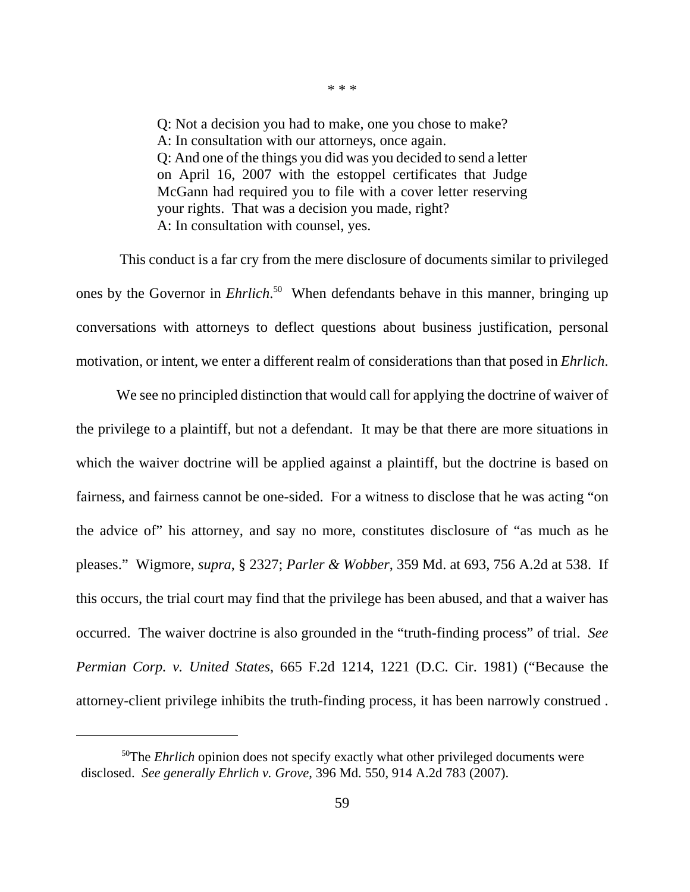\* \* \*

> Q: Not a decision you had to make, one you chose to make?
> A: In consultation with our attorneys, once again.
> Q: And one of the things you did was you decided to send a letter on April 16, 2007 with the estoppel certificates that Judge McGann had required you to file with a cover letter reserving your rights. That was a decision you made, right?
> A: In consultation with counsel, yes.

This conduct is a far cry from the mere disclosure of documents similar to privileged ones by the Governor in *Ehrlich*.[50] When defendants behave in this manner, bringing up conversations with attorneys to deflect questions about business justification, personal motivation, or intent, we enter a different realm of considerations than that posed in *Ehrlich*.

We see no principled distinction that would call for applying the doctrine of waiver of the privilege to a plaintiff, but not a defendant. It may be that there are more situations in which the waiver doctrine will be applied against a plaintiff, but the doctrine is based on fairness, and fairness cannot be one-sided. For a witness to disclose that he was acting "on the advice of" his attorney, and say no more, constitutes disclosure of "as much as he pleases." Wigmore, *supra*, § 2327; *Parler & Wobber*, 359 Md. at 693, 756 A.2d at 538. If this occurs, the trial court may find that the privilege has been abused, and that a waiver has occurred. The waiver doctrine is also grounded in the "truth-finding process" of trial. *See Permian Corp. v. United States*, 665 F.2d 1214, 1221 (D.C. Cir. 1981) ("Because the attorney-client privilege inhibits the truth-finding process, it has been narrowly construed .

---

[50] The *Ehrlich* opinion does not specify exactly what other privileged documents were disclosed. *See generally Ehrlich v. Grove*, 396 Md. 550, 914 A.2d 783 (2007).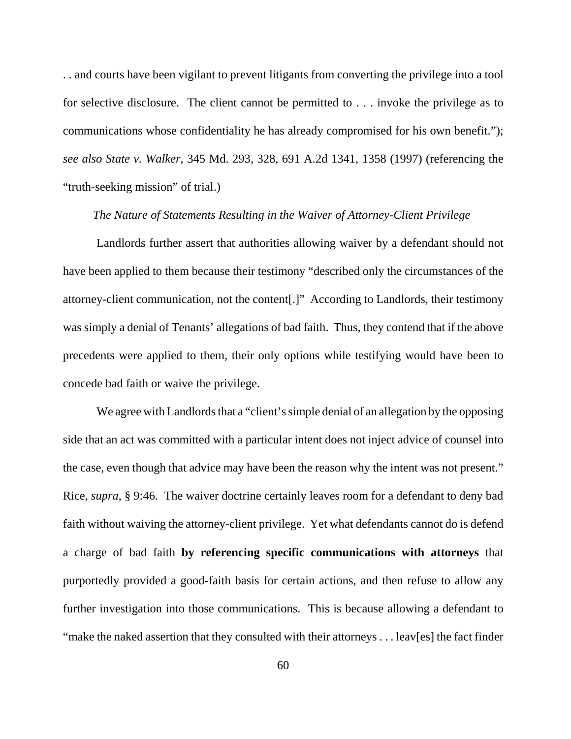. . and courts have been vigilant to prevent litigants from converting the privilege into a tool for selective disclosure. The client cannot be permitted to . . . invoke the privilege as to communications whose confidentiality he has already compromised for his own benefit."); *see also State v. Walker*, 345 Md. 293, 328, 691 A.2d 1341, 1358 (1997) (referencing the "truth-seeking mission" of trial.)

*The Nature of Statements Resulting in the Waiver of Attorney-Client Privilege*

Landlords further assert that authorities allowing waiver by a defendant should not have been applied to them because their testimony "described only the circumstances of the attorney-client communication, not the content[.]" According to Landlords, their testimony was simply a denial of Tenants' allegations of bad faith. Thus, they contend that if the above precedents were applied to them, their only options while testifying would have been to concede bad faith or waive the privilege.

We agree with Landlords that a "client's simple denial of an allegation by the opposing side that an act was committed with a particular intent does not inject advice of counsel into the case, even though that advice may have been the reason why the intent was not present." Rice, *supra*, § 9:46. The waiver doctrine certainly leaves room for a defendant to deny bad faith without waiving the attorney-client privilege. Yet what defendants cannot do is defend a charge of bad faith **by referencing specific communications with attorneys** that purportedly provided a good-faith basis for certain actions, and then refuse to allow any further investigation into those communications. This is because allowing a defendant to "make the naked assertion that they consulted with their attorneys . . . leav[es] the fact finder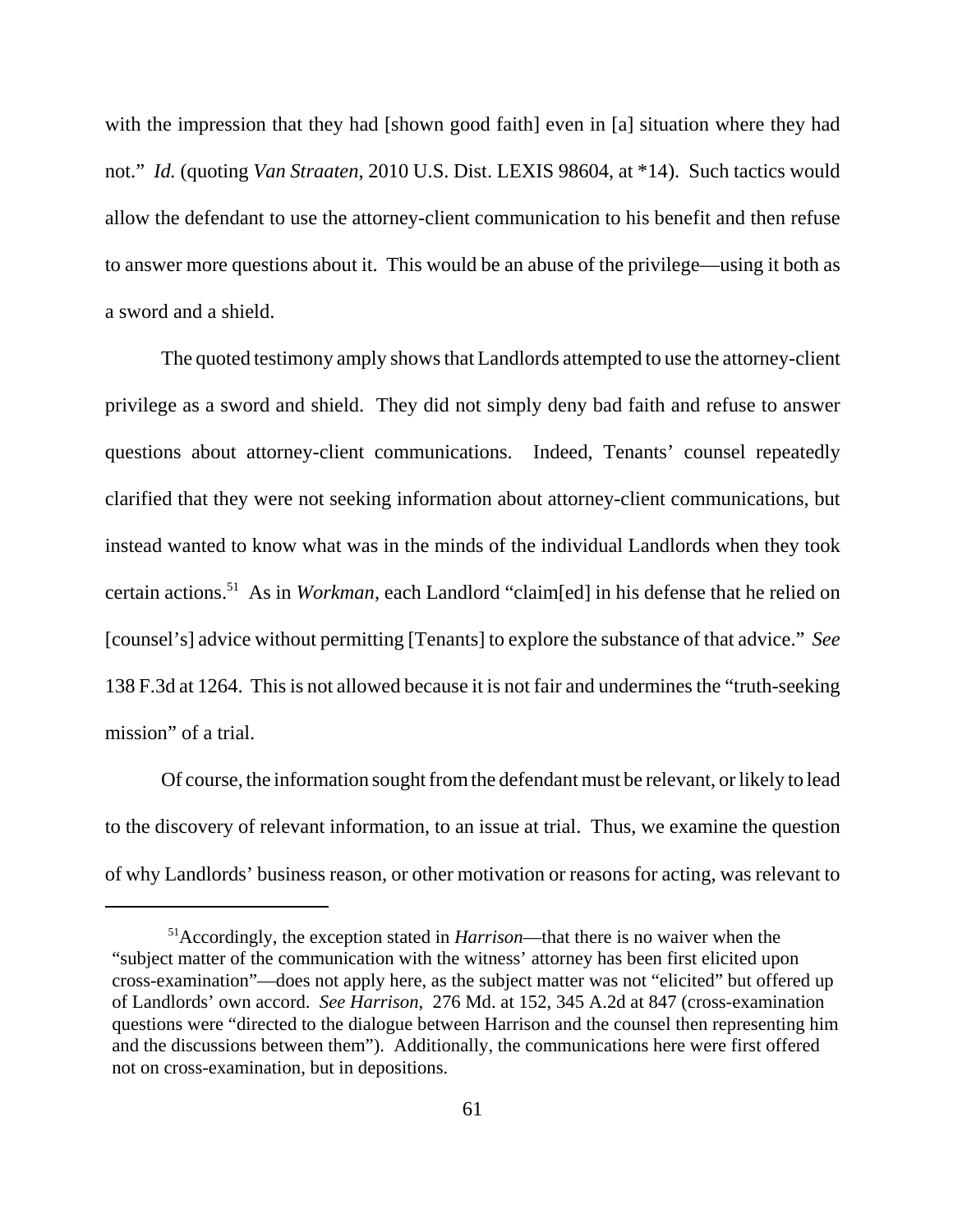with the impression that they had [shown good faith] even in [a] situation where they had not." *Id.* (quoting *Van Straaten*, 2010 U.S. Dist. LEXIS 98604, at *14). Such tactics would allow the defendant to use the attorney-client communication to his benefit and then refuse to answer more questions about it. This would be an abuse of the privilege—using it both as a sword and a shield.

The quoted testimony amply shows that Landlords attempted to use the attorney-client privilege as a sword and shield. They did not simply deny bad faith and refuse to answer questions about attorney-client communications. Indeed, Tenants' counsel repeatedly clarified that they were not seeking information about attorney-client communications, but instead wanted to know what was in the minds of the individual Landlords when they took certain actions.[51] As in *Workman*, each Landlord "claim[ed] in his defense that he relied on [counsel's] advice without permitting [Tenants] to explore the substance of that advice." *See* 138 F.3d at 1264. This is not allowed because it is not fair and undermines the "truth-seeking mission" of a trial.

Of course, the information sought from the defendant must be relevant, or likely to lead to the discovery of relevant information, to an issue at trial. Thus, we examine the question of why Landlords' business reason, or other motivation or reasons for acting, was relevant to

---

[51] Accordingly, the exception stated in *Harrison*—that there is no waiver when the "subject matter of the communication with the witness' attorney has been first elicited upon cross-examination"—does not apply here, as the subject matter was not "elicited" but offered up of Landlords' own accord. *See Harrison*, 276 Md. at 152, 345 A.2d at 847 (cross-examination questions were "directed to the dialogue between Harrison and the counsel then representing him and the discussions between them"). Additionally, the communications here were first offered not on cross-examination, but in depositions.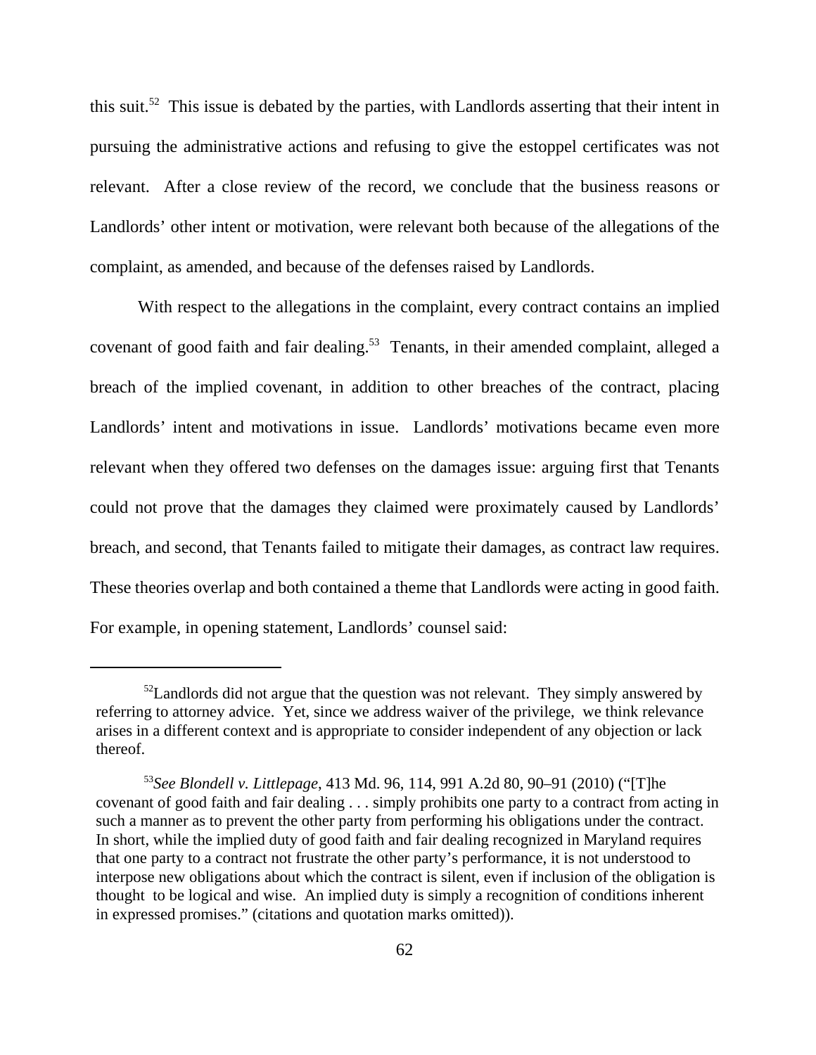this suit.[52] This issue is debated by the parties, with Landlords asserting that their intent in pursuing the administrative actions and refusing to give the estoppel certificates was not relevant. After a close review of the record, we conclude that the business reasons or Landlords' other intent or motivation, were relevant both because of the allegations of the complaint, as amended, and because of the defenses raised by Landlords.

With respect to the allegations in the complaint, every contract contains an implied covenant of good faith and fair dealing.[53] Tenants, in their amended complaint, alleged a breach of the implied covenant, in addition to other breaches of the contract, placing Landlords' intent and motivations in issue. Landlords' motivations became even more relevant when they offered two defenses on the damages issue: arguing first that Tenants could not prove that the damages they claimed were proximately caused by Landlords' breach, and second, that Tenants failed to mitigate their damages, as contract law requires. These theories overlap and both contained a theme that Landlords were acting in good faith. For example, in opening statement, Landlords' counsel said:

---

[52]Landlords did not argue that the question was not relevant. They simply answered by referring to attorney advice. Yet, since we address waiver of the privilege, we think relevance arises in a different context and is appropriate to consider independent of any objection or lack thereof.

[53]*See Blondell v. Littlepage*, 413 Md. 96, 114, 991 A.2d 80, 90–91 (2010) ("[T]he covenant of good faith and fair dealing . . . simply prohibits one party to a contract from acting in such a manner as to prevent the other party from performing his obligations under the contract. In short, while the implied duty of good faith and fair dealing recognized in Maryland requires that one party to a contract not frustrate the other party's performance, it is not understood to interpose new obligations about which the contract is silent, even if inclusion of the obligation is thought to be logical and wise. An implied duty is simply a recognition of conditions inherent in expressed promises." (citations and quotation marks omitted)).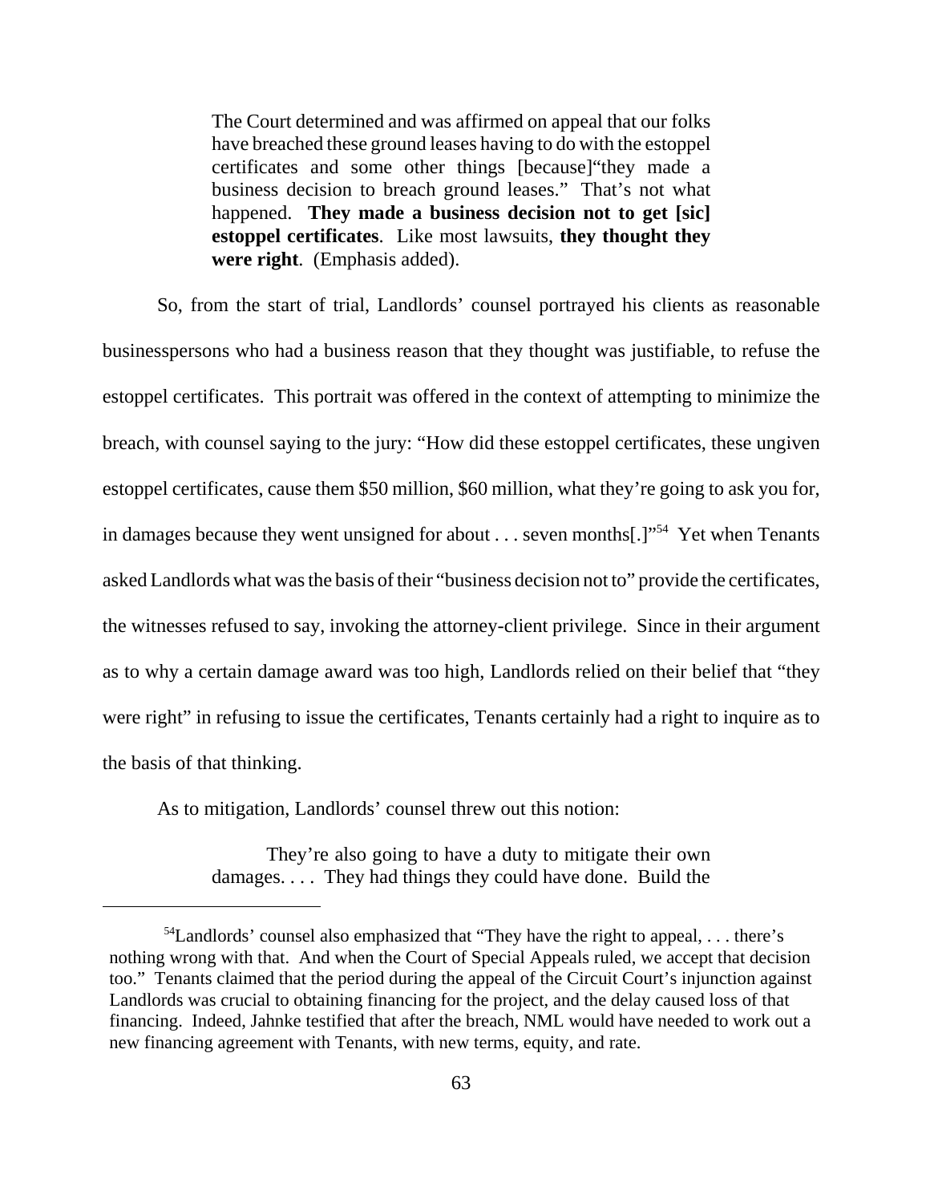> The Court determined and was affirmed on appeal that our folks have breached these ground leases having to do with the estoppel certificates and some other things [because]"they made a business decision to breach ground leases." That's not what happened. **They made a business decision not to get [sic] estoppel certificates**. Like most lawsuits, **they thought they were right**. (Emphasis added).

So, from the start of trial, Landlords' counsel portrayed his clients as reasonable businesspersons who had a business reason that they thought was justifiable, to refuse the estoppel certificates. This portrait was offered in the context of attempting to minimize the breach, with counsel saying to the jury: "How did these estoppel certificates, these ungiven estoppel certificates, cause them $50 million, $60 million, what they're going to ask you for, in damages because they went unsigned for about . . . seven months[.]"[54] Yet when Tenants asked Landlords what was the basis of their "business decision not to" provide the certificates, the witnesses refused to say, invoking the attorney-client privilege. Since in their argument as to why a certain damage award was too high, Landlords relied on their belief that "they were right" in refusing to issue the certificates, Tenants certainly had a right to inquire as to the basis of that thinking.

As to mitigation, Landlords' counsel threw out this notion:

> They're also going to have a duty to mitigate their own damages. . . . They had things they could have done. Build the

---

[54]Landlords' counsel also emphasized that "They have the right to appeal, . . . there's nothing wrong with that. And when the Court of Special Appeals ruled, we accept that decision too." Tenants claimed that the period during the appeal of the Circuit Court's injunction against Landlords was crucial to obtaining financing for the project, and the delay caused loss of that financing. Indeed, Jahnke testified that after the breach, NML would have needed to work out a new financing agreement with Tenants, with new terms, equity, and rate.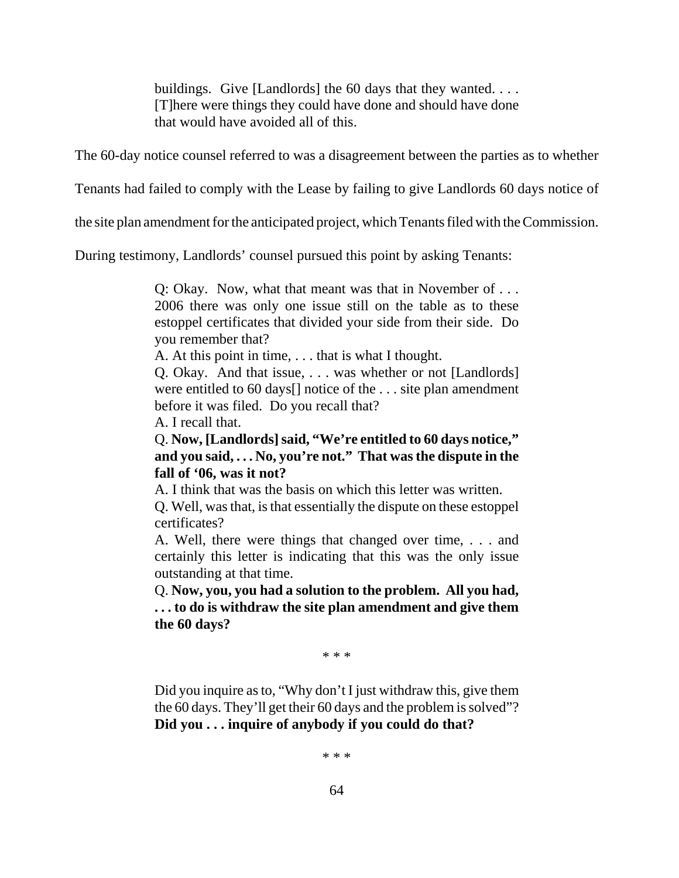> buildings. Give [Landlords] the 60 days that they wanted. . . . [T]here were things they could have done and should have done that would have avoided all of this.

The 60-day notice counsel referred to was a disagreement between the parties as to whether Tenants had failed to comply with the Lease by failing to give Landlords 60 days notice of the site plan amendment for the anticipated project, which Tenants filed with the Commission. During testimony, Landlords' counsel pursued this point by asking Tenants:

> Q: Okay. Now, what that meant was that in November of . . . 2006 there was only one issue still on the table as to these estoppel certificates that divided your side from their side. Do you remember that?
>
> A. At this point in time, . . . that is what I thought.
>
> Q. Okay. And that issue, . . . was whether or not [Landlords] were entitled to 60 days[] notice of the . . . site plan amendment before it was filed. Do you recall that?
>
> A. I recall that.
>
> Q. **Now, [Landlords] said, "We're entitled to 60 days notice," and you said, . . . No, you're not." That was the dispute in the fall of '06, was it not?**
>
> A. I think that was the basis on which this letter was written.
>
> Q. Well, was that, is that essentially the dispute on these estoppel certificates?
>
> A. Well, there were things that changed over time, . . . and certainly this letter is indicating that this was the only issue outstanding at that time.
>
> Q. **Now, you, you had a solution to the problem. All you had, . . . to do is withdraw the site plan amendment and give them the 60 days?**
>
> \* \* \*
>
> Did you inquire as to, "Why don't I just withdraw this, give them the 60 days. They'll get their 60 days and the problem is solved"? **Did you . . . inquire of anybody if you could do that?**
>
> \* \* \*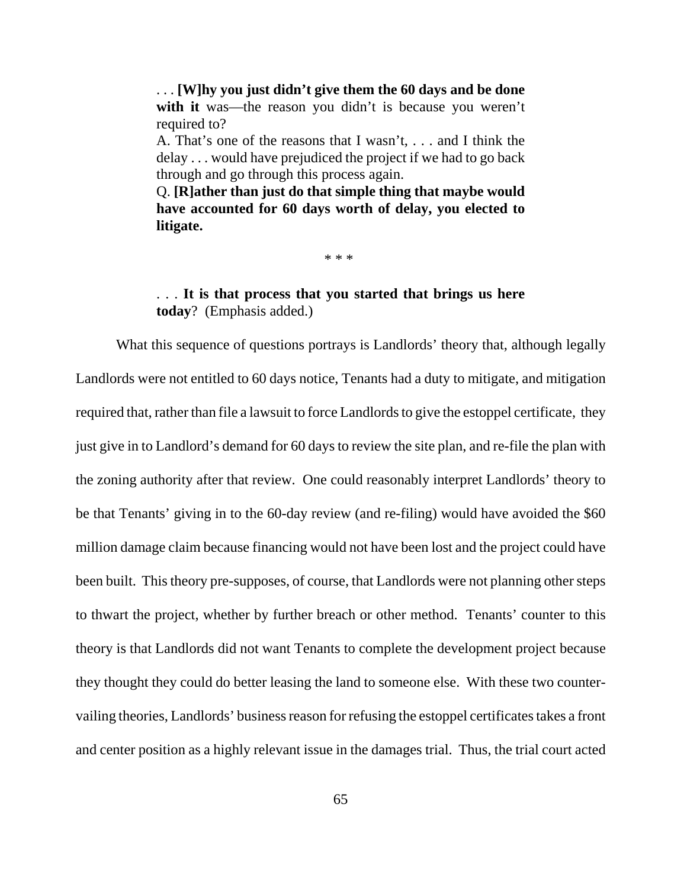> . . . **[W]hy you just didn't give them the 60 days and be done with it** was—the reason you didn't is because you weren't required to?
>
> A. That's one of the reasons that I wasn't, . . . and I think the delay . . . would have prejudiced the project if we had to go back through and go through this process again.
>
> Q. **[R]ather than just do that simple thing that maybe would have accounted for 60 days worth of delay, you elected to litigate.**
>
> \* \* \*
>
> . . . **It is that process that you started that brings us here today**? (Emphasis added.)

What this sequence of questions portrays is Landlords' theory that, although legally Landlords were not entitled to 60 days notice, Tenants had a duty to mitigate, and mitigation required that, rather than file a lawsuit to force Landlords to give the estoppel certificate, they just give in to Landlord's demand for 60 days to review the site plan, and re-file the plan with the zoning authority after that review. One could reasonably interpret Landlords' theory to be that Tenants' giving in to the 60-day review (and re-filing) would have avoided the $60 million damage claim because financing would not have been lost and the project could have been built. This theory pre-supposes, of course, that Landlords were not planning other steps to thwart the project, whether by further breach or other method. Tenants' counter to this theory is that Landlords did not want Tenants to complete the development project because they thought they could do better leasing the land to someone else. With these two countervailing theories, Landlords' business reason for refusing the estoppel certificates takes a front and center position as a highly relevant issue in the damages trial. Thus, the trial court acted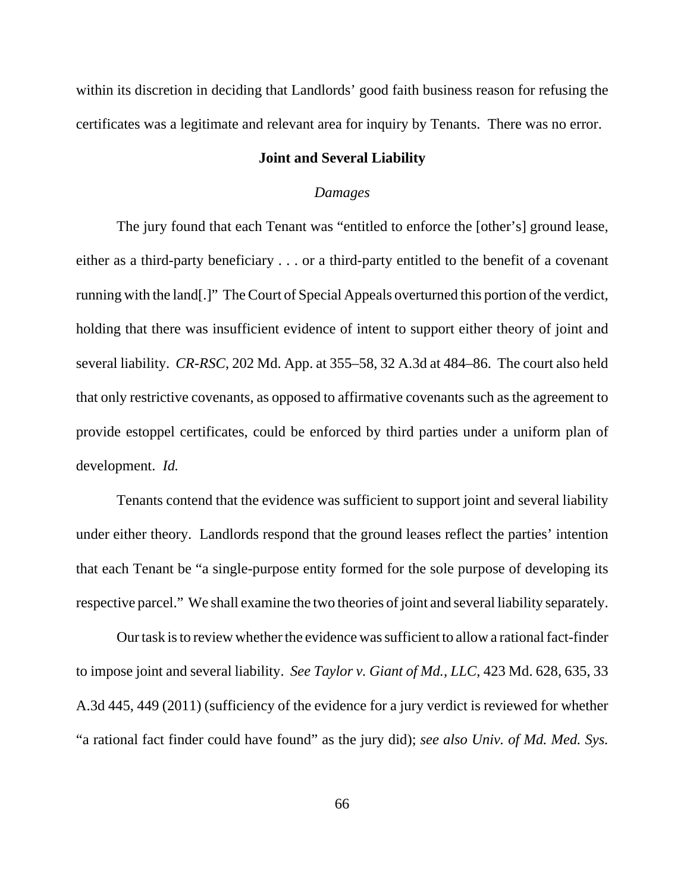within its discretion in deciding that Landlords' good faith business reason for refusing the certificates was a legitimate and relevant area for inquiry by Tenants. There was no error.

**Joint and Several Liability**

*Damages*

The jury found that each Tenant was "entitled to enforce the [other's] ground lease, either as a third-party beneficiary . . . or a third-party entitled to the benefit of a covenant running with the land[.]" The Court of Special Appeals overturned this portion of the verdict, holding that there was insufficient evidence of intent to support either theory of joint and several liability. *CR-RSC*, 202 Md. App. at 355–58, 32 A.3d at 484–86. The court also held that only restrictive covenants, as opposed to affirmative covenants such as the agreement to provide estoppel certificates, could be enforced by third parties under a uniform plan of development. *Id.*

Tenants contend that the evidence was sufficient to support joint and several liability under either theory. Landlords respond that the ground leases reflect the parties' intention that each Tenant be "a single-purpose entity formed for the sole purpose of developing its respective parcel." We shall examine the two theories of joint and several liability separately.

Our task is to review whether the evidence was sufficient to allow a rational fact-finder to impose joint and several liability. *See Taylor v. Giant of Md., LLC*, 423 Md. 628, 635, 33 A.3d 445, 449 (2011) (sufficiency of the evidence for a jury verdict is reviewed for whether "a rational fact finder could have found" as the jury did); *see also Univ. of Md. Med. Sys.*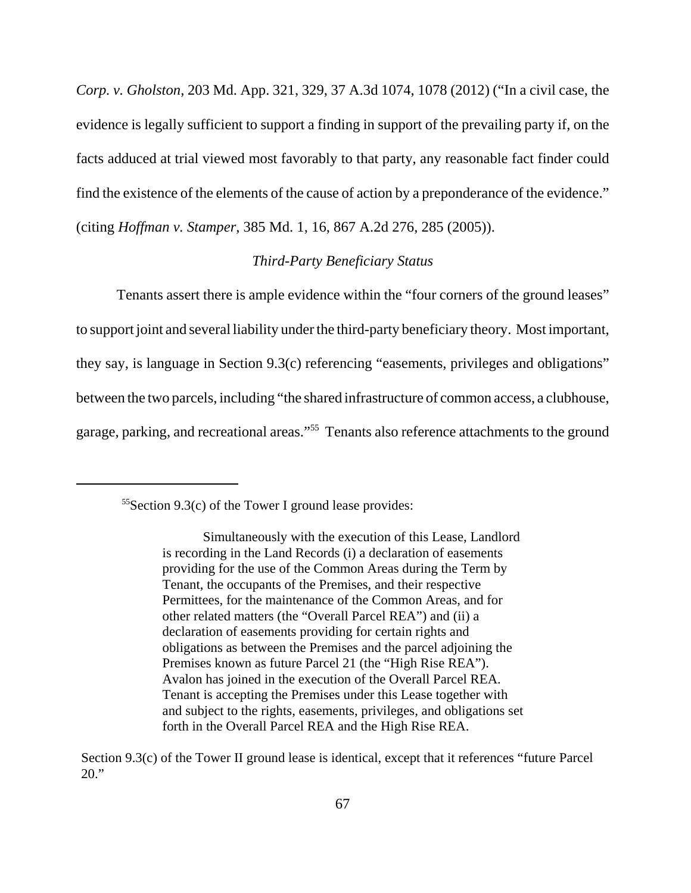*Corp. v. Gholston*, 203 Md. App. 321, 329, 37 A.3d 1074, 1078 (2012) ("In a civil case, the evidence is legally sufficient to support a finding in support of the prevailing party if, on the facts adduced at trial viewed most favorably to that party, any reasonable fact finder could find the existence of the elements of the cause of action by a preponderance of the evidence." (citing *Hoffman v. Stamper*, 385 Md. 1, 16, 867 A.2d 276, 285 (2005)).

*Third-Party Beneficiary Status*

Tenants assert there is ample evidence within the "four corners of the ground leases" to support joint and several liability under the third-party beneficiary theory. Most important, they say, is language in Section 9.3(c) referencing "easements, privileges and obligations" between the two parcels, including "the shared infrastructure of common access, a clubhouse, garage, parking, and recreational areas."[55] Tenants also reference attachments to the ground

---

[55]Section 9.3(c) of the Tower I ground lease provides:

> Simultaneously with the execution of this Lease, Landlord is recording in the Land Records (i) a declaration of easements providing for the use of the Common Areas during the Term by Tenant, the occupants of the Premises, and their respective Permittees, for the maintenance of the Common Areas, and for other related matters (the "Overall Parcel REA") and (ii) a declaration of easements providing for certain rights and obligations as between the Premises and the parcel adjoining the Premises known as future Parcel 21 (the "High Rise REA"). Avalon has joined in the execution of the Overall Parcel REA. Tenant is accepting the Premises under this Lease together with and subject to the rights, easements, privileges, and obligations set forth in the Overall Parcel REA and the High Rise REA.

Section 9.3(c) of the Tower II ground lease is identical, except that it references "future Parcel 20."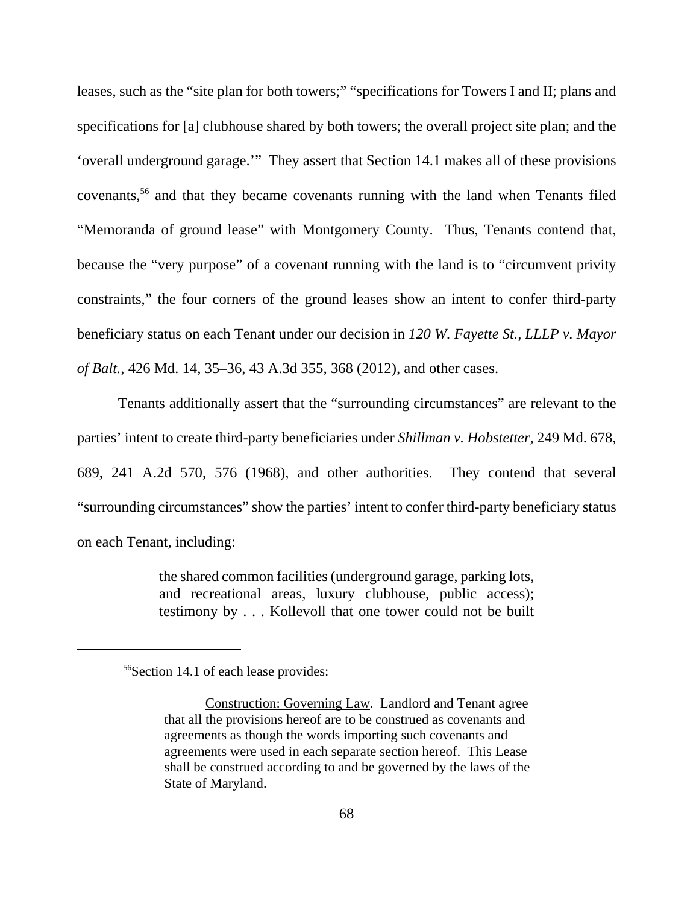leases, such as the "site plan for both towers;" "specifications for Towers I and II; plans and specifications for [a] clubhouse shared by both towers; the overall project site plan; and the 'overall underground garage.'" They assert that Section 14.1 makes all of these provisions covenants,[56] and that they became covenants running with the land when Tenants filed "Memoranda of ground lease" with Montgomery County. Thus, Tenants contend that, because the "very purpose" of a covenant running with the land is to "circumvent privity constraints," the four corners of the ground leases show an intent to confer third-party beneficiary status on each Tenant under our decision in *120 W. Fayette St., LLLP v. Mayor of Balt.*, 426 Md. 14, 35–36, 43 A.3d 355, 368 (2012), and other cases.

Tenants additionally assert that the "surrounding circumstances" are relevant to the parties' intent to create third-party beneficiaries under *Shillman v. Hobstetter*, 249 Md. 678, 689, 241 A.2d 570, 576 (1968), and other authorities. They contend that several "surrounding circumstances" show the parties' intent to confer third-party beneficiary status on each Tenant, including:

> the shared common facilities (underground garage, parking lots, and recreational areas, luxury clubhouse, public access); testimony by . . . Kollevoll that one tower could not be built

---

[56]Section 14.1 of each lease provides:

> Construction: Governing Law. Landlord and Tenant agree that all the provisions hereof are to be construed as covenants and agreements as though the words importing such covenants and agreements were used in each separate section hereof. This Lease shall be construed according to and be governed by the laws of the State of Maryland.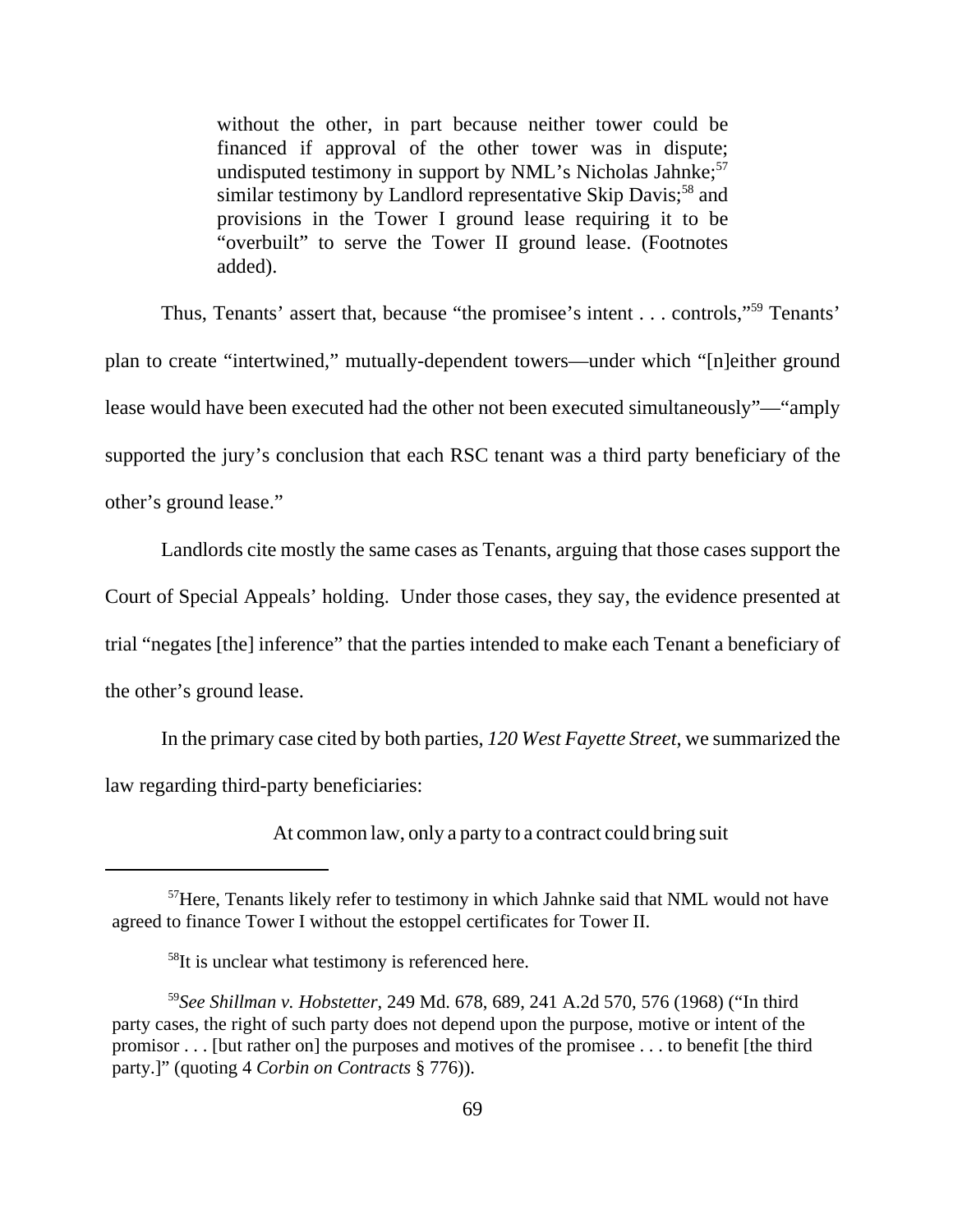> without the other, in part because neither tower could be financed if approval of the other tower was in dispute; undisputed testimony in support by NML's Nicholas Jahnke;[57] similar testimony by Landlord representative Skip Davis;[58] and provisions in the Tower I ground lease requiring it to be "overbuilt" to serve the Tower II ground lease. (Footnotes added).

Thus, Tenants' assert that, because "the promisee's intent . . . controls,"[59] Tenants' plan to create "intertwined," mutually-dependent towers—under which "[n]either ground lease would have been executed had the other not been executed simultaneously"—"amply supported the jury's conclusion that each RSC tenant was a third party beneficiary of the other's ground lease."

Landlords cite mostly the same cases as Tenants, arguing that those cases support the Court of Special Appeals' holding. Under those cases, they say, the evidence presented at trial "negates [the] inference" that the parties intended to make each Tenant a beneficiary of the other's ground lease.

In the primary case cited by both parties, *120 West Fayette Street*, we summarized the law regarding third-party beneficiaries:

> At common law, only a party to a contract could bring suit

---

[57] Here, Tenants likely refer to testimony in which Jahnke said that NML would not have agreed to finance Tower I without the estoppel certificates for Tower II.

[58] It is unclear what testimony is referenced here.

[59] *See Shillman v. Hobstetter*, 249 Md. 678, 689, 241 A.2d 570, 576 (1968) ("In third party cases, the right of such party does not depend upon the purpose, motive or intent of the promisor . . . [but rather on] the purposes and motives of the promisee . . . to benefit [the third party.]" (quoting 4 *Corbin on Contracts* § 776)).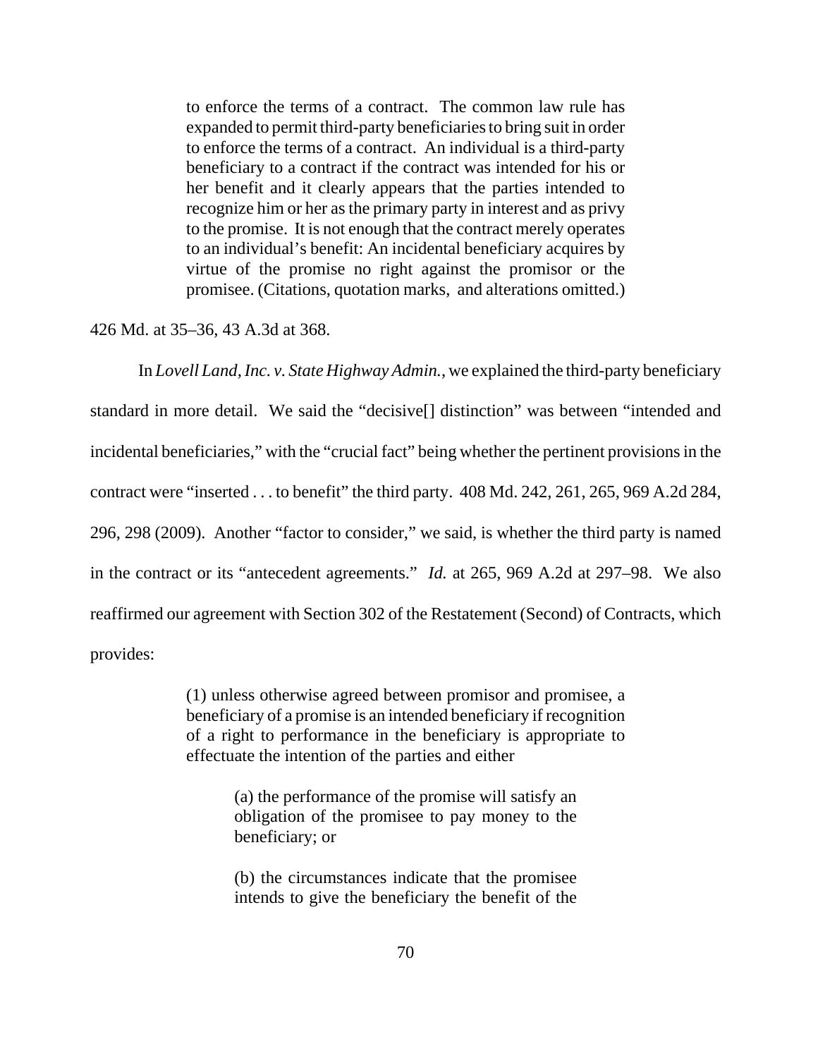> to enforce the terms of a contract. The common law rule has expanded to permit third-party beneficiaries to bring suit in order to enforce the terms of a contract. An individual is a third-party beneficiary to a contract if the contract was intended for his or her benefit and it clearly appears that the parties intended to recognize him or her as the primary party in interest and as privy to the promise. It is not enough that the contract merely operates to an individual's benefit: An incidental beneficiary acquires by virtue of the promise no right against the promisor or the promisee. (Citations, quotation marks, and alterations omitted.)

426 Md. at 35–36, 43 A.3d at 368.

In *Lovell Land, Inc. v. State Highway Admin.*, we explained the third-party beneficiary standard in more detail. We said the "decisive[] distinction" was between "intended and incidental beneficiaries," with the "crucial fact" being whether the pertinent provisions in the contract were "inserted . . . to benefit" the third party. 408 Md. 242, 261, 265, 969 A.2d 284, 296, 298 (2009). Another "factor to consider," we said, is whether the third party is named in the contract or its "antecedent agreements." *Id.* at 265, 969 A.2d at 297–98. We also reaffirmed our agreement with Section 302 of the Restatement (Second) of Contracts, which provides:

> (1) unless otherwise agreed between promisor and promisee, a beneficiary of a promise is an intended beneficiary if recognition of a right to performance in the beneficiary is appropriate to effectuate the intention of the parties and either
>
> > (a) the performance of the promise will satisfy an obligation of the promisee to pay money to the beneficiary; or
> >
> > (b) the circumstances indicate that the promisee intends to give the beneficiary the benefit of the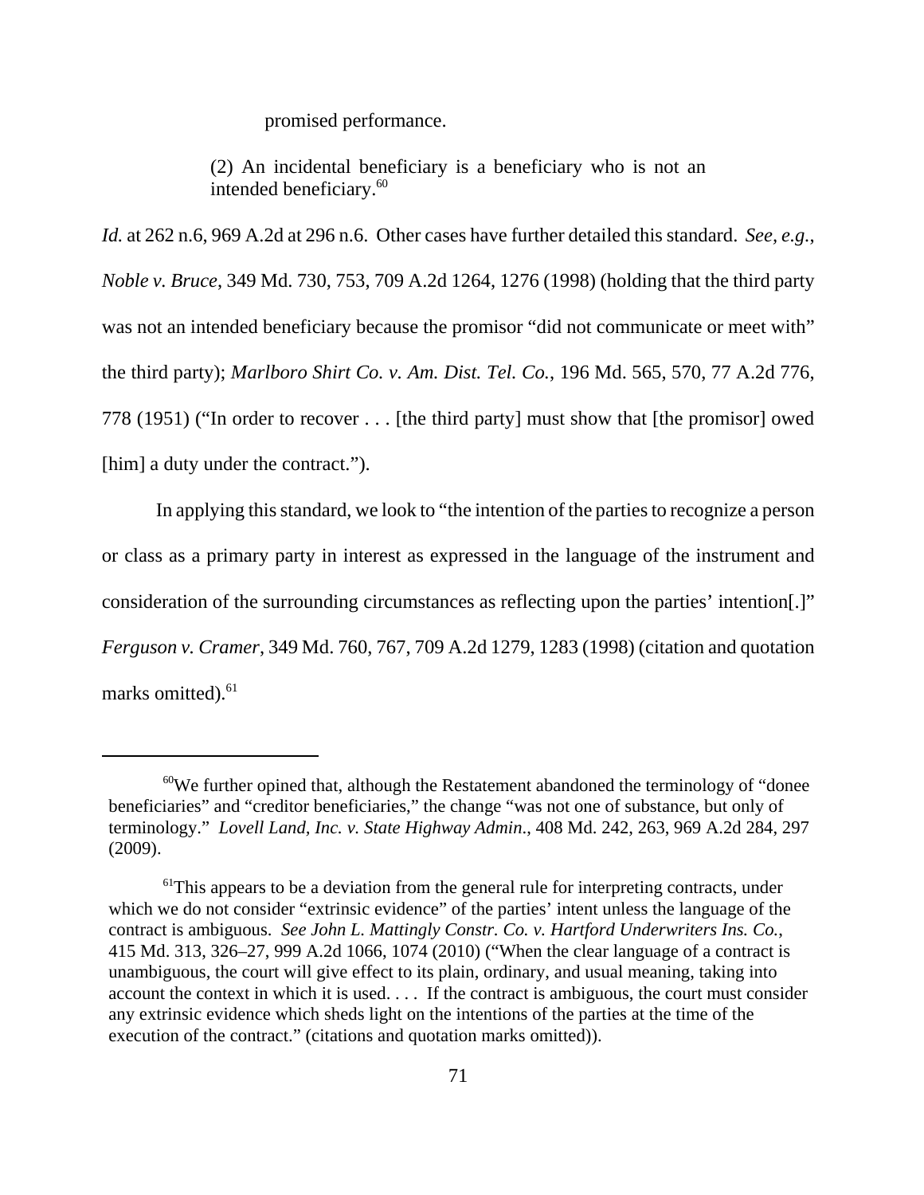> promised performance.
>
> (2) An incidental beneficiary is a beneficiary who is not an intended beneficiary.[60]

*Id.* at 262 n.6, 969 A.2d at 296 n.6. Other cases have further detailed this standard. *See, e.g.*, *Noble v. Bruce*, 349 Md. 730, 753, 709 A.2d 1264, 1276 (1998) (holding that the third party was not an intended beneficiary because the promisor "did not communicate or meet with" the third party); *Marlboro Shirt Co. v. Am. Dist. Tel. Co.*, 196 Md. 565, 570, 77 A.2d 776, 778 (1951) ("In order to recover . . . [the third party] must show that [the promisor] owed [him] a duty under the contract.").

In applying this standard, we look to "the intention of the parties to recognize a person or class as a primary party in interest as expressed in the language of the instrument and consideration of the surrounding circumstances as reflecting upon the parties' intention[.]" *Ferguson v. Cramer*, 349 Md. 760, 767, 709 A.2d 1279, 1283 (1998) (citation and quotation marks omitted).[61]

---

[60] We further opined that, although the Restatement abandoned the terminology of "donee beneficiaries" and "creditor beneficiaries," the change "was not one of substance, but only of terminology." *Lovell Land, Inc. v. State Highway Admin.*, 408 Md. 242, 263, 969 A.2d 284, 297 (2009).

[61] This appears to be a deviation from the general rule for interpreting contracts, under which we do not consider "extrinsic evidence" of the parties' intent unless the language of the contract is ambiguous. *See John L. Mattingly Constr. Co. v. Hartford Underwriters Ins. Co.*, 415 Md. 313, 326–27, 999 A.2d 1066, 1074 (2010) ("When the clear language of a contract is unambiguous, the court will give effect to its plain, ordinary, and usual meaning, taking into account the context in which it is used. . . . If the contract is ambiguous, the court must consider any extrinsic evidence which sheds light on the intentions of the parties at the time of the execution of the contract." (citations and quotation marks omitted)).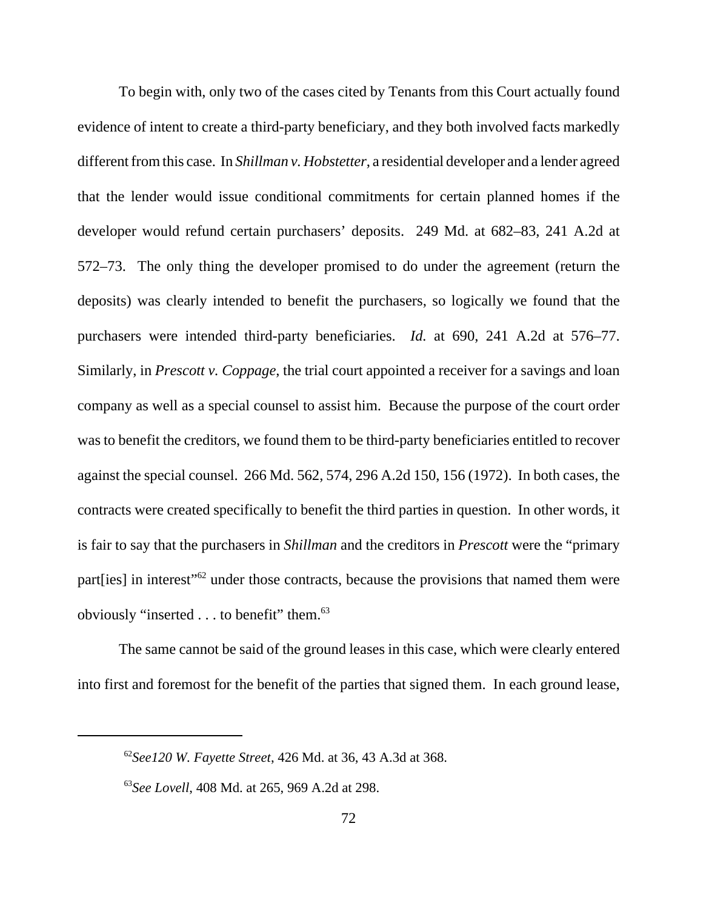To begin with, only two of the cases cited by Tenants from this Court actually found evidence of intent to create a third-party beneficiary, and they both involved facts markedly different from this case. In *Shillman v. Hobstetter*, a residential developer and a lender agreed that the lender would issue conditional commitments for certain planned homes if the developer would refund certain purchasers' deposits. 249 Md. at 682–83, 241 A.2d at 572–73. The only thing the developer promised to do under the agreement (return the deposits) was clearly intended to benefit the purchasers, so logically we found that the purchasers were intended third-party beneficiaries. *Id.* at 690, 241 A.2d at 576–77. Similarly, in *Prescott v. Coppage*, the trial court appointed a receiver for a savings and loan company as well as a special counsel to assist him. Because the purpose of the court order was to benefit the creditors, we found them to be third-party beneficiaries entitled to recover against the special counsel. 266 Md. 562, 574, 296 A.2d 150, 156 (1972). In both cases, the contracts were created specifically to benefit the third parties in question. In other words, it is fair to say that the purchasers in *Shillman* and the creditors in *Prescott* were the "primary part[ies] in interest"[62] under those contracts, because the provisions that named them were obviously "inserted . . . to benefit" them.[63]

The same cannot be said of the ground leases in this case, which were clearly entered into first and foremost for the benefit of the parties that signed them. In each ground lease,

---

[62]*See120 W. Fayette Street*, 426 Md. at 36, 43 A.3d at 368.

[63]*See Lovell*, 408 Md. at 265, 969 A.2d at 298.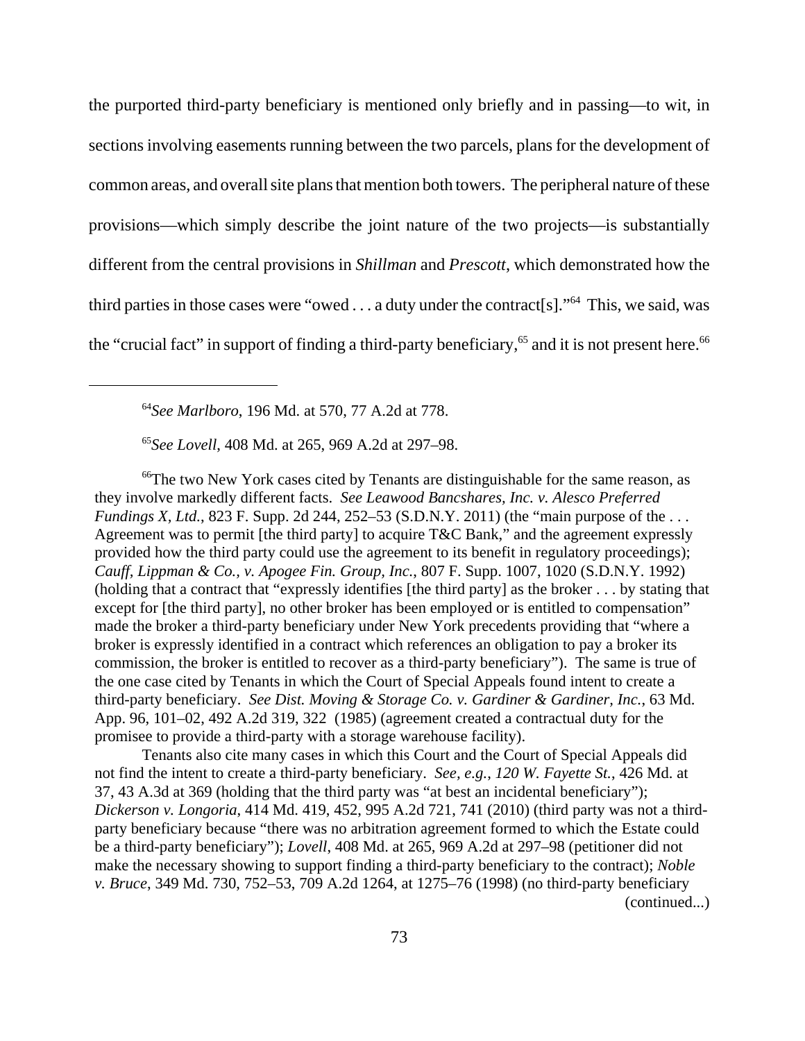the purported third-party beneficiary is mentioned only briefly and in passing—to wit, in sections involving easements running between the two parcels, plans for the development of common areas, and overall site plans that mention both towers. The peripheral nature of these provisions—which simply describe the joint nature of the two projects—is substantially different from the central provisions in *Shillman* and *Prescott*, which demonstrated how the third parties in those cases were "owed . . . a duty under the contract[s]."[64] This, we said, was the "crucial fact" in support of finding a third-party beneficiary,[65] and it is not present here.[66]

---

[64]*See Marlboro*, 196 Md. at 570, 77 A.2d at 778.

[65]*See Lovell*, 408 Md. at 265, 969 A.2d at 297–98.

[66]The two New York cases cited by Tenants are distinguishable for the same reason, as they involve markedly different facts. *See Leawood Bancshares, Inc. v. Alesco Preferred Fundings X, Ltd.*, 823 F. Supp. 2d 244, 252–53 (S.D.N.Y. 2011) (the "main purpose of the . . . Agreement was to permit [the third party] to acquire T&C Bank," and the agreement expressly provided how the third party could use the agreement to its benefit in regulatory proceedings); *Cauff, Lippman & Co., v. Apogee Fin. Group, Inc.*, 807 F. Supp. 1007, 1020 (S.D.N.Y. 1992) (holding that a contract that "expressly identifies [the third party] as the broker . . . by stating that except for [the third party], no other broker has been employed or is entitled to compensation" made the broker a third-party beneficiary under New York precedents providing that "where a broker is expressly identified in a contract which references an obligation to pay a broker its commission, the broker is entitled to recover as a third-party beneficiary"). The same is true of the one case cited by Tenants in which the Court of Special Appeals found intent to create a third-party beneficiary. *See Dist. Moving & Storage Co. v. Gardiner & Gardiner, Inc.*, 63 Md. App. 96, 101–02, 492 A.2d 319, 322 (1985) (agreement created a contractual duty for the promisee to provide a third-party with a storage warehouse facility).

Tenants also cite many cases in which this Court and the Court of Special Appeals did not find the intent to create a third-party beneficiary. *See, e.g.*, *120 W. Fayette St.*, 426 Md. at 37, 43 A.3d at 369 (holding that the third party was "at best an incidental beneficiary"); *Dickerson v. Longoria*, 414 Md. 419, 452, 995 A.2d 721, 741 (2010) (third party was not a third-party beneficiary because "there was no arbitration agreement formed to which the Estate could be a third-party beneficiary"); *Lovell*, 408 Md. at 265, 969 A.2d at 297–98 (petitioner did not make the necessary showing to support finding a third-party beneficiary to the contract); *Noble v. Bruce*, 349 Md. 730, 752–53, 709 A.2d 1264, at 1275–76 (1998) (no third-party beneficiary

(continued...)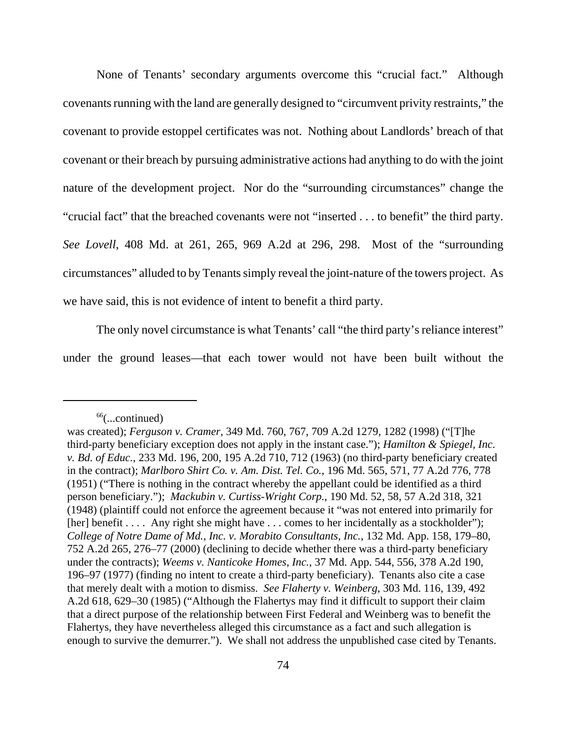None of Tenants' secondary arguments overcome this "crucial fact." Although covenants running with the land are generally designed to "circumvent privity restraints," the covenant to provide estoppel certificates was not. Nothing about Landlords' breach of that covenant or their breach by pursuing administrative actions had anything to do with the joint nature of the development project. Nor do the "surrounding circumstances" change the "crucial fact" that the breached covenants were not "inserted . . . to benefit" the third party. *See Lovell*, 408 Md. at 261, 265, 969 A.2d at 296, 298. Most of the "surrounding circumstances" alluded to by Tenants simply reveal the joint-nature of the towers project. As we have said, this is not evidence of intent to benefit a third party.

The only novel circumstance is what Tenants' call "the third party's reliance interest" under the ground leases—that each tower would not have been built without the

---

[66](...continued)
was created); *Ferguson v. Cramer*, 349 Md. 760, 767, 709 A.2d 1279, 1282 (1998) ("[T]he third-party beneficiary exception does not apply in the instant case."); *Hamilton & Spiegel, Inc. v. Bd. of Educ.*, 233 Md. 196, 200, 195 A.2d 710, 712 (1963) (no third-party beneficiary created in the contract); *Marlboro Shirt Co. v. Am. Dist. Tel. Co.*, 196 Md. 565, 571, 77 A.2d 776, 778 (1951) ("There is nothing in the contract whereby the appellant could be identified as a third person beneficiary."); *Mackubin v. Curtiss-Wright Corp.*, 190 Md. 52, 58, 57 A.2d 318, 321 (1948) (plaintiff could not enforce the agreement because it "was not entered into primarily for [her] benefit . . . . Any right she might have . . . comes to her incidentally as a stockholder"); *College of Notre Dame of Md., Inc. v. Morabito Consultants, Inc.*, 132 Md. App. 158, 179–80, 752 A.2d 265, 276–77 (2000) (declining to decide whether there was a third-party beneficiary under the contracts); *Weems v. Nanticoke Homes, Inc.*, 37 Md. App. 544, 556, 378 A.2d 190, 196–97 (1977) (finding no intent to create a third-party beneficiary). Tenants also cite a case that merely dealt with a motion to dismiss. *See Flaherty v. Weinberg*, 303 Md. 116, 139, 492 A.2d 618, 629–30 (1985) ("Although the Flahertys may find it difficult to support their claim that a direct purpose of the relationship between First Federal and Weinberg was to benefit the Flahertys, they have nevertheless alleged this circumstance as a fact and such allegation is enough to survive the demurrer."). We shall not address the unpublished case cited by Tenants.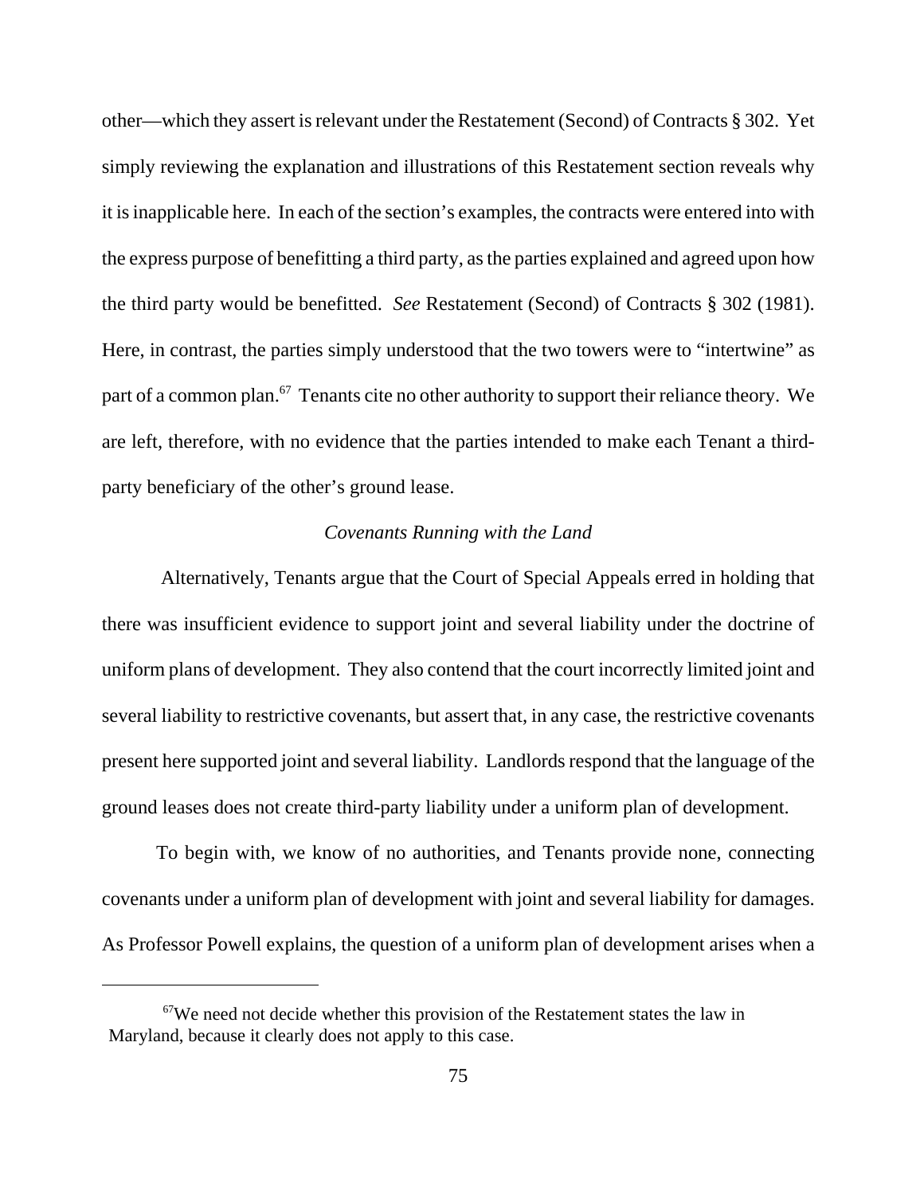other—which they assert is relevant under the Restatement (Second) of Contracts § 302. Yet simply reviewing the explanation and illustrations of this Restatement section reveals why it is inapplicable here. In each of the section's examples, the contracts were entered into with the express purpose of benefitting a third party, as the parties explained and agreed upon how the third party would be benefitted. *See* Restatement (Second) of Contracts § 302 (1981). Here, in contrast, the parties simply understood that the two towers were to "intertwine" as part of a common plan.[67] Tenants cite no other authority to support their reliance theory. We are left, therefore, with no evidence that the parties intended to make each Tenant a third-party beneficiary of the other's ground lease.

*Covenants Running with the Land*

Alternatively, Tenants argue that the Court of Special Appeals erred in holding that there was insufficient evidence to support joint and several liability under the doctrine of uniform plans of development. They also contend that the court incorrectly limited joint and several liability to restrictive covenants, but assert that, in any case, the restrictive covenants present here supported joint and several liability. Landlords respond that the language of the ground leases does not create third-party liability under a uniform plan of development.

To begin with, we know of no authorities, and Tenants provide none, connecting covenants under a uniform plan of development with joint and several liability for damages. As Professor Powell explains, the question of a uniform plan of development arises when a

[67] We need not decide whether this provision of the Restatement states the law in Maryland, because it clearly does not apply to this case.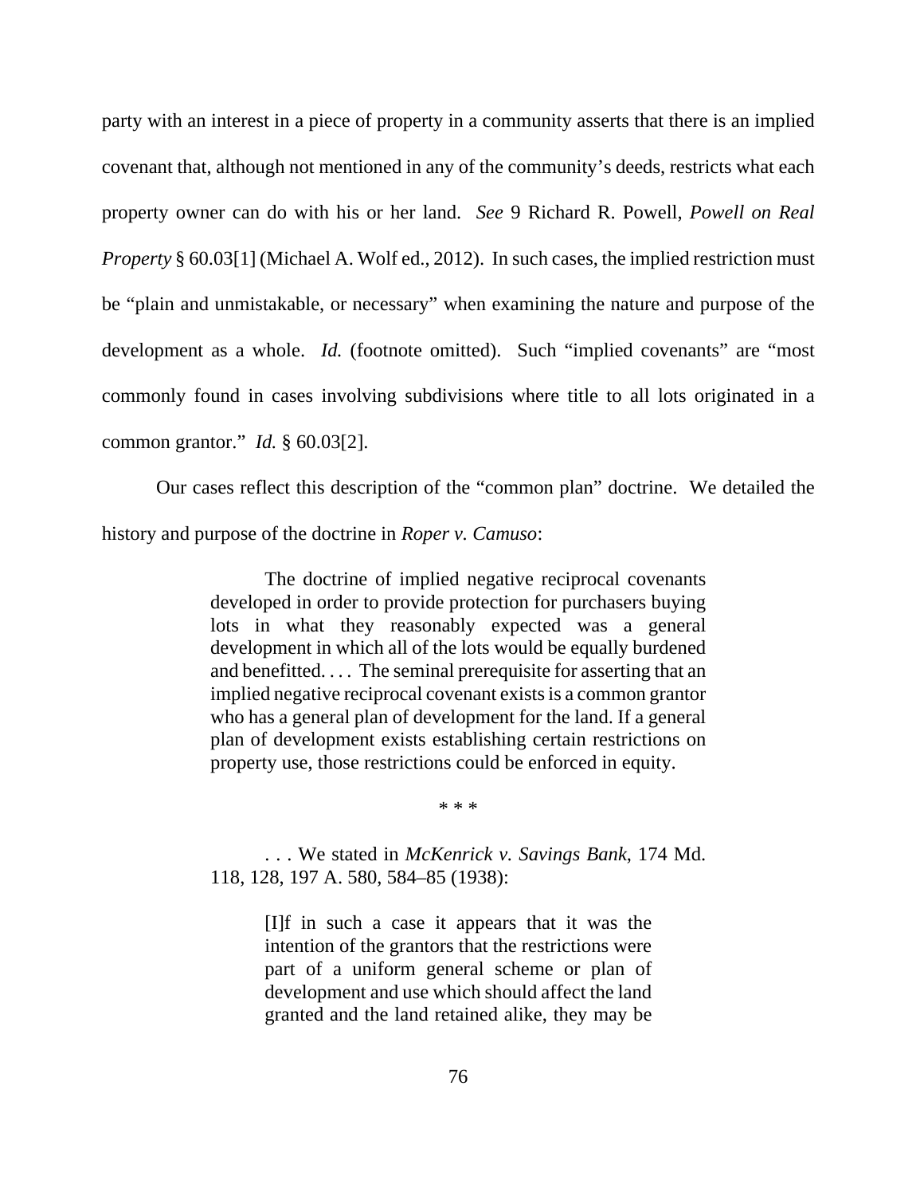party with an interest in a piece of property in a community asserts that there is an implied covenant that, although not mentioned in any of the community's deeds, restricts what each property owner can do with his or her land. *See* 9 Richard R. Powell, *Powell on Real Property* § 60.03[1] (Michael A. Wolf ed., 2012). In such cases, the implied restriction must be "plain and unmistakable, or necessary" when examining the nature and purpose of the development as a whole. *Id.* (footnote omitted). Such "implied covenants" are "most commonly found in cases involving subdivisions where title to all lots originated in a common grantor." *Id.* § 60.03[2].

Our cases reflect this description of the "common plan" doctrine. We detailed the history and purpose of the doctrine in *Roper v. Camuso*:

> The doctrine of implied negative reciprocal covenants developed in order to provide protection for purchasers buying lots in what they reasonably expected was a general development in which all of the lots would be equally burdened and benefitted. . . . The seminal prerequisite for asserting that an implied negative reciprocal covenant exists is a common grantor who has a general plan of development for the land. If a general plan of development exists establishing certain restrictions on property use, those restrictions could be enforced in equity.
>
> \* \* \*
>
> . . . We stated in *McKenrick v. Savings Bank*, 174 Md. 118, 128, 197 A. 580, 584–85 (1938):
>
>> [I]f in such a case it appears that it was the intention of the grantors that the restrictions were part of a uniform general scheme or plan of development and use which should affect the land granted and the land retained alike, they may be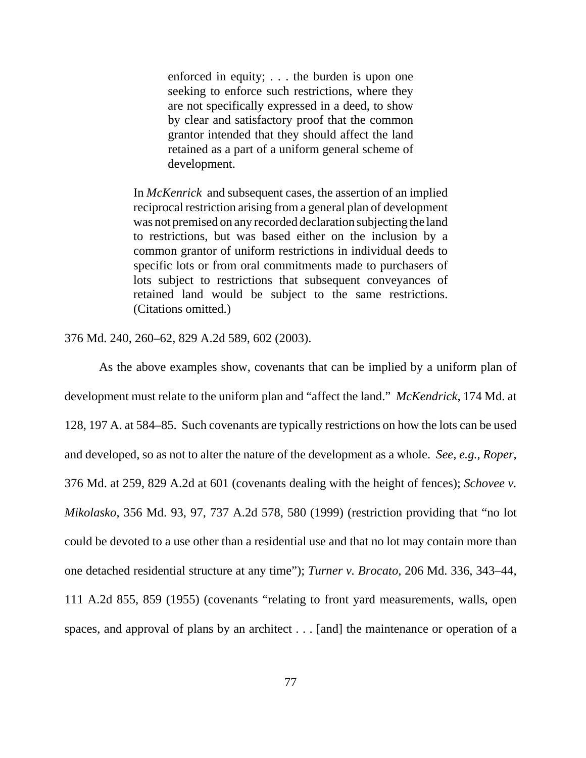> enforced in equity; . . . the burden is upon one seeking to enforce such restrictions, where they are not specifically expressed in a deed, to show by clear and satisfactory proof that the common grantor intended that they should affect the land retained as a part of a uniform general scheme of development.
>
> In *McKenrick* and subsequent cases, the assertion of an implied reciprocal restriction arising from a general plan of development was not premised on any recorded declaration subjecting the land to restrictions, but was based either on the inclusion by a common grantor of uniform restrictions in individual deeds to specific lots or from oral commitments made to purchasers of lots subject to restrictions that subsequent conveyances of retained land would be subject to the same restrictions. (Citations omitted.)

376 Md. 240, 260–62, 829 A.2d 589, 602 (2003).

As the above examples show, covenants that can be implied by a uniform plan of development must relate to the uniform plan and "affect the land." *McKendrick*, 174 Md. at 128, 197 A. at 584–85. Such covenants are typically restrictions on how the lots can be used and developed, so as not to alter the nature of the development as a whole. *See, e.g.*, *Roper*, 376 Md. at 259, 829 A.2d at 601 (covenants dealing with the height of fences); *Schovee v. Mikolasko*, 356 Md. 93, 97, 737 A.2d 578, 580 (1999) (restriction providing that "no lot could be devoted to a use other than a residential use and that no lot may contain more than one detached residential structure at any time"); *Turner v. Brocato*, 206 Md. 336, 343–44, 111 A.2d 855, 859 (1955) (covenants "relating to front yard measurements, walls, open spaces, and approval of plans by an architect . . . [and] the maintenance or operation of a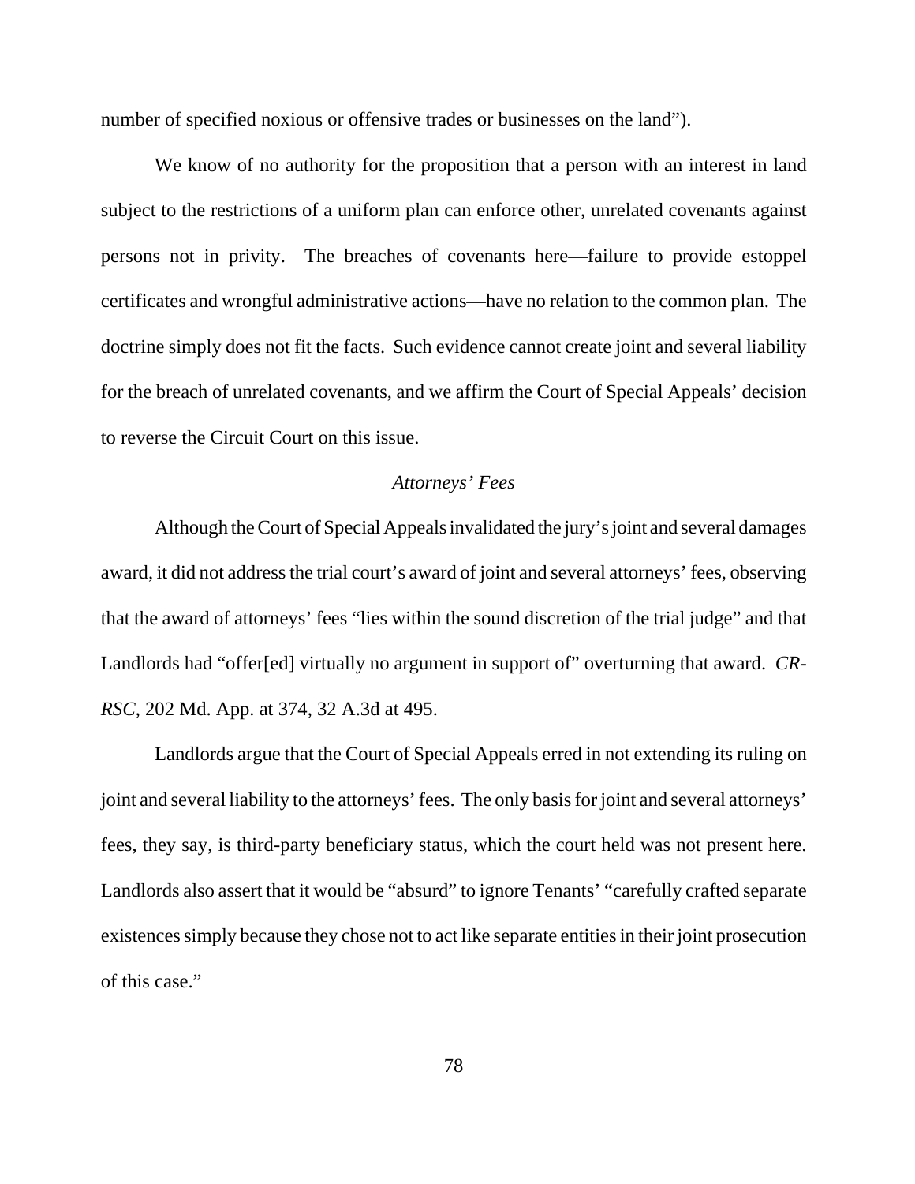number of specified noxious or offensive trades or businesses on the land").

We know of no authority for the proposition that a person with an interest in land subject to the restrictions of a uniform plan can enforce other, unrelated covenants against persons not in privity. The breaches of covenants here—failure to provide estoppel certificates and wrongful administrative actions—have no relation to the common plan. The doctrine simply does not fit the facts. Such evidence cannot create joint and several liability for the breach of unrelated covenants, and we affirm the Court of Special Appeals' decision to reverse the Circuit Court on this issue.

*Attorneys' Fees*

Although the Court of Special Appeals invalidated the jury's joint and several damages award, it did not address the trial court's award of joint and several attorneys' fees, observing that the award of attorneys' fees "lies within the sound discretion of the trial judge" and that Landlords had "offer[ed] virtually no argument in support of" overturning that award. *CR-RSC*, 202 Md. App. at 374, 32 A.3d at 495.

Landlords argue that the Court of Special Appeals erred in not extending its ruling on joint and several liability to the attorneys' fees. The only basis for joint and several attorneys' fees, they say, is third-party beneficiary status, which the court held was not present here. Landlords also assert that it would be "absurd" to ignore Tenants' "carefully crafted separate existences simply because they chose not to act like separate entities in their joint prosecution of this case."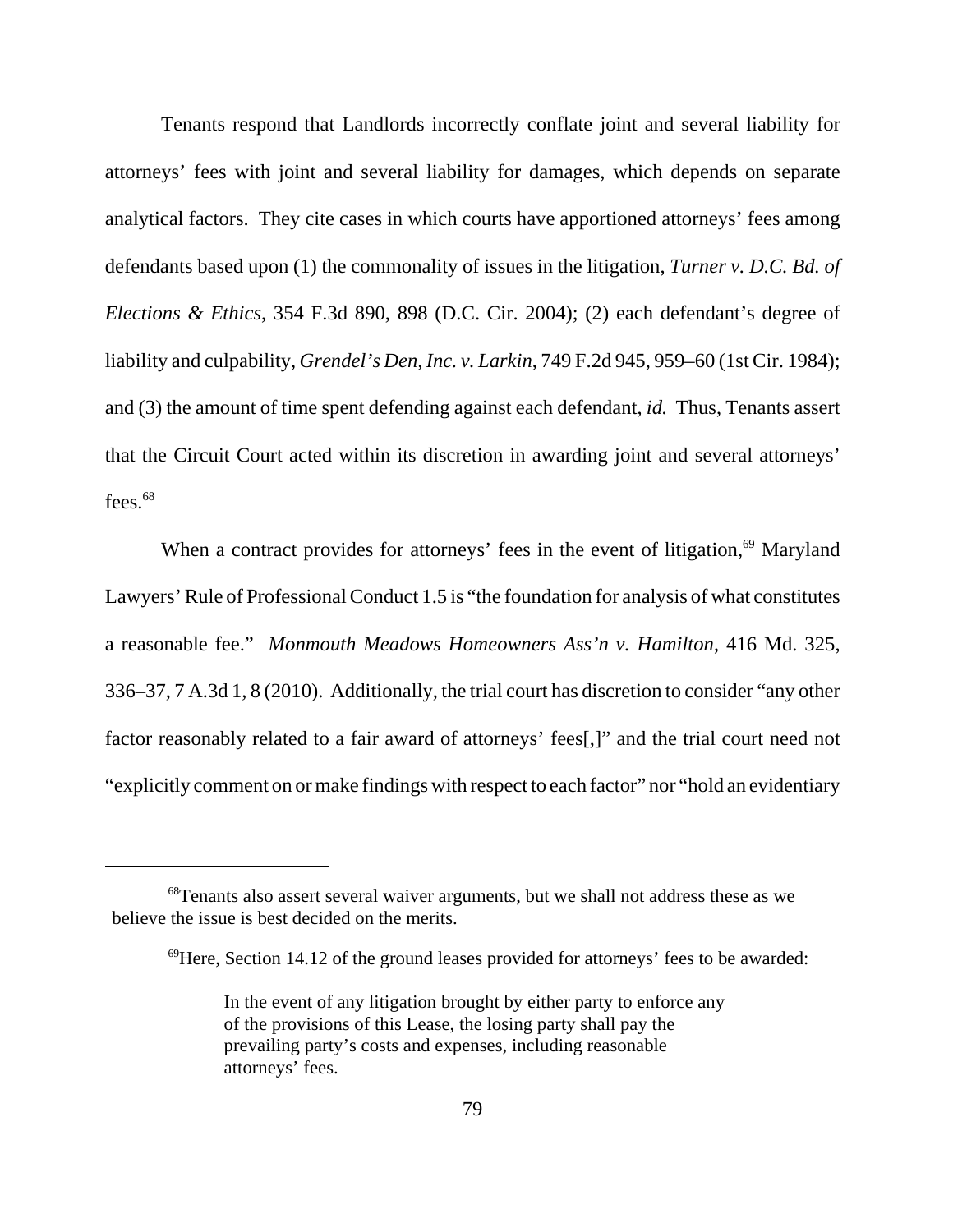Tenants respond that Landlords incorrectly conflate joint and several liability for attorneys' fees with joint and several liability for damages, which depends on separate analytical factors. They cite cases in which courts have apportioned attorneys' fees among defendants based upon (1) the commonality of issues in the litigation, *Turner v. D.C. Bd. of Elections & Ethics*, 354 F.3d 890, 898 (D.C. Cir. 2004); (2) each defendant's degree of liability and culpability, *Grendel's Den, Inc. v. Larkin*, 749 F.2d 945, 959–60 (1st Cir. 1984); and (3) the amount of time spent defending against each defendant, *id.* Thus, Tenants assert that the Circuit Court acted within its discretion in awarding joint and several attorneys' fees.[68]

When a contract provides for attorneys' fees in the event of litigation,[69] Maryland Lawyers' Rule of Professional Conduct 1.5 is "the foundation for analysis of what constitutes a reasonable fee." *Monmouth Meadows Homeowners Ass'n v. Hamilton*, 416 Md. 325, 336–37, 7 A.3d 1, 8 (2010). Additionally, the trial court has discretion to consider "any other factor reasonably related to a fair award of attorneys' fees[,]" and the trial court need not "explicitly comment on or make findings with respect to each factor" nor "hold an evidentiary

---

[68]Tenants also assert several waiver arguments, but we shall not address these as we believe the issue is best decided on the merits.

[69]Here, Section 14.12 of the ground leases provided for attorneys' fees to be awarded:

> In the event of any litigation brought by either party to enforce any of the provisions of this Lease, the losing party shall pay the prevailing party's costs and expenses, including reasonable attorneys' fees.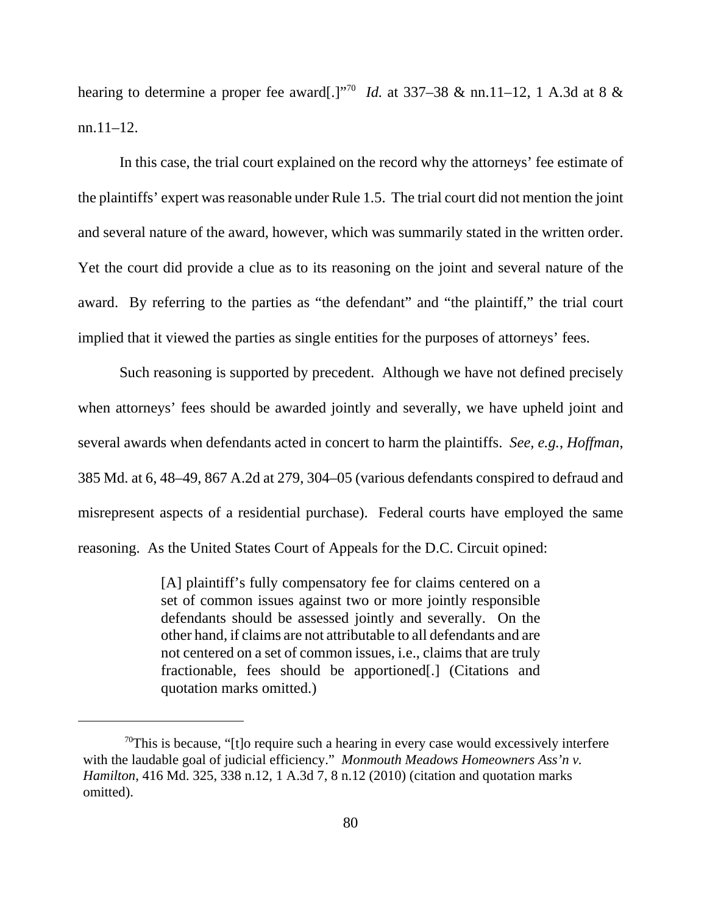hearing to determine a proper fee award[.]"[70] *Id.* at 337–38 & nn.11–12, 1 A.3d at 8 & nn.11–12.

In this case, the trial court explained on the record why the attorneys' fee estimate of the plaintiffs' expert was reasonable under Rule 1.5. The trial court did not mention the joint and several nature of the award, however, which was summarily stated in the written order. Yet the court did provide a clue as to its reasoning on the joint and several nature of the award. By referring to the parties as "the defendant" and "the plaintiff," the trial court implied that it viewed the parties as single entities for the purposes of attorneys' fees.

Such reasoning is supported by precedent. Although we have not defined precisely when attorneys' fees should be awarded jointly and severally, we have upheld joint and several awards when defendants acted in concert to harm the plaintiffs. *See, e.g.*, *Hoffman*, 385 Md. at 6, 48–49, 867 A.2d at 279, 304–05 (various defendants conspired to defraud and misrepresent aspects of a residential purchase). Federal courts have employed the same reasoning. As the United States Court of Appeals for the D.C. Circuit opined:

> [A] plaintiff's fully compensatory fee for claims centered on a set of common issues against two or more jointly responsible defendants should be assessed jointly and severally. On the other hand, if claims are not attributable to all defendants and are not centered on a set of common issues, i.e., claims that are truly fractionable, fees should be apportioned[.] (Citations and quotation marks omitted.)

---

[70] This is because, "[t]o require such a hearing in every case would excessively interfere with the laudable goal of judicial efficiency." *Monmouth Meadows Homeowners Ass'n v. Hamilton*, 416 Md. 325, 338 n.12, 1 A.3d 7, 8 n.12 (2010) (citation and quotation marks omitted).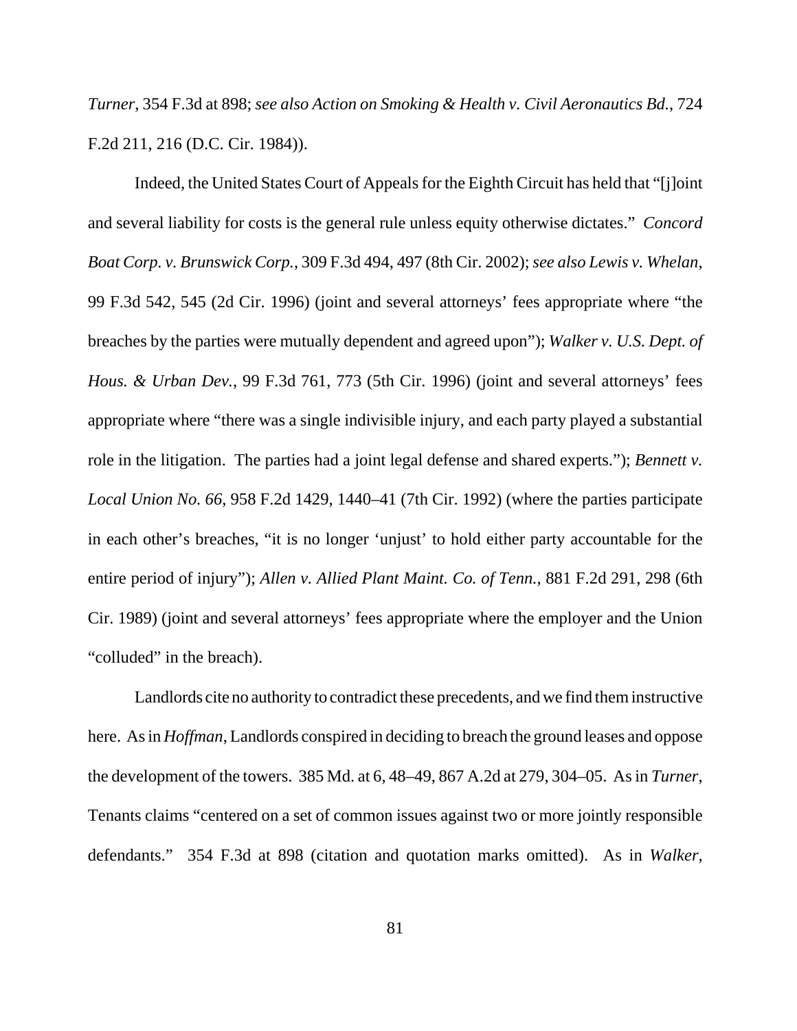*Turner*, 354 F.3d at 898; *see also Action on Smoking & Health v. Civil Aeronautics Bd.*, 724 F.2d 211, 216 (D.C. Cir. 1984)).

Indeed, the United States Court of Appeals for the Eighth Circuit has held that "[j]oint and several liability for costs is the general rule unless equity otherwise dictates." *Concord Boat Corp. v. Brunswick Corp.*, 309 F.3d 494, 497 (8th Cir. 2002); *see also Lewis v. Whelan*, 99 F.3d 542, 545 (2d Cir. 1996) (joint and several attorneys' fees appropriate where "the breaches by the parties were mutually dependent and agreed upon"); *Walker v. U.S. Dept. of Hous. & Urban Dev.*, 99 F.3d 761, 773 (5th Cir. 1996) (joint and several attorneys' fees appropriate where "there was a single indivisible injury, and each party played a substantial role in the litigation. The parties had a joint legal defense and shared experts."); *Bennett v. Local Union No. 66*, 958 F.2d 1429, 1440–41 (7th Cir. 1992) (where the parties participate in each other's breaches, "it is no longer 'unjust' to hold either party accountable for the entire period of injury"); *Allen v. Allied Plant Maint. Co. of Tenn.*, 881 F.2d 291, 298 (6th Cir. 1989) (joint and several attorneys' fees appropriate where the employer and the Union "colluded" in the breach).

Landlords cite no authority to contradict these precedents, and we find them instructive here. As in *Hoffman*, Landlords conspired in deciding to breach the ground leases and oppose the development of the towers. 385 Md. at 6, 48–49, 867 A.2d at 279, 304–05. As in *Turner*, Tenants claims "centered on a set of common issues against two or more jointly responsible defendants." 354 F.3d at 898 (citation and quotation marks omitted). As in *Walker*,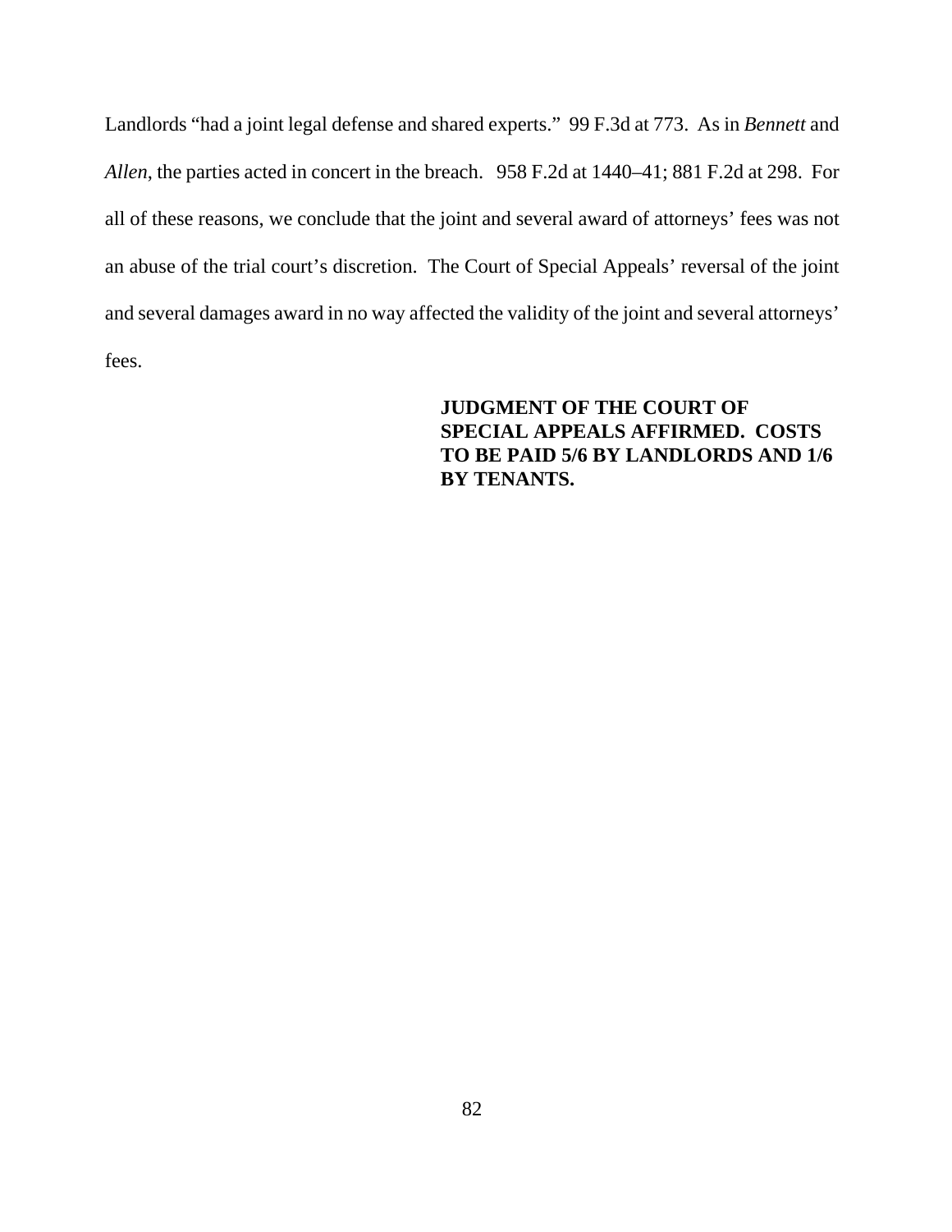Landlords "had a joint legal defense and shared experts." 99 F.3d at 773. As in *Bennett* and *Allen*, the parties acted in concert in the breach. 958 F.2d at 1440–41; 881 F.2d at 298. For all of these reasons, we conclude that the joint and several award of attorneys' fees was not an abuse of the trial court's discretion. The Court of Special Appeals' reversal of the joint and several damages award in no way affected the validity of the joint and several attorneys' fees.

**JUDGMENT OF THE COURT OF SPECIAL APPEALS AFFIRMED. COSTS TO BE PAID 5/6 BY LANDLORDS AND 1/6 BY TENANTS.**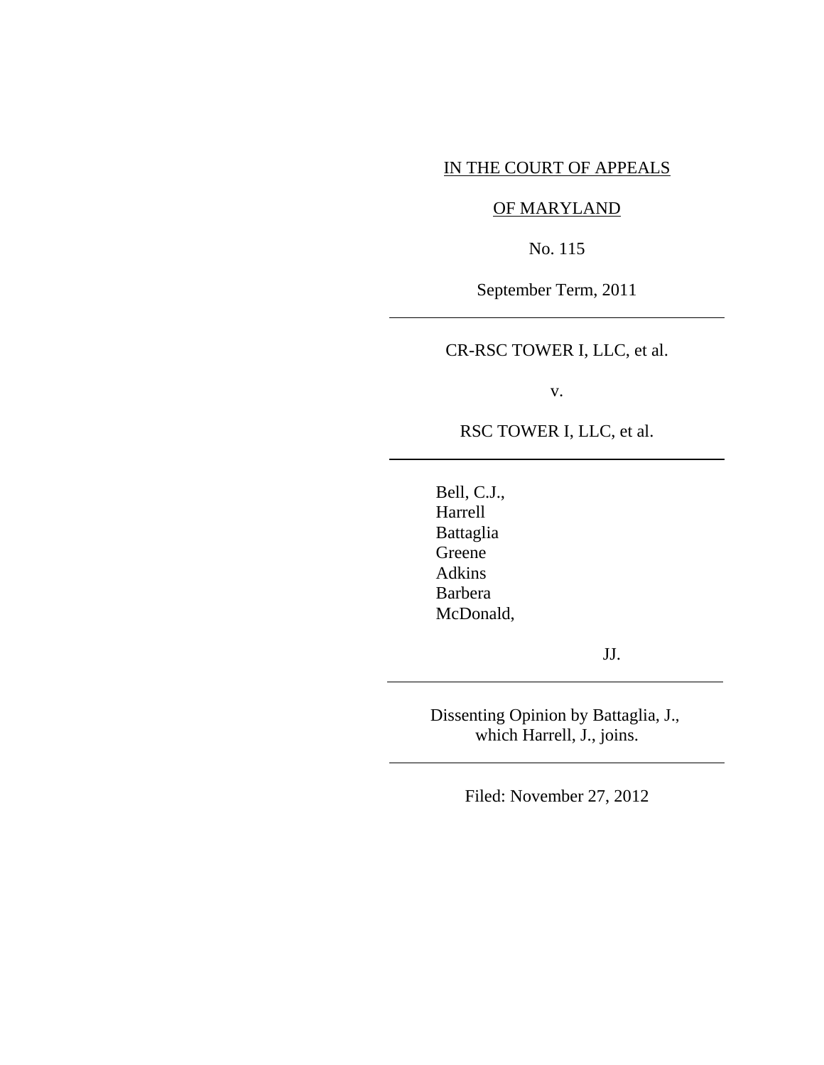IN THE COURT OF APPEALS

OF MARYLAND

No. 115

September Term, 2011

---

CR-RSC TOWER I, LLC, et al.

v.

RSC TOWER I, LLC, et al.

---

Bell, C.J.,
Harrell
Battaglia
Greene
Adkins
Barbera
McDonald,

JJ.

---

Dissenting Opinion by Battaglia, J., which Harrell, J., joins.

---

Filed: November 27, 2012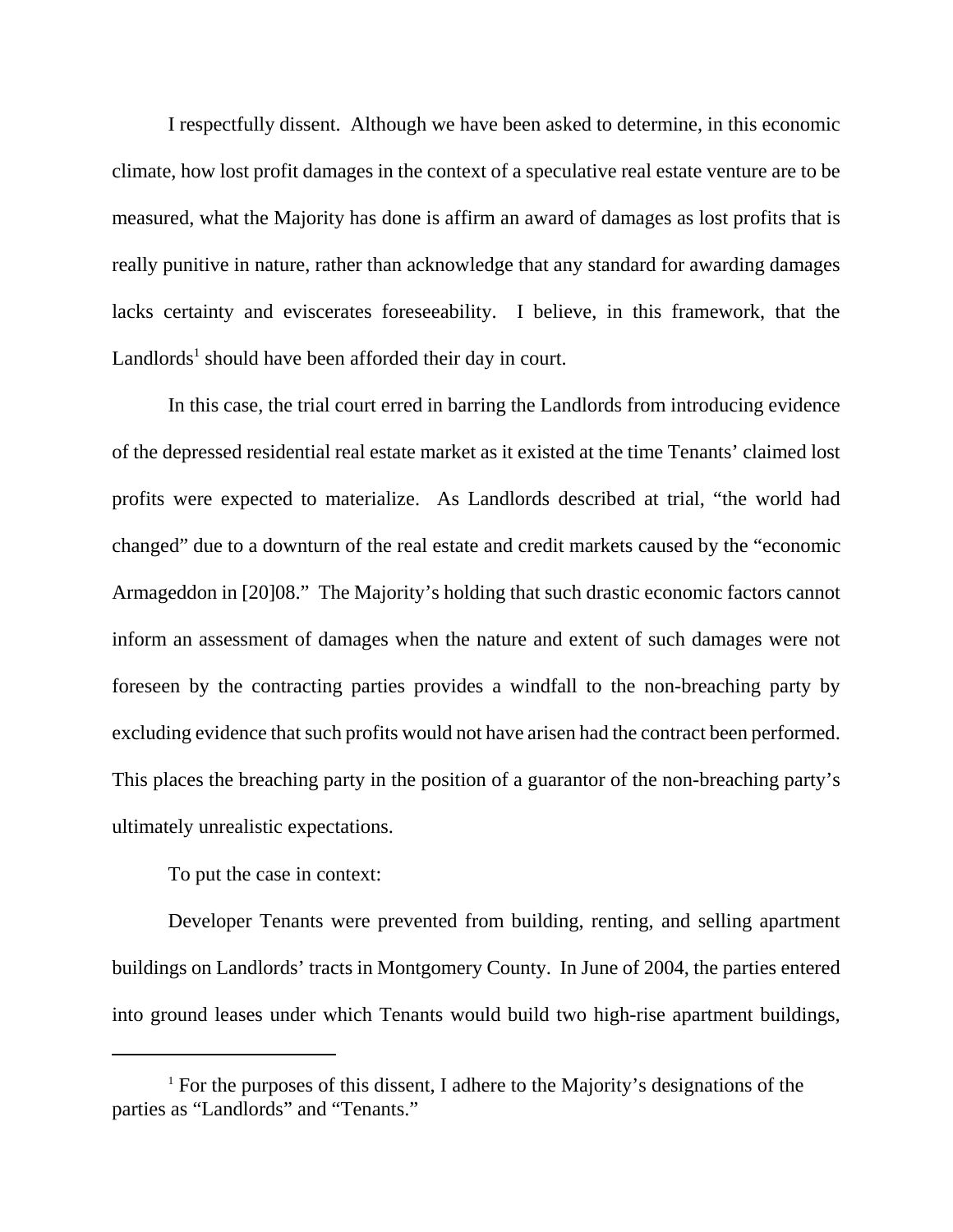I respectfully dissent. Although we have been asked to determine, in this economic climate, how lost profit damages in the context of a speculative real estate venture are to be measured, what the Majority has done is affirm an award of damages as lost profits that is really punitive in nature, rather than acknowledge that any standard for awarding damages lacks certainty and eviscerates foreseeability. I believe, in this framework, that the Landlords[1] should have been afforded their day in court.

In this case, the trial court erred in barring the Landlords from introducing evidence of the depressed residential real estate market as it existed at the time Tenants' claimed lost profits were expected to materialize. As Landlords described at trial, "the world had changed" due to a downturn of the real estate and credit markets caused by the "economic Armageddon in [20]08." The Majority's holding that such drastic economic factors cannot inform an assessment of damages when the nature and extent of such damages were not foreseen by the contracting parties provides a windfall to the non-breaching party by excluding evidence that such profits would not have arisen had the contract been performed. This places the breaching party in the position of a guarantor of the non-breaching party's ultimately unrealistic expectations.

To put the case in context:

Developer Tenants were prevented from building, renting, and selling apartment buildings on Landlords' tracts in Montgomery County. In June of 2004, the parties entered into ground leases under which Tenants would build two high-rise apartment buildings,

---

[1] For the purposes of this dissent, I adhere to the Majority's designations of the parties as "Landlords" and "Tenants."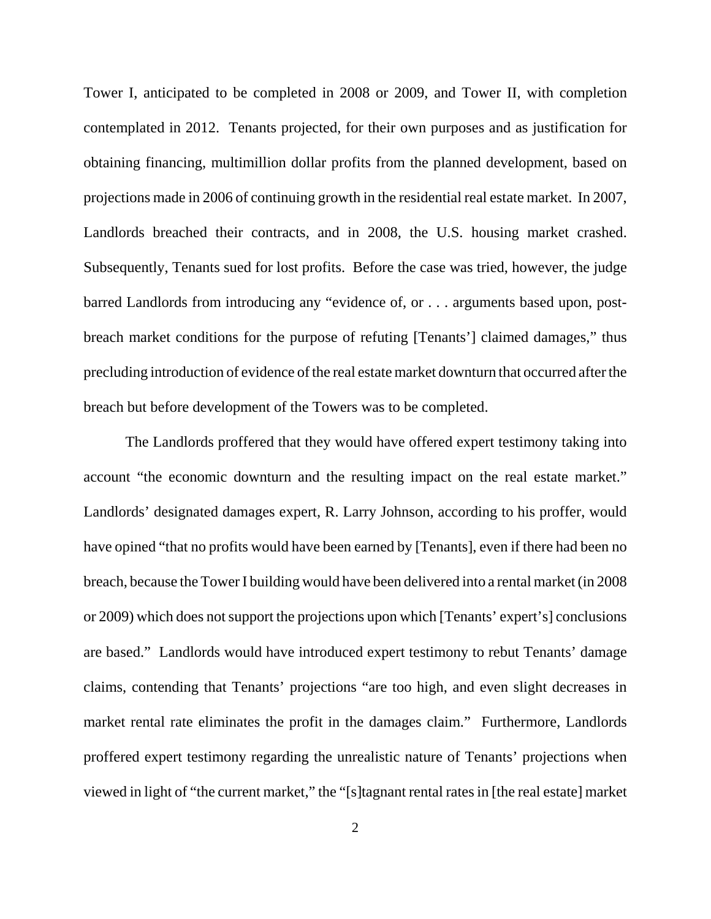Tower I, anticipated to be completed in 2008 or 2009, and Tower II, with completion contemplated in 2012. Tenants projected, for their own purposes and as justification for obtaining financing, multimillion dollar profits from the planned development, based on projections made in 2006 of continuing growth in the residential real estate market. In 2007, Landlords breached their contracts, and in 2008, the U.S. housing market crashed. Subsequently, Tenants sued for lost profits. Before the case was tried, however, the judge barred Landlords from introducing any "evidence of, or . . . arguments based upon, post-breach market conditions for the purpose of refuting [Tenants'] claimed damages," thus precluding introduction of evidence of the real estate market downturn that occurred after the breach but before development of the Towers was to be completed.

The Landlords proffered that they would have offered expert testimony taking into account "the economic downturn and the resulting impact on the real estate market." Landlords' designated damages expert, R. Larry Johnson, according to his proffer, would have opined "that no profits would have been earned by [Tenants], even if there had been no breach, because the Tower I building would have been delivered into a rental market (in 2008 or 2009) which does not support the projections upon which [Tenants' expert's] conclusions are based." Landlords would have introduced expert testimony to rebut Tenants' damage claims, contending that Tenants' projections "are too high, and even slight decreases in market rental rate eliminates the profit in the damages claim." Furthermore, Landlords proffered expert testimony regarding the unrealistic nature of Tenants' projections when viewed in light of "the current market," the "[s]tagnant rental rates in [the real estate] market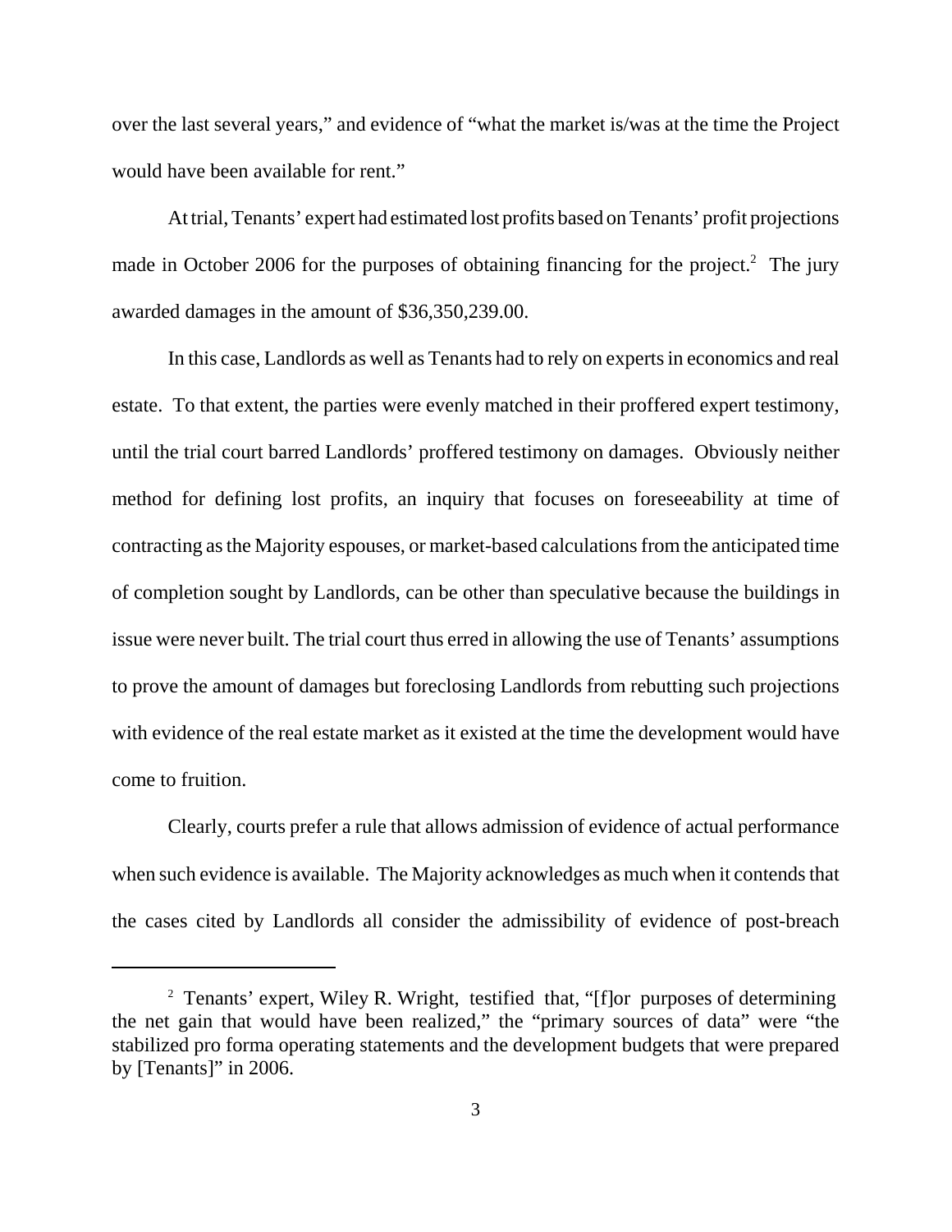over the last several years," and evidence of "what the market is/was at the time the Project would have been available for rent."

At trial, Tenants' expert had estimated lost profits based on Tenants' profit projections made in October 2006 for the purposes of obtaining financing for the project.[2] The jury awarded damages in the amount of $36,350,239.00.

In this case, Landlords as well as Tenants had to rely on experts in economics and real estate. To that extent, the parties were evenly matched in their proffered expert testimony, until the trial court barred Landlords' proffered testimony on damages. Obviously neither method for defining lost profits, an inquiry that focuses on foreseeability at time of contracting as the Majority espouses, or market-based calculations from the anticipated time of completion sought by Landlords, can be other than speculative because the buildings in issue were never built. The trial court thus erred in allowing the use of Tenants' assumptions to prove the amount of damages but foreclosing Landlords from rebutting such projections with evidence of the real estate market as it existed at the time the development would have come to fruition.

Clearly, courts prefer a rule that allows admission of evidence of actual performance when such evidence is available. The Majority acknowledges as much when it contends that the cases cited by Landlords all consider the admissibility of evidence of post-breach

---

[2] Tenants' expert, Wiley R. Wright, testified that, "[f]or purposes of determining the net gain that would have been realized," the "primary sources of data" were "the stabilized pro forma operating statements and the development budgets that were prepared by [Tenants]" in 2006.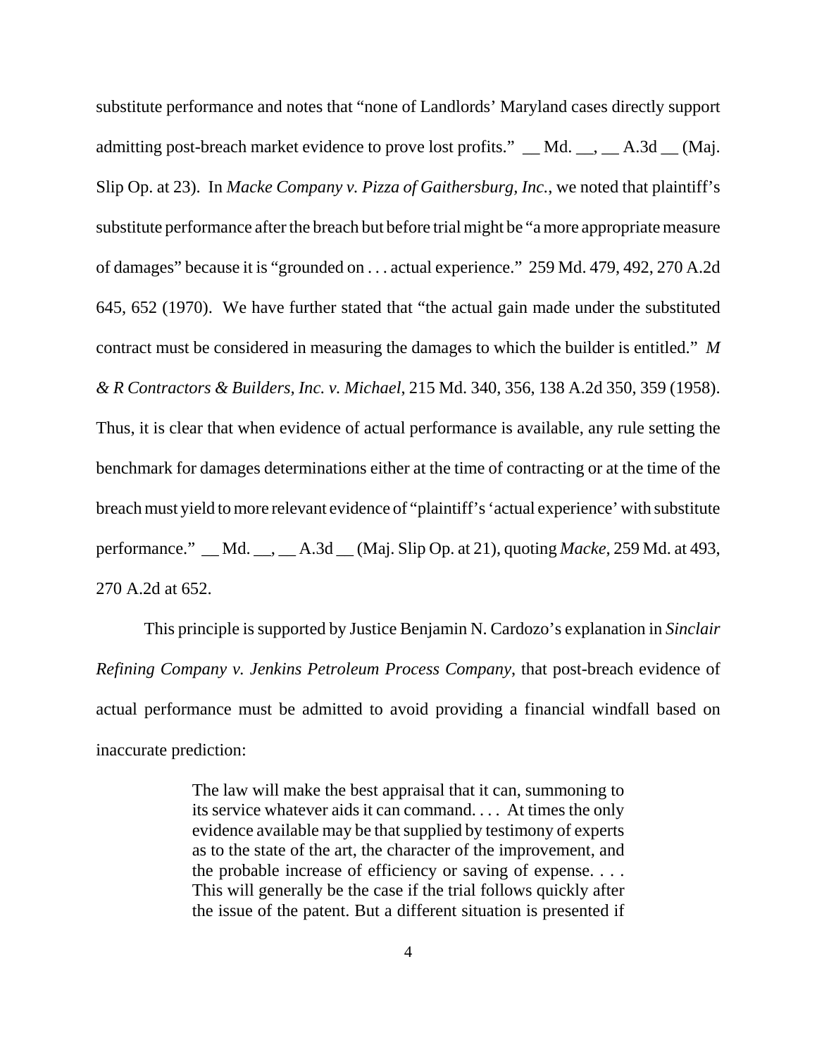substitute performance and notes that "none of Landlords' Maryland cases directly support admitting post-breach market evidence to prove lost profits." __ Md. __, __ A.3d __ (Maj. Slip Op. at 23). In *Macke Company v. Pizza of Gaithersburg, Inc.*, we noted that plaintiff's substitute performance after the breach but before trial might be "a more appropriate measure of damages" because it is "grounded on . . . actual experience." 259 Md. 479, 492, 270 A.2d 645, 652 (1970). We have further stated that "the actual gain made under the substituted contract must be considered in measuring the damages to which the builder is entitled." *M & R Contractors & Builders, Inc. v. Michael*, 215 Md. 340, 356, 138 A.2d 350, 359 (1958). Thus, it is clear that when evidence of actual performance is available, any rule setting the benchmark for damages determinations either at the time of contracting or at the time of the breach must yield to more relevant evidence of "plaintiff's 'actual experience' with substitute performance." __ Md. __, __ A.3d __ (Maj. Slip Op. at 21), quoting *Macke*, 259 Md. at 493, 270 A.2d at 652.

This principle is supported by Justice Benjamin N. Cardozo's explanation in *Sinclair Refining Company v. Jenkins Petroleum Process Company*, that post-breach evidence of actual performance must be admitted to avoid providing a financial windfall based on inaccurate prediction:

> The law will make the best appraisal that it can, summoning to its service whatever aids it can command. . . . At times the only evidence available may be that supplied by testimony of experts as to the state of the art, the character of the improvement, and the probable increase of efficiency or saving of expense. . . . This will generally be the case if the trial follows quickly after the issue of the patent. But a different situation is presented if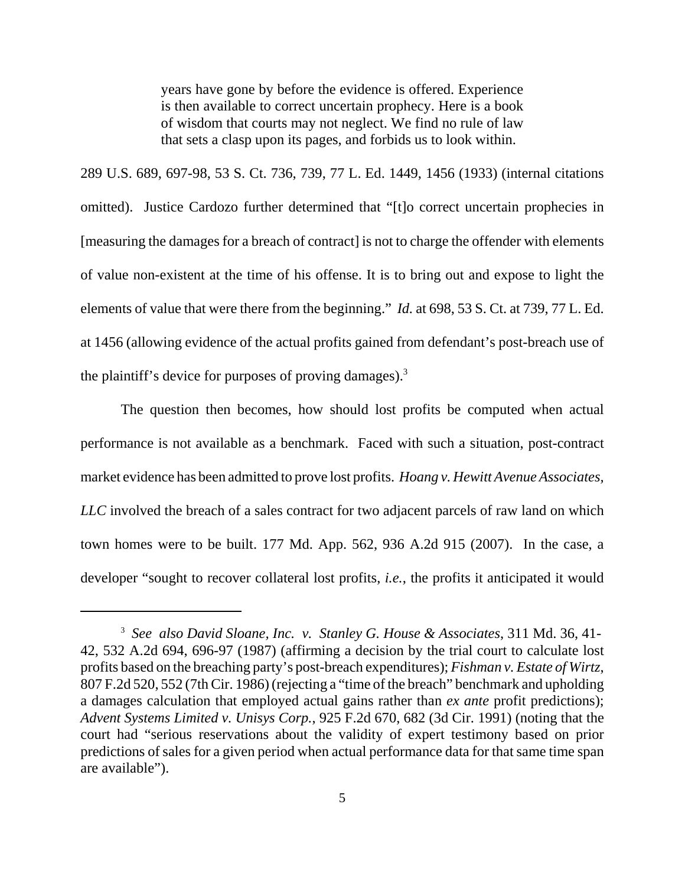> years have gone by before the evidence is offered. Experience is then available to correct uncertain prophecy. Here is a book of wisdom that courts may not neglect. We find no rule of law that sets a clasp upon its pages, and forbids us to look within.

289 U.S. 689, 697-98, 53 S. Ct. 736, 739, 77 L. Ed. 1449, 1456 (1933) (internal citations omitted). Justice Cardozo further determined that "[t]o correct uncertain prophecies in [measuring the damages for a breach of contract] is not to charge the offender with elements of value non-existent at the time of his offense. It is to bring out and expose to light the elements of value that were there from the beginning." *Id.* at 698, 53 S. Ct. at 739, 77 L. Ed. at 1456 (allowing evidence of the actual profits gained from defendant's post-breach use of the plaintiff's device for purposes of proving damages).[3]

The question then becomes, how should lost profits be computed when actual performance is not available as a benchmark. Faced with such a situation, post-contract market evidence has been admitted to prove lost profits. *Hoang v. Hewitt Avenue Associates, LLC* involved the breach of a sales contract for two adjacent parcels of raw land on which town homes were to be built. 177 Md. App. 562, 936 A.2d 915 (2007). In the case, a developer "sought to recover collateral lost profits, *i.e.*, the profits it anticipated it would

---

[3] *See also David Sloane, Inc. v. Stanley G. House & Associates*, 311 Md. 36, 41-42, 532 A.2d 694, 696-97 (1987) (affirming a decision by the trial court to calculate lost profits based on the breaching party's post-breach expenditures); *Fishman v. Estate of Wirtz*, 807 F.2d 520, 552 (7th Cir. 1986) (rejecting a "time of the breach" benchmark and upholding a damages calculation that employed actual gains rather than *ex ante* profit predictions); *Advent Systems Limited v. Unisys Corp.*, 925 F.2d 670, 682 (3d Cir. 1991) (noting that the court had "serious reservations about the validity of expert testimony based on prior predictions of sales for a given period when actual performance data for that same time span are available").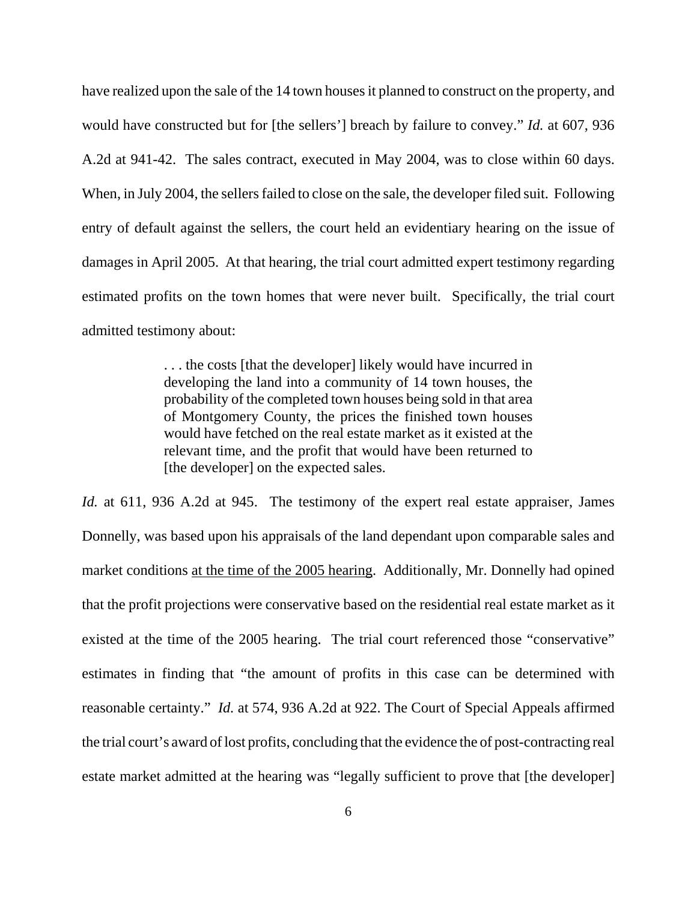have realized upon the sale of the 14 town houses it planned to construct on the property, and would have constructed but for [the sellers'] breach by failure to convey." *Id.* at 607, 936 A.2d at 941-42. The sales contract, executed in May 2004, was to close within 60 days. When, in July 2004, the sellers failed to close on the sale, the developer filed suit. Following entry of default against the sellers, the court held an evidentiary hearing on the issue of damages in April 2005. At that hearing, the trial court admitted expert testimony regarding estimated profits on the town homes that were never built. Specifically, the trial court admitted testimony about:

> . . . the costs [that the developer] likely would have incurred in developing the land into a community of 14 town houses, the probability of the completed town houses being sold in that area of Montgomery County, the prices the finished town houses would have fetched on the real estate market as it existed at the relevant time, and the profit that would have been returned to [the developer] on the expected sales.

*Id.* at 611, 936 A.2d at 945. The testimony of the expert real estate appraiser, James Donnelly, was based upon his appraisals of the land dependant upon comparable sales and market conditions <u>at the time of the 2005 hearing</u>. Additionally, Mr. Donnelly had opined that the profit projections were conservative based on the residential real estate market as it existed at the time of the 2005 hearing. The trial court referenced those "conservative" estimates in finding that "the amount of profits in this case can be determined with reasonable certainty." *Id.* at 574, 936 A.2d at 922. The Court of Special Appeals affirmed the trial court's award of lost profits, concluding that the evidence the of post-contracting real estate market admitted at the hearing was "legally sufficient to prove that [the developer]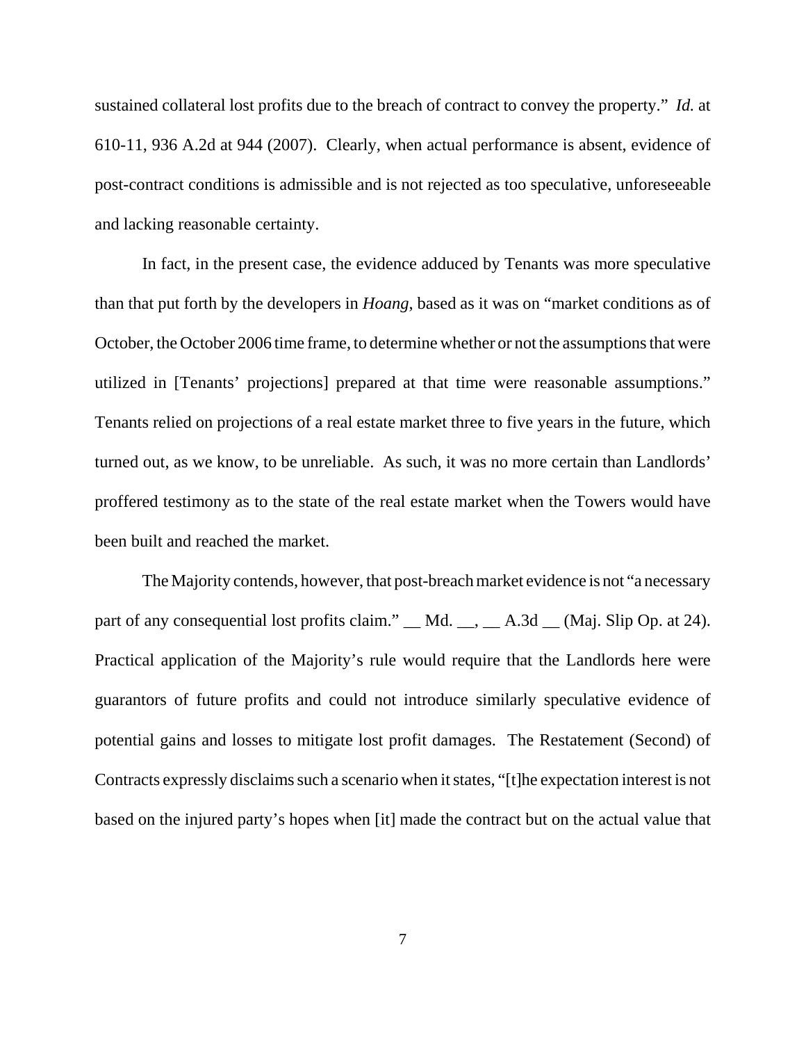sustained collateral lost profits due to the breach of contract to convey the property." *Id.* at 610-11, 936 A.2d at 944 (2007). Clearly, when actual performance is absent, evidence of post-contract conditions is admissible and is not rejected as too speculative, unforeseeable and lacking reasonable certainty.

In fact, in the present case, the evidence adduced by Tenants was more speculative than that put forth by the developers in *Hoang*, based as it was on "market conditions as of October, the October 2006 time frame, to determine whether or not the assumptions that were utilized in [Tenants' projections] prepared at that time were reasonable assumptions." Tenants relied on projections of a real estate market three to five years in the future, which turned out, as we know, to be unreliable. As such, it was no more certain than Landlords' proffered testimony as to the state of the real estate market when the Towers would have been built and reached the market.

The Majority contends, however, that post-breach market evidence is not "a necessary part of any consequential lost profits claim." __ Md. __, __ A.3d __ (Maj. Slip Op. at 24). Practical application of the Majority's rule would require that the Landlords here were guarantors of future profits and could not introduce similarly speculative evidence of potential gains and losses to mitigate lost profit damages. The Restatement (Second) of Contracts expressly disclaims such a scenario when it states, "[t]he expectation interest is not based on the injured party's hopes when [it] made the contract but on the actual value that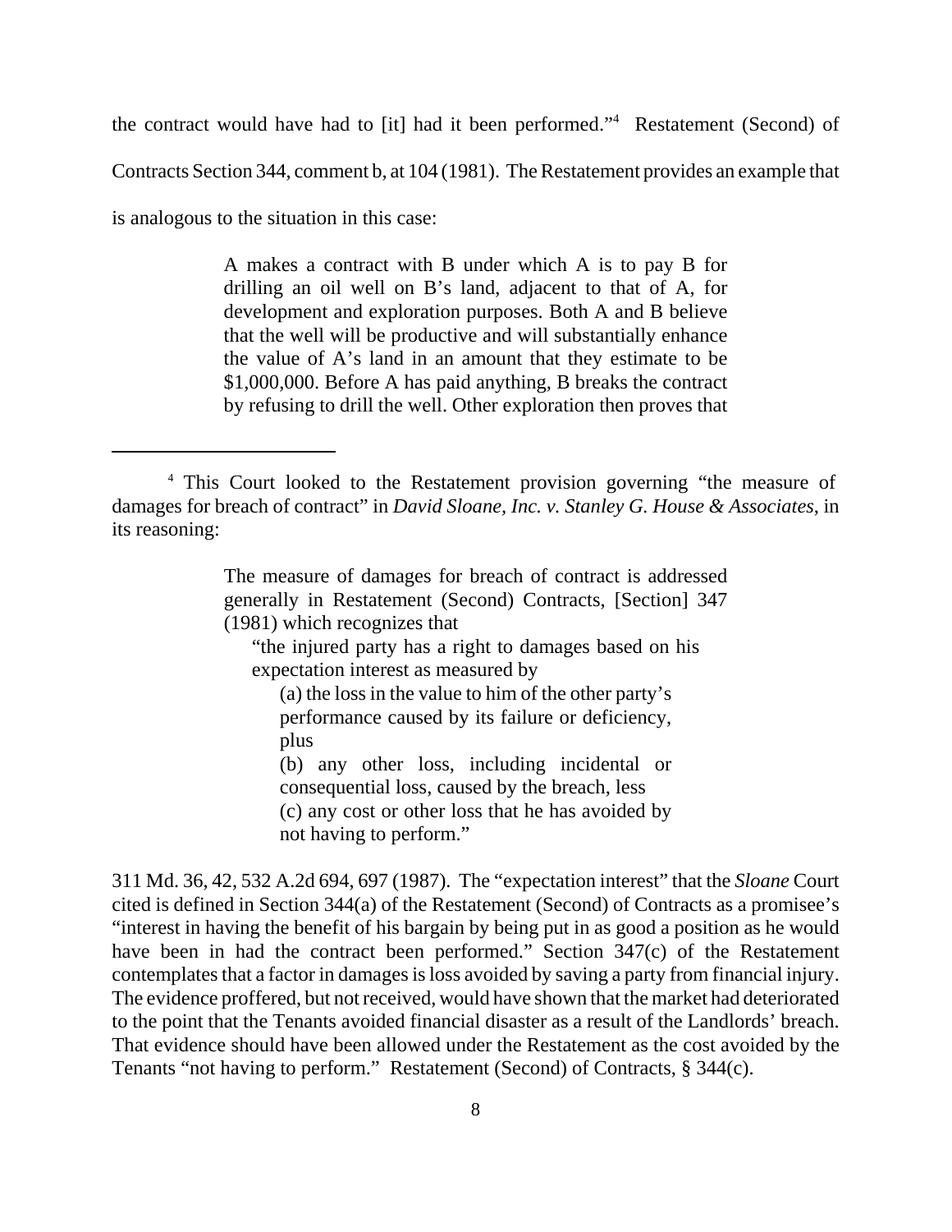the contract would have had to [it] had it been performed."[4] Restatement (Second) of Contracts Section 344, comment b, at 104 (1981). The Restatement provides an example that is analogous to the situation in this case:

> A makes a contract with B under which A is to pay B for drilling an oil well on B's land, adjacent to that of A, for development and exploration purposes. Both A and B believe that the well will be productive and will substantially enhance the value of A's land in an amount that they estimate to be $1,000,000. Before A has paid anything, B breaks the contract by refusing to drill the well. Other exploration then proves that

---

[4] This Court looked to the Restatement provision governing "the measure of damages for breach of contract" in *David Sloane, Inc. v. Stanley G. House & Associates*, in its reasoning:

> The measure of damages for breach of contract is addressed generally in Restatement (Second) Contracts, [Section] 347 (1981) which recognizes that
>
> "the injured party has a right to damages based on his expectation interest as measured by
>
> (a) the loss in the value to him of the other party's performance caused by its failure or deficiency, plus
>
> (b) any other loss, including incidental or consequential loss, caused by the breach, less
>
> (c) any cost or other loss that he has avoided by not having to perform."

311 Md. 36, 42, 532 A.2d 694, 697 (1987). The "expectation interest" that the *Sloane* Court cited is defined in Section 344(a) of the Restatement (Second) of Contracts as a promisee's "interest in having the benefit of his bargain by being put in as good a position as he would have been in had the contract been performed." Section 347(c) of the Restatement contemplates that a factor in damages is loss avoided by saving a party from financial injury. The evidence proffered, but not received, would have shown that the market had deteriorated to the point that the Tenants avoided financial disaster as a result of the Landlords' breach. That evidence should have been allowed under the Restatement as the cost avoided by the Tenants "not having to perform." Restatement (Second) of Contracts, § 344(c).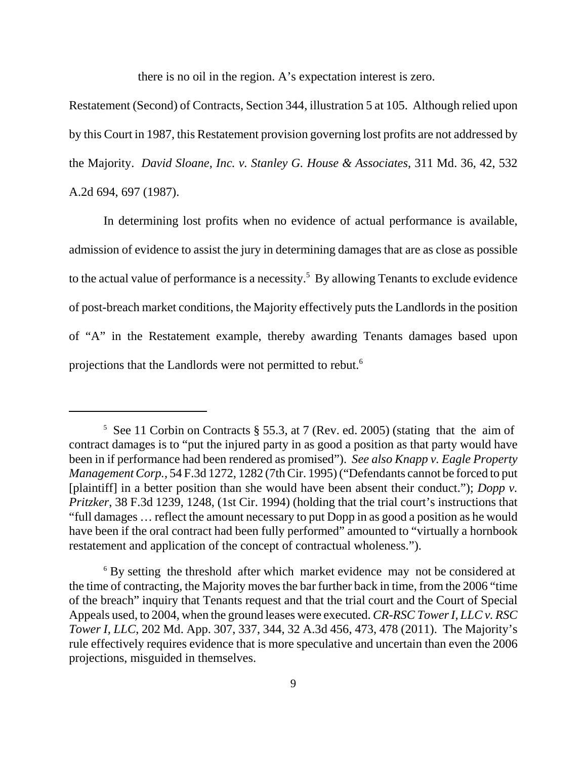there is no oil in the region. A's expectation interest is zero.

Restatement (Second) of Contracts, Section 344, illustration 5 at 105. Although relied upon by this Court in 1987, this Restatement provision governing lost profits are not addressed by the Majority. *David Sloane, Inc. v. Stanley G. House & Associates*, 311 Md. 36, 42, 532 A.2d 694, 697 (1987).

In determining lost profits when no evidence of actual performance is available, admission of evidence to assist the jury in determining damages that are as close as possible to the actual value of performance is a necessity.[5] By allowing Tenants to exclude evidence of post-breach market conditions, the Majority effectively puts the Landlords in the position of "A" in the Restatement example, thereby awarding Tenants damages based upon projections that the Landlords were not permitted to rebut.[6]

---

[5] See 11 Corbin on Contracts § 55.3, at 7 (Rev. ed. 2005) (stating that the aim of contract damages is to "put the injured party in as good a position as that party would have been in if performance had been rendered as promised"). *See also Knapp v. Eagle Property Management Corp.*, 54 F.3d 1272, 1282 (7th Cir. 1995) ("Defendants cannot be forced to put [plaintiff] in a better position than she would have been absent their conduct."); *Dopp v. Pritzker*, 38 F.3d 1239, 1248, (1st Cir. 1994) (holding that the trial court's instructions that "full damages … reflect the amount necessary to put Dopp in as good a position as he would have been if the oral contract had been fully performed" amounted to "virtually a hornbook restatement and application of the concept of contractual wholeness.").

[6] By setting the threshold after which market evidence may not be considered at the time of contracting, the Majority moves the bar further back in time, from the 2006 "time of the breach" inquiry that Tenants request and that the trial court and the Court of Special Appeals used, to 2004, when the ground leases were executed. *CR-RSC Tower I, LLC v. RSC Tower I, LLC*, 202 Md. App. 307, 337, 344, 32 A.3d 456, 473, 478 (2011). The Majority's rule effectively requires evidence that is more speculative and uncertain than even the 2006 projections, misguided in themselves.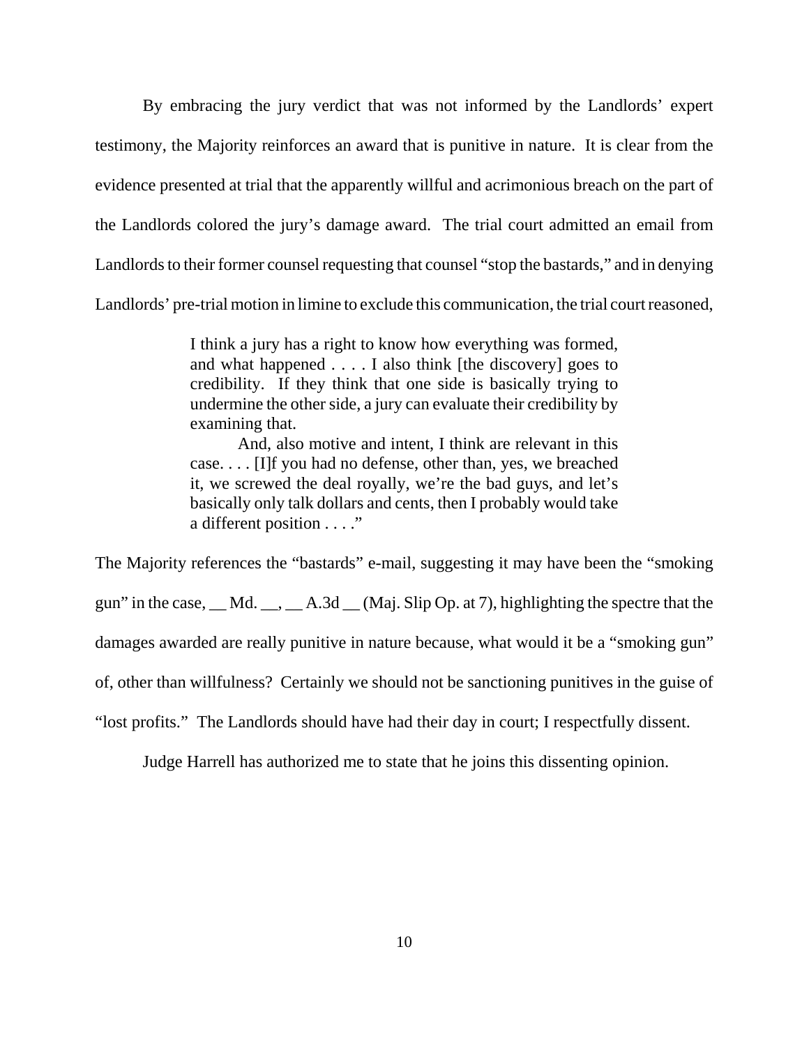By embracing the jury verdict that was not informed by the Landlords' expert testimony, the Majority reinforces an award that is punitive in nature. It is clear from the evidence presented at trial that the apparently willful and acrimonious breach on the part of the Landlords colored the jury's damage award. The trial court admitted an email from Landlords to their former counsel requesting that counsel "stop the bastards," and in denying Landlords' pre-trial motion in limine to exclude this communication, the trial court reasoned,

> I think a jury has a right to know how everything was formed, and what happened . . . . I also think [the discovery] goes to credibility. If they think that one side is basically trying to undermine the other side, a jury can evaluate their credibility by examining that.
>
> And, also motive and intent, I think are relevant in this case. . . . [I]f you had no defense, other than, yes, we breached it, we screwed the deal royally, we're the bad guys, and let's basically only talk dollars and cents, then I probably would take a different position . . . ."

The Majority references the "bastards" e-mail, suggesting it may have been the "smoking gun" in the case, __ Md. __, __ A.3d __ (Maj. Slip Op. at 7), highlighting the spectre that the damages awarded are really punitive in nature because, what would it be a "smoking gun" of, other than willfulness? Certainly we should not be sanctioning punitives in the guise of "lost profits." The Landlords should have had their day in court; I respectfully dissent.

Judge Harrell has authorized me to state that he joins this dissenting opinion.